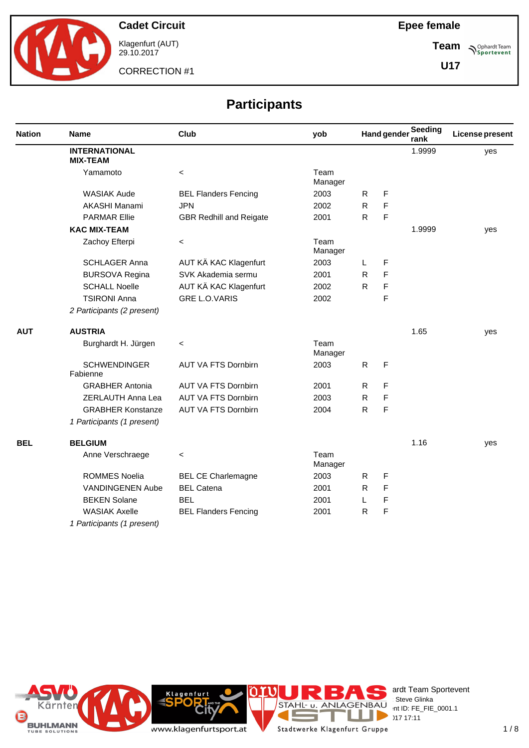**Cadet Circuit**

Klagenfurt (AUT)
29.10.2017

CORRECTION #1

**Epee female**

**Team**

**U17**

# Participants

| Nation | Name | Club | yob | Hand | gender | Seeding rank | License present |
|---|---|---|---|---|---|---|---|
| | **INTERNATIONAL MIX-TEAM** | | | | | 1.9999 | yes |
| | Yamamoto | < | Team Manager | | | | |
| | WASIAK Aude | BEL Flanders Fencing | 2003 | R | F | | |
| | AKASHI Manami | JPN | 2002 | R | F | | |
| | PARMAR Ellie | GBR Redhill and Reigate | 2001 | R | F | | |
| | **KAC MIX-TEAM** | | | | | 1.9999 | yes |
| | Zachoy Efterpi | < | Team Manager | | | | |
| | SCHLAGER Anna | AUT KÄ KAC Klagenfurt | 2003 | L | F | | |
| | BURSOVA Regina | SVK Akademia sermu | 2001 | R | F | | |
| | SCHALL Noelle | AUT KÄ KAC Klagenfurt | 2002 | R | F | | |
| | TSIRONI Anna | GRE L.O.VARIS | 2002 | | F | | |
| | *2 Participants (2 present)* | | | | | | |
| **AUT** | **AUSTRIA** | | | | | 1.65 | yes |
| | Burghardt H. Jürgen | < | Team Manager | | | | |
| | SCHWENDINGER Fabienne | AUT VA FTS Dornbirn | 2003 | R | F | | |
| | GRABHER Antonia | AUT VA FTS Dornbirn | 2001 | R | F | | |
| | ZERLAUTH Anna Lea | AUT VA FTS Dornbirn | 2003 | R | F | | |
| | GRABHER Konstanze | AUT VA FTS Dornbirn | 2004 | R | F | | |
| | *1 Participants (1 present)* | | | | | | |
| **BEL** | **BELGIUM** | | | | | 1.16 | yes |
| | Anne Verschraege | < | Team Manager | | | | |
| | ROMMES Noelia | BEL CE Charlemagne | 2003 | R | F | | |
| | VANDINGENEN Aube | BEL Catena | 2001 | R | F | | |
| | BEKEN Solane | BEL | 2001 | L | F | | |
| | WASIAK Axelle | BEL Flanders Fencing | 2001 | R | F | | |
| | *1 Participants (1 present)* | | | | | | |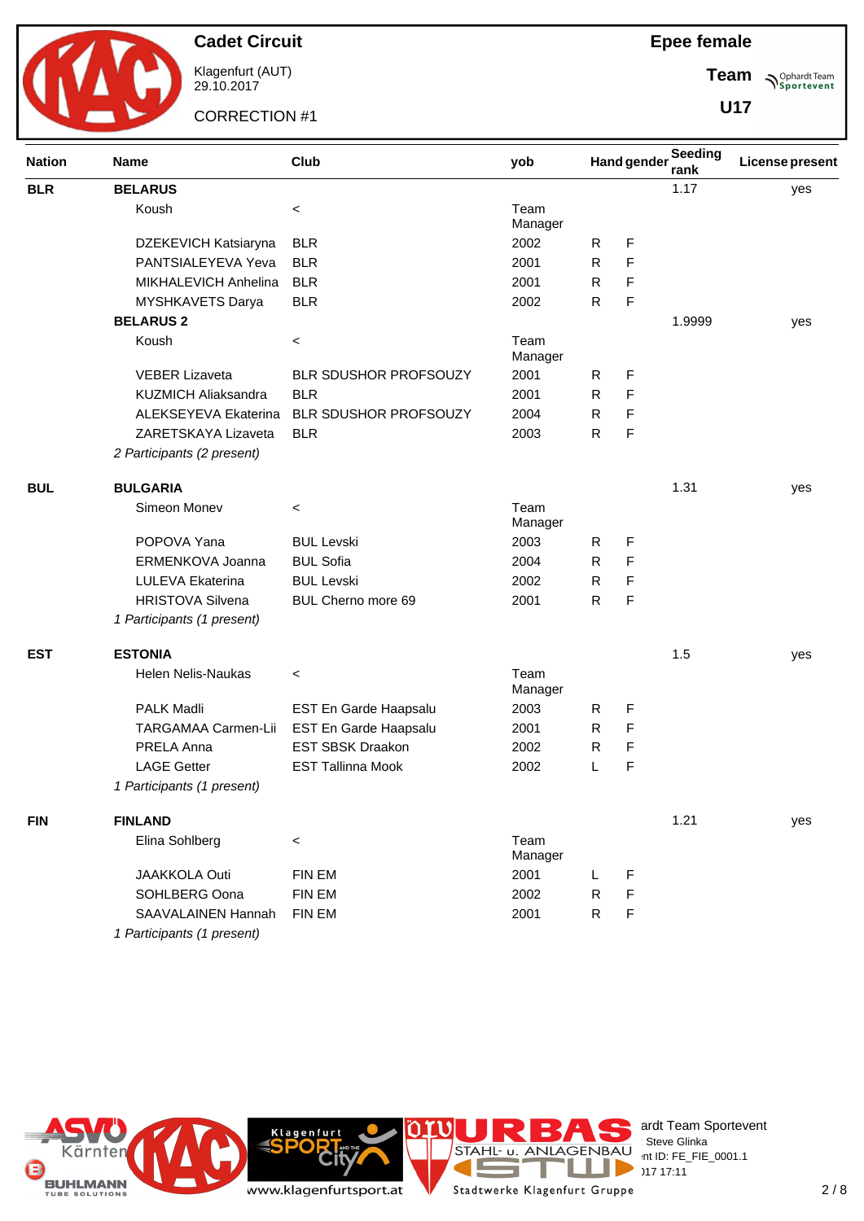# Cadet Circuit

Klagenfurt (AUT)
29.10.2017

CORRECTION #1

**Epee female**

**Team**

**U17**

| Nation | Name | Club | yob | Hand | gender | Seeding rank | License present |
|---|---|---|---|---|---|---|---|
| **BLR** | **BELARUS** | | | | | 1.17 | yes |
| | Koush | < | Team Manager | | | | |
| | DZEKEVICH Katsiaryna | BLR | 2002 | R | F | | |
| | PANTSIALEYEVA Yeva | BLR | 2001 | R | F | | |
| | MIKHALEVICH Anhelina | BLR | 2001 | R | F | | |
| | MYSHKAVETS Darya | BLR | 2002 | R | F | | |
| | **BELARUS 2** | | | | | 1.9999 | yes |
| | Koush | < | Team Manager | | | | |
| | VEBER Lizaveta | BLR SDUSHOR PROFSOUZY | 2001 | R | F | | |
| | KUZMICH Aliaksandra | BLR | 2001 | R | F | | |
| | ALEKSEYEVA Ekaterina | BLR SDUSHOR PROFSOUZY | 2004 | R | F | | |
| | ZARETSKAYA Lizaveta | BLR | 2003 | R | F | | |
| | *2 Participants (2 present)* | | | | | | |
| **BUL** | **BULGARIA** | | | | | 1.31 | yes |
| | Simeon Monev | < | Team Manager | | | | |
| | POPOVA Yana | BUL Levski | 2003 | R | F | | |
| | ERMENKOVA Joanna | BUL Sofia | 2004 | R | F | | |
| | LULEVA Ekaterina | BUL Levski | 2002 | R | F | | |
| | HRISTOVA Silvena | BUL Cherno more 69 | 2001 | R | F | | |
| | *1 Participants (1 present)* | | | | | | |
| **EST** | **ESTONIA** | | | | | 1.5 | yes |
| | Helen Nelis-Naukas | < | Team Manager | | | | |
| | PALK Madli | EST En Garde Haapsalu | 2003 | R | F | | |
| | TARGAMAA Carmen-Lii | EST En Garde Haapsalu | 2001 | R | F | | |
| | PRELA Anna | EST SBSK Draakon | 2002 | R | F | | |
| | LAGE Getter | EST Tallinna Mook | 2002 | L | F | | |
| | *1 Participants (1 present)* | | | | | | |
| **FIN** | **FINLAND** | | | | | 1.21 | yes |
| | Elina Sohlberg | < | Team Manager | | | | |
| | JAAKKOLA Outi | FIN EM | 2001 | L | F | | |
| | SOHLBERG Oona | FIN EM | 2002 | R | F | | |
| | SAAVALAINEN Hannah | FIN EM | 2001 | R | F | | |
| | *1 Participants (1 present)* | | | | | | |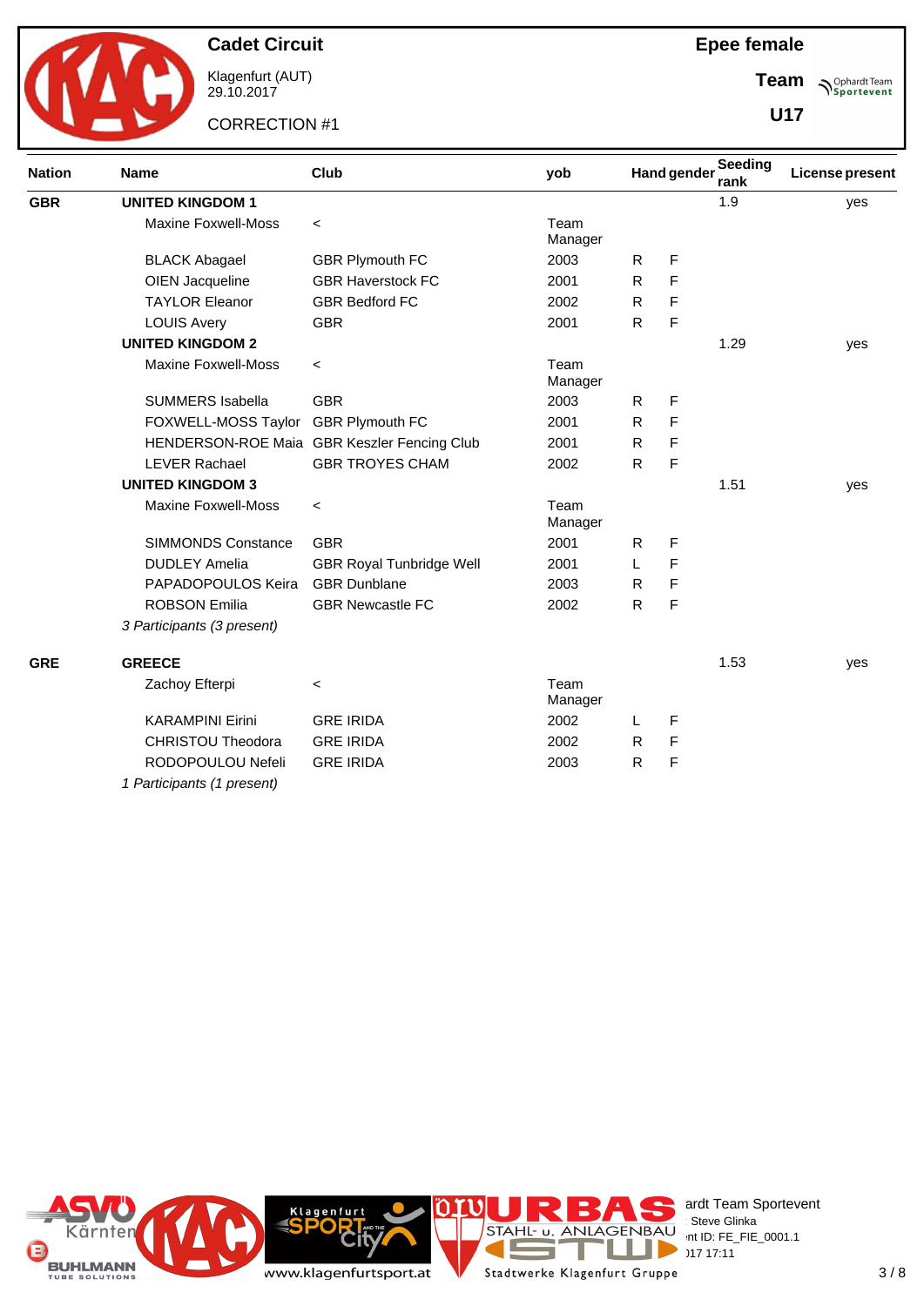**Cadet Circuit**

Klagenfurt (AUT)
29.10.2017

CORRECTION #1

**Epee female**

**Team**

**U17**

| Nation | Name | Club | yob | Hand | gender | Seeding rank | License present |
|---|---|---|---|---|---|---|---|
| **GBR** | **UNITED KINGDOM 1** | | | | | 1.9 | yes |
| | Maxine Foxwell-Moss | < | Team Manager | | | | |
| | BLACK Abagael | GBR Plymouth FC | 2003 | R | F | | |
| | OIEN Jacqueline | GBR Haverstock FC | 2001 | R | F | | |
| | TAYLOR Eleanor | GBR Bedford FC | 2002 | R | F | | |
| | LOUIS Avery | GBR | 2001 | R | F | | |
| | **UNITED KINGDOM 2** | | | | | 1.29 | yes |
| | Maxine Foxwell-Moss | < | Team Manager | | | | |
| | SUMMERS Isabella | GBR | 2003 | R | F | | |
| | FOXWELL-MOSS Taylor | GBR Plymouth FC | 2001 | R | F | | |
| | HENDERSON-ROE Maia | GBR Keszler Fencing Club | 2001 | R | F | | |
| | LEVER Rachael | GBR TROYES CHAM | 2002 | R | F | | |
| | **UNITED KINGDOM 3** | | | | | 1.51 | yes |
| | Maxine Foxwell-Moss | < | Team Manager | | | | |
| | SIMMONDS Constance | GBR | 2001 | R | F | | |
| | DUDLEY Amelia | GBR Royal Tunbridge Well | 2001 | L | F | | |
| | PAPADOPOULOS Keira | GBR Dunblane | 2003 | R | F | | |
| | ROBSON Emilia | GBR Newcastle FC | 2002 | R | F | | |
| | *3 Participants (3 present)* | | | | | | |
| **GRE** | **GREECE** | | | | | 1.53 | yes |
| | Zachoy Efterpi | < | Team Manager | | | | |
| | KARAMPINI Eirini | GRE IRIDA | 2002 | L | F | | |
| | CHRISTOU Theodora | GRE IRIDA | 2002 | R | F | | |
| | RODOPOULOU Nefeli | GRE IRIDA | 2003 | R | F | | |
| | *1 Participants (1 present)* | | | | | | |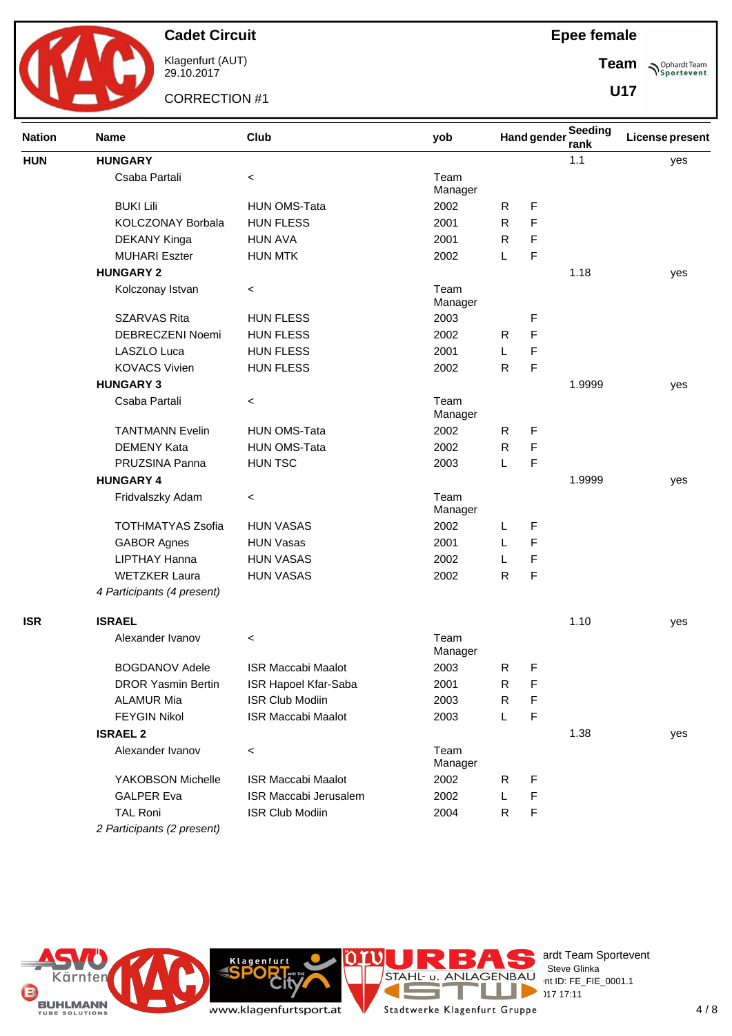# Cadet Circuit

Klagenfurt (AUT)
29.10.2017

CORRECTION #1

**Epee female**

**Team**

**U17**

| Nation | Name | Club | yob | Hand | gender | Seeding rank | License present |
|---|---|---|---|---|---|---|---|
| **HUN** | **HUNGARY** | | | | | 1.1 | yes |
| | Csaba Partali | < | Team Manager | | | | |
| | BUKI Lili | HUN OMS-Tata | 2002 | R | F | | |
| | KOLCZONAY Borbala | HUN FLESS | 2001 | R | F | | |
| | DEKANY Kinga | HUN AVA | 2001 | R | F | | |
| | MUHARI Eszter | HUN MTK | 2002 | L | F | | |
| | **HUNGARY 2** | | | | | 1.18 | yes |
| | Kolczonay Istvan | < | Team Manager | | | | |
| | SZARVAS Rita | HUN FLESS | 2003 | | F | | |
| | DEBRECZENI Noemi | HUN FLESS | 2002 | R | F | | |
| | LASZLO Luca | HUN FLESS | 2001 | L | F | | |
| | KOVACS Vivien | HUN FLESS | 2002 | R | F | | |
| | **HUNGARY 3** | | | | | 1.9999 | yes |
| | Csaba Partali | < | Team Manager | | | | |
| | TANTMANN Evelin | HUN OMS-Tata | 2002 | R | F | | |
| | DEMENY Kata | HUN OMS-Tata | 2002 | R | F | | |
| | PRUZSINA Panna | HUN TSC | 2003 | L | F | | |
| | **HUNGARY 4** | | | | | 1.9999 | yes |
| | Fridvalszky Adam | < | Team Manager | | | | |
| | TOTHMATYAS Zsofia | HUN VASAS | 2002 | L | F | | |
| | GABOR Agnes | HUN Vasas | 2001 | L | F | | |
| | LIPTHAY Hanna | HUN VASAS | 2002 | L | F | | |
| | WETZKER Laura | HUN VASAS | 2002 | R | F | | |
| | *4 Participants (4 present)* | | | | | | |
| **ISR** | **ISRAEL** | | | | | 1.10 | yes |
| | Alexander Ivanov | < | Team Manager | | | | |
| | BOGDANOV Adele | ISR Maccabi Maalot | 2003 | R | F | | |
| | DROR Yasmin Bertin | ISR Hapoel Kfar-Saba | 2001 | R | F | | |
| | ALAMUR Mia | ISR Club Modiin | 2003 | R | F | | |
| | FEYGIN Nikol | ISR Maccabi Maalot | 2003 | L | F | | |
| | **ISRAEL 2** | | | | | 1.38 | yes |
| | Alexander Ivanov | < | Team Manager | | | | |
| | YAKOBSON Michelle | ISR Maccabi Maalot | 2002 | R | F | | |
| | GALPER Eva | ISR Maccabi Jerusalem | 2002 | L | F | | |
| | TAL Roni | ISR Club Modiin | 2004 | R | F | | |
| | *2 Participants (2 present)* | | | | | | |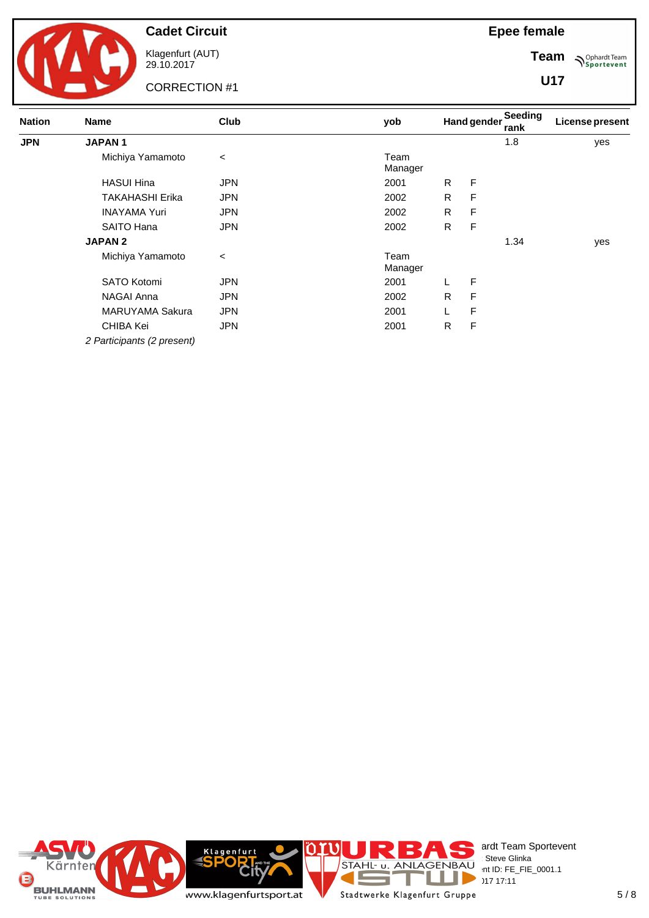**Cadet Circuit**

Klagenfurt (AUT)
29.10.2017

CORRECTION #1

**Epee female**

**Team**

**U17**

| Nation | Name | Club | yob | Hand | gender | Seeding rank | License present |
|---|---|---|---|---|---|---|---|
| **JPN** | **JAPAN 1** | | | | | 1.8 | yes |
| | Michiya Yamamoto | < | Team Manager | | | | |
| | HASUI Hina | JPN | 2001 | R | F | | |
| | TAKAHASHI Erika | JPN | 2002 | R | F | | |
| | INAYAMA Yuri | JPN | 2002 | R | F | | |
| | SAITO Hana | JPN | 2002 | R | F | | |
| | **JAPAN 2** | | | | | 1.34 | yes |
| | Michiya Yamamoto | < | Team Manager | | | | |
| | SATO Kotomi | JPN | 2001 | L | F | | |
| | NAGAI Anna | JPN | 2002 | R | F | | |
| | MARUYAMA Sakura | JPN | 2001 | L | F | | |
| | CHIBA Kei | JPN | 2001 | R | F | | |

*2 Participants (2 present)*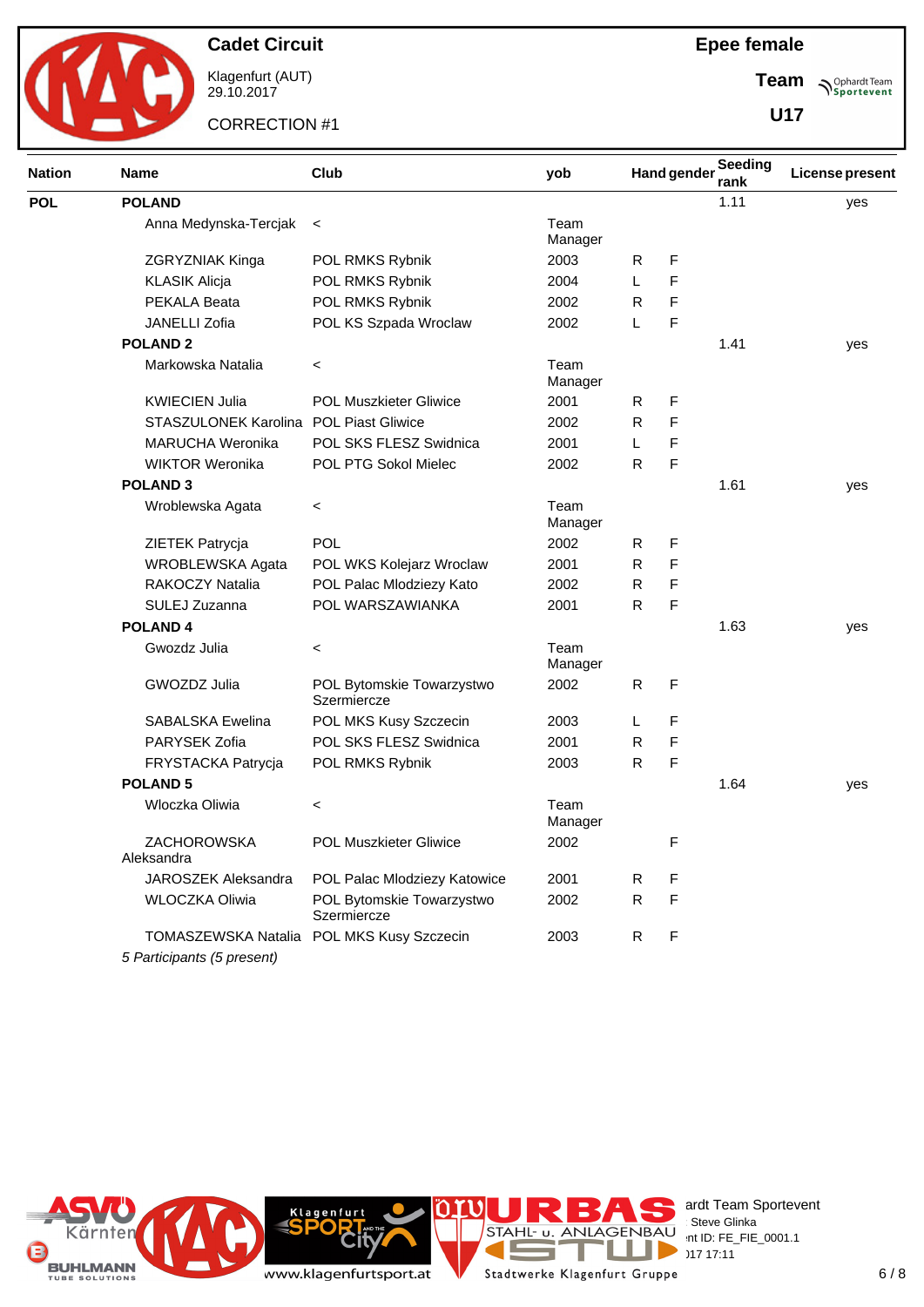# Cadet Circuit

Klagenfurt (AUT)
29.10.2017

CORRECTION #1

**Epee female**

**Team**

**U17**

| Nation | Name | Club | yob | Hand | gender | Seeding rank | License present |
|---|---|---|---|---|---|---|---|
| **POL** | **POLAND** | | | | | 1.11 | yes |
| | Anna Medynska-Tercjak | < | Team Manager | | | | |
| | ZGRYZNIAK Kinga | POL RMKS Rybnik | 2003 | R | F | | |
| | KLASIK Alicja | POL RMKS Rybnik | 2004 | L | F | | |
| | PEKALA Beata | POL RMKS Rybnik | 2002 | R | F | | |
| | JANELLI Zofia | POL KS Szpada Wroclaw | 2002 | L | F | | |
| | **POLAND 2** | | | | | 1.41 | yes |
| | Markowska Natalia | < | Team Manager | | | | |
| | KWIECIEN Julia | POL Muszkieter Gliwice | 2001 | R | F | | |
| | STASZULONEK Karolina | POL Piast Gliwice | 2002 | R | F | | |
| | MARUCHA Weronika | POL SKS FLESZ Swidnica | 2001 | L | F | | |
| | WIKTOR Weronika | POL PTG Sokol Mielec | 2002 | R | F | | |
| | **POLAND 3** | | | | | 1.61 | yes |
| | Wroblewska Agata | < | Team Manager | | | | |
| | ZIETEK Patrycja | POL | 2002 | R | F | | |
| | WROBLEWSKA Agata | POL WKS Kolejarz Wroclaw | 2001 | R | F | | |
| | RAKOCZY Natalia | POL Palac Mlodziezy Kato | 2002 | R | F | | |
| | SULEJ Zuzanna | POL WARSZAWIANKA | 2001 | R | F | | |
| | **POLAND 4** | | | | | 1.63 | yes |
| | Gwozdz Julia | < | Team Manager | | | | |
| | GWOZDZ Julia | POL Bytomskie Towarzystwo Szermiercze | 2002 | R | F | | |
| | SABALSKA Ewelina | POL MKS Kusy Szczecin | 2003 | L | F | | |
| | PARYSEK Zofia | POL SKS FLESZ Swidnica | 2001 | R | F | | |
| | FRYSTACKA Patrycja | POL RMKS Rybnik | 2003 | R | F | | |
| | **POLAND 5** | | | | | 1.64 | yes |
| | Wloczka Oliwia | < | Team Manager | | | | |
| | ZACHOROWSKA Aleksandra | POL Muszkieter Gliwice | 2002 | | F | | |
| | JAROSZEK Aleksandra | POL Palac Mlodziezy Katowice | 2001 | R | F | | |
| | WLOCZKA Oliwia | POL Bytomskie Towarzystwo Szermiercze | 2002 | R | F | | |
| | TOMASZEWSKA Natalia | POL MKS Kusy Szczecin | 2003 | R | F | | |

*5 Participants (5 present)*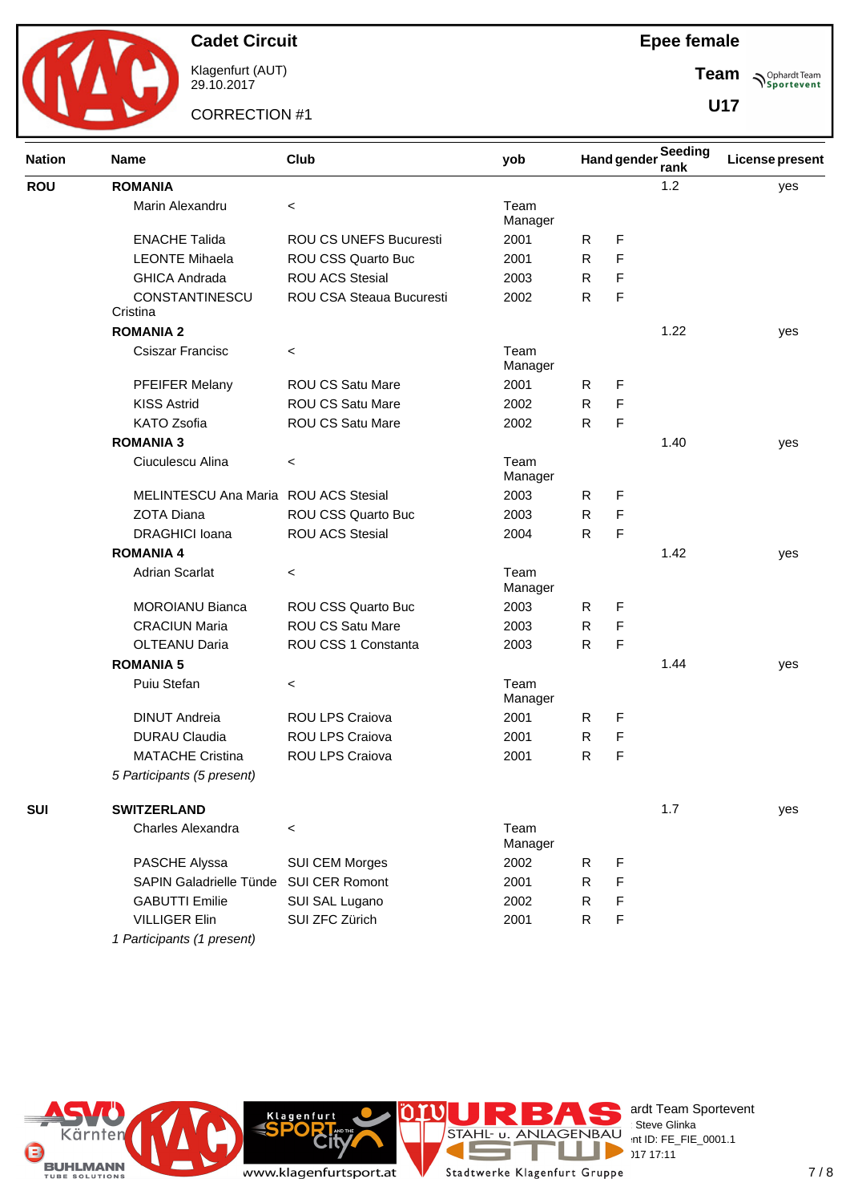# Cadet Circuit

Klagenfurt (AUT)
29.10.2017

CORRECTION #1

**Epee female**

**Team**

**U17**

| Nation | Name | Club | yob | Hand | gender | Seeding rank | License present |
|---|---|---|---|---|---|---|---|
| **ROU** | **ROMANIA** | | | | | 1.2 | yes |
| | Marin Alexandru | < | Team Manager | | | | |
| | ENACHE Talida | ROU CS UNEFS Bucuresti | 2001 | R | F | | |
| | LEONTE Mihaela | ROU CSS Quarto Buc | 2001 | R | F | | |
| | GHICA Andrada | ROU ACS Stesial | 2003 | R | F | | |
| | CONSTANTINESCU Cristina | ROU CSA Steaua Bucuresti | 2002 | R | F | | |
| | **ROMANIA 2** | | | | | 1.22 | yes |
| | Csiszar Francisc | < | Team Manager | | | | |
| | PFEIFER Melany | ROU CS Satu Mare | 2001 | R | F | | |
| | KISS Astrid | ROU CS Satu Mare | 2002 | R | F | | |
| | KATO Zsofia | ROU CS Satu Mare | 2002 | R | F | | |
| | **ROMANIA 3** | | | | | 1.40 | yes |
| | Ciuculescu Alina | < | Team Manager | | | | |
| | MELINTESCU Ana Maria | ROU ACS Stesial | 2003 | R | F | | |
| | ZOTA Diana | ROU CSS Quarto Buc | 2003 | R | F | | |
| | DRAGHICI Ioana | ROU ACS Stesial | 2004 | R | F | | |
| | **ROMANIA 4** | | | | | 1.42 | yes |
| | Adrian Scarlat | < | Team Manager | | | | |
| | MOROIANU Bianca | ROU CSS Quarto Buc | 2003 | R | F | | |
| | CRACIUN Maria | ROU CS Satu Mare | 2003 | R | F | | |
| | OLTEANU Daria | ROU CSS 1 Constanta | 2003 | R | F | | |
| | **ROMANIA 5** | | | | | 1.44 | yes |
| | Puiu Stefan | < | Team Manager | | | | |
| | DINUT Andreia | ROU LPS Craiova | 2001 | R | F | | |
| | DURAU Claudia | ROU LPS Craiova | 2001 | R | F | | |
| | MATACHE Cristina | ROU LPS Craiova | 2001 | R | F | | |
| | *5 Participants (5 present)* | | | | | | |
| **SUI** | **SWITZERLAND** | | | | | 1.7 | yes |
| | Charles Alexandra | < | Team Manager | | | | |
| | PASCHE Alyssa | SUI CEM Morges | 2002 | R | F | | |
| | SAPIN Galadrielle Tünde | SUI CER Romont | 2001 | R | F | | |
| | GABUTTI Emilie | SUI SAL Lugano | 2002 | R | F | | |
| | VILLIGER Elin | SUI ZFC Zürich | 2001 | R | F | | |
| | *1 Participants (1 present)* | | | | | | |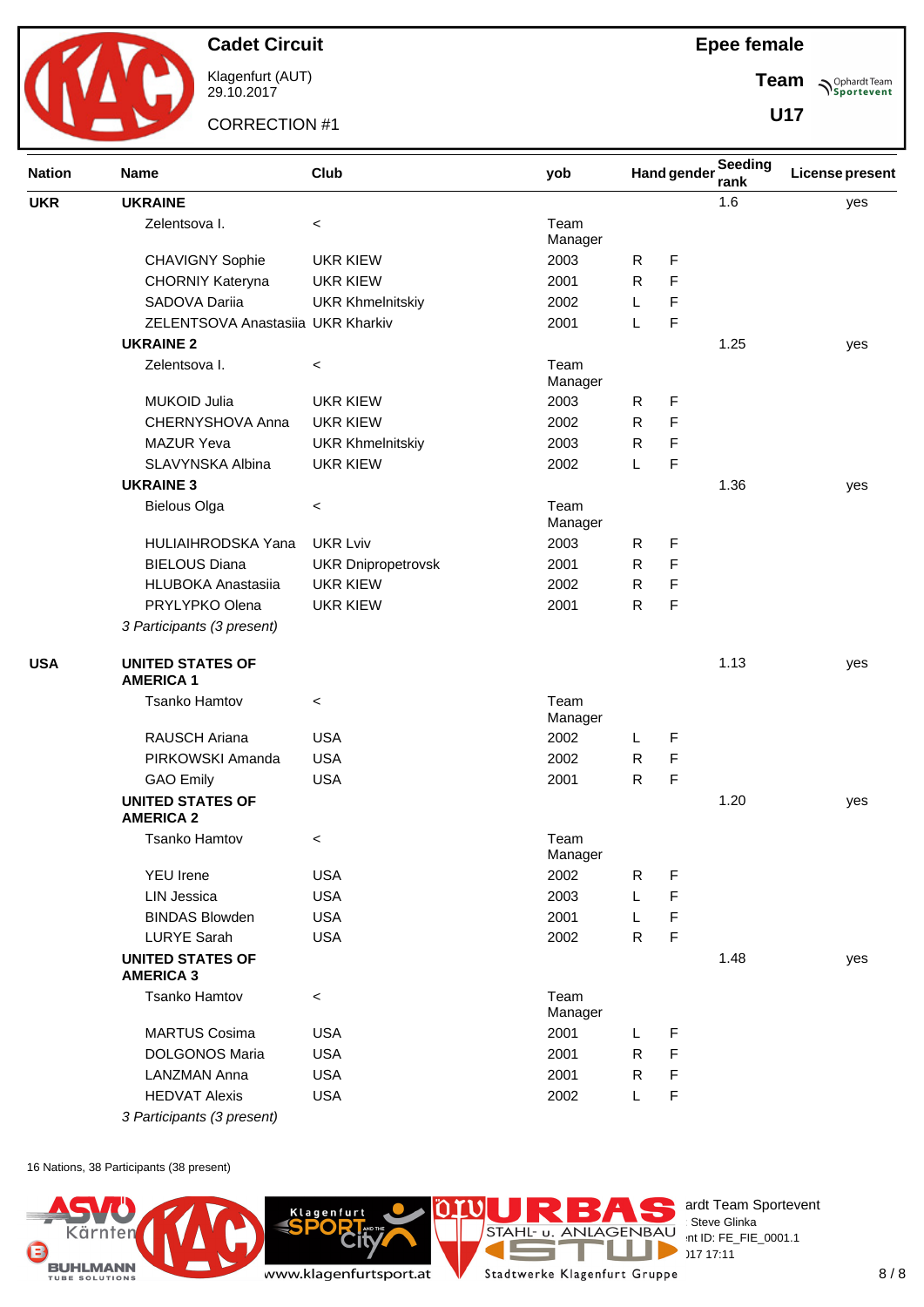# Cadet Circuit

Klagenfurt (AUT)
29.10.2017

CORRECTION #1

**Epee female**

**Team**

**U17**

| Nation | Name | Club | yob | Hand | gender | Seeding rank | License present |
|---|---|---|---|---|---|---|---|
| **UKR** | **UKRAINE** | | | | | 1.6 | yes |
| | Zelentsova I. | < | Team Manager | | | | |
| | CHAVIGNY Sophie | UKR KIEW | 2003 | R | F | | |
| | CHORNIY Kateryna | UKR KIEW | 2001 | R | F | | |
| | SADOVA Dariia | UKR Khmelnitskiy | 2002 | L | F | | |
| | ZELENTSOVA Anastasiia | UKR Kharkiv | 2001 | L | F | | |
| | **UKRAINE 2** | | | | | 1.25 | yes |
| | Zelentsova I. | < | Team Manager | | | | |
| | MUKOID Julia | UKR KIEW | 2003 | R | F | | |
| | CHERNYSHOVA Anna | UKR KIEW | 2002 | R | F | | |
| | MAZUR Yeva | UKR Khmelnitskiy | 2003 | R | F | | |
| | SLAVYNSKA Albina | UKR KIEW | 2002 | L | F | | |
| | **UKRAINE 3** | | | | | 1.36 | yes |
| | Bielous Olga | < | Team Manager | | | | |
| | HULIAIHRODSKA Yana | UKR Lviv | 2003 | R | F | | |
| | BIELOUS Diana | UKR Dnipropetrovsk | 2001 | R | F | | |
| | HLUBOKA Anastasiia | UKR KIEW | 2002 | R | F | | |
| | PRYLYPKO Olena | UKR KIEW | 2001 | R | F | | |
| | *3 Participants (3 present)* | | | | | | |
| **USA** | **UNITED STATES OF AMERICA 1** | | | | | 1.13 | yes |
| | Tsanko Hamtov | < | Team Manager | | | | |
| | RAUSCH Ariana | USA | 2002 | L | F | | |
| | PIRKOWSKI Amanda | USA | 2002 | R | F | | |
| | GAO Emily | USA | 2001 | R | F | | |
| | **UNITED STATES OF AMERICA 2** | | | | | 1.20 | yes |
| | Tsanko Hamtov | < | Team Manager | | | | |
| | YEU Irene | USA | 2002 | R | F | | |
| | LIN Jessica | USA | 2003 | L | F | | |
| | BINDAS Blowden | USA | 2001 | L | F | | |
| | LURYE Sarah | USA | 2002 | R | F | | |
| | **UNITED STATES OF AMERICA 3** | | | | | 1.48 | yes |
| | Tsanko Hamtov | < | Team Manager | | | | |
| | MARTUS Cosima | USA | 2001 | L | F | | |
| | DOLGONOS Maria | USA | 2001 | R | F | | |
| | LANZMAN Anna | USA | 2001 | R | F | | |
| | HEDVAT Alexis | USA | 2002 | L | F | | |
| | *3 Participants (3 present)* | | | | | | |

16 Nations, 38 Participants (38 present)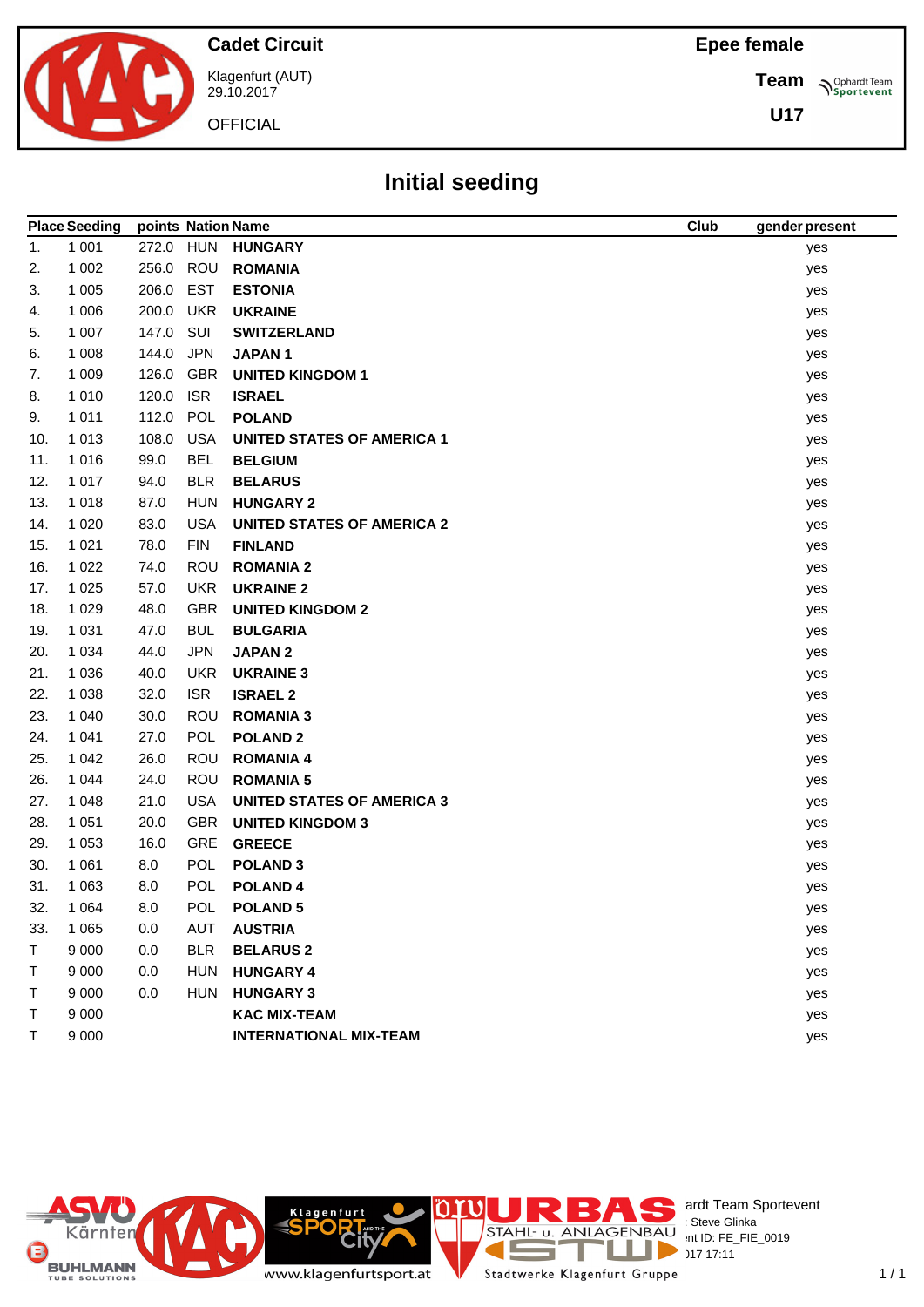Cadet Circuit

Klagenfurt (AUT)
29.10.2017

OFFICIAL

Epee female

Team

U17

# Initial seeding

| Place | Seeding | points | Nation | Name | Club | gender | present |
|---|---|---|---|---|---|---|---|
| 1. | 1 001 | 272.0 | HUN | **HUNGARY** | | | yes |
| 2. | 1 002 | 256.0 | ROU | **ROMANIA** | | | yes |
| 3. | 1 005 | 206.0 | EST | **ESTONIA** | | | yes |
| 4. | 1 006 | 200.0 | UKR | **UKRAINE** | | | yes |
| 5. | 1 007 | 147.0 | SUI | **SWITZERLAND** | | | yes |
| 6. | 1 008 | 144.0 | JPN | **JAPAN 1** | | | yes |
| 7. | 1 009 | 126.0 | GBR | **UNITED KINGDOM 1** | | | yes |
| 8. | 1 010 | 120.0 | ISR | **ISRAEL** | | | yes |
| 9. | 1 011 | 112.0 | POL | **POLAND** | | | yes |
| 10. | 1 013 | 108.0 | USA | **UNITED STATES OF AMERICA 1** | | | yes |
| 11. | 1 016 | 99.0 | BEL | **BELGIUM** | | | yes |
| 12. | 1 017 | 94.0 | BLR | **BELARUS** | | | yes |
| 13. | 1 018 | 87.0 | HUN | **HUNGARY 2** | | | yes |
| 14. | 1 020 | 83.0 | USA | **UNITED STATES OF AMERICA 2** | | | yes |
| 15. | 1 021 | 78.0 | FIN | **FINLAND** | | | yes |
| 16. | 1 022 | 74.0 | ROU | **ROMANIA 2** | | | yes |
| 17. | 1 025 | 57.0 | UKR | **UKRAINE 2** | | | yes |
| 18. | 1 029 | 48.0 | GBR | **UNITED KINGDOM 2** | | | yes |
| 19. | 1 031 | 47.0 | BUL | **BULGARIA** | | | yes |
| 20. | 1 034 | 44.0 | JPN | **JAPAN 2** | | | yes |
| 21. | 1 036 | 40.0 | UKR | **UKRAINE 3** | | | yes |
| 22. | 1 038 | 32.0 | ISR | **ISRAEL 2** | | | yes |
| 23. | 1 040 | 30.0 | ROU | **ROMANIA 3** | | | yes |
| 24. | 1 041 | 27.0 | POL | **POLAND 2** | | | yes |
| 25. | 1 042 | 26.0 | ROU | **ROMANIA 4** | | | yes |
| 26. | 1 044 | 24.0 | ROU | **ROMANIA 5** | | | yes |
| 27. | 1 048 | 21.0 | USA | **UNITED STATES OF AMERICA 3** | | | yes |
| 28. | 1 051 | 20.0 | GBR | **UNITED KINGDOM 3** | | | yes |
| 29. | 1 053 | 16.0 | GRE | **GREECE** | | | yes |
| 30. | 1 061 | 8.0 | POL | **POLAND 3** | | | yes |
| 31. | 1 063 | 8.0 | POL | **POLAND 4** | | | yes |
| 32. | 1 064 | 8.0 | POL | **POLAND 5** | | | yes |
| 33. | 1 065 | 0.0 | AUT | **AUSTRIA** | | | yes |
| T | 9 000 | 0.0 | BLR | **BELARUS 2** | | | yes |
| T | 9 000 | 0.0 | HUN | **HUNGARY 4** | | | yes |
| T | 9 000 | 0.0 | HUN | **HUNGARY 3** | | | yes |
| T | 9 000 | | | **KAC MIX-TEAM** | | | yes |
| T | 9 000 | | | **INTERNATIONAL MIX-TEAM** | | | yes |

ardt Team Sportevent
Steve Glinka
nt ID: FE_FIE_0019
)17 17:11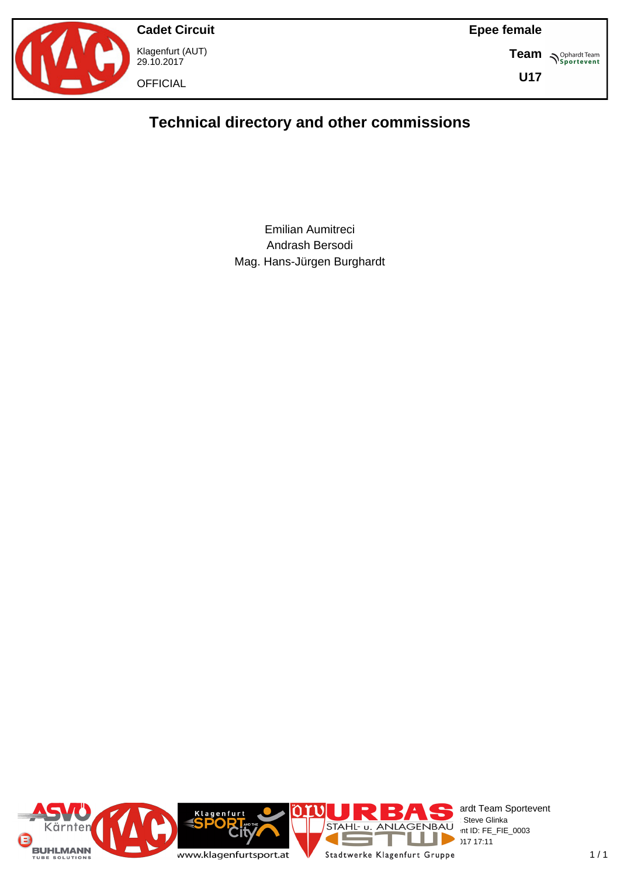# Technical directory and other commissions

Emilian Aumitreci
Andrash Bersodi
Mag. Hans-Jürgen Burghardt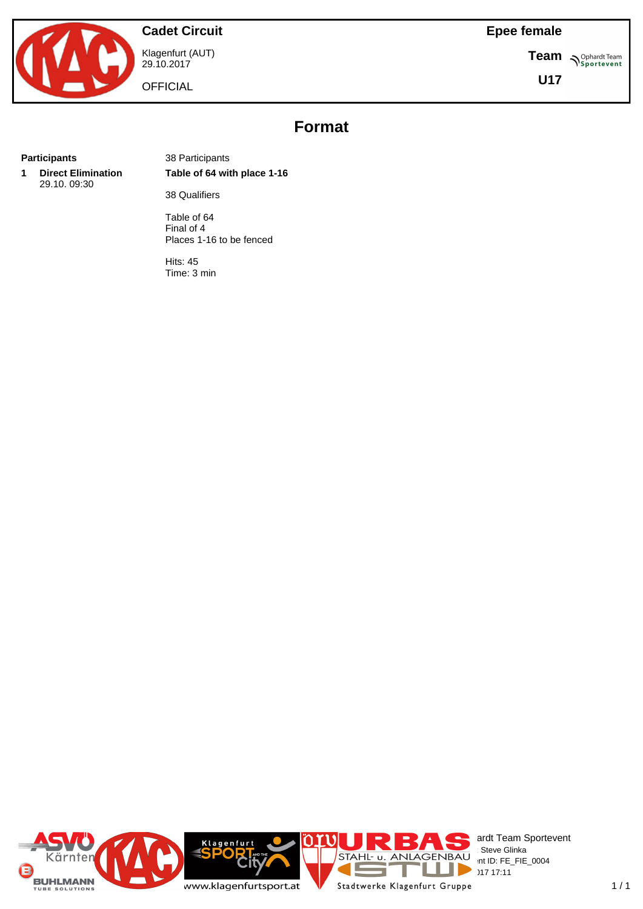Cadet Circuit

Klagenfurt (AUT)
29.10.2017

OFFICIAL

Epee female

Team

U17

# Format

| | | |
|---|---|---|
| **Participants** | | 38 Participants |
| **1** | **Direct Elimination** 29.10. 09:30 | **Table of 64 with place 1-16** |
| | | 38 Qualifiers |
| | | Table of 64<br>Final of 4<br>Places 1-16 to be fenced |
| | | Hits: 45<br>Time: 3 min |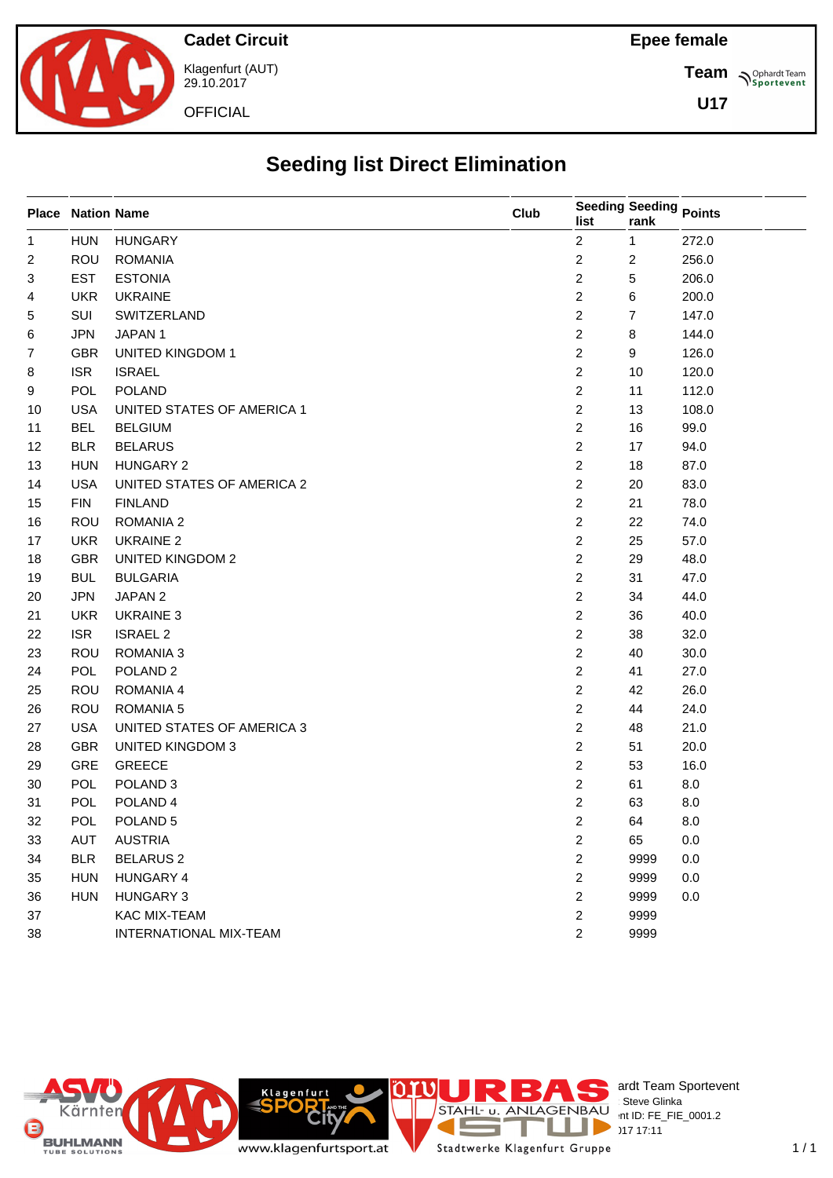Cadet Circuit

Klagenfurt (AUT)
29.10.2017

OFFICIAL

Epee female

Team

U17

# Seeding list Direct Elimination

| Place | Nation | Name | Club | Seeding list | Seeding rank | Points |
|---|---|---|---|---|---|---|
| 1 | HUN | HUNGARY | | 2 | 1 | 272.0 |
| 2 | ROU | ROMANIA | | 2 | 2 | 256.0 |
| 3 | EST | ESTONIA | | 2 | 5 | 206.0 |
| 4 | UKR | UKRAINE | | 2 | 6 | 200.0 |
| 5 | SUI | SWITZERLAND | | 2 | 7 | 147.0 |
| 6 | JPN | JAPAN 1 | | 2 | 8 | 144.0 |
| 7 | GBR | UNITED KINGDOM 1 | | 2 | 9 | 126.0 |
| 8 | ISR | ISRAEL | | 2 | 10 | 120.0 |
| 9 | POL | POLAND | | 2 | 11 | 112.0 |
| 10 | USA | UNITED STATES OF AMERICA 1 | | 2 | 13 | 108.0 |
| 11 | BEL | BELGIUM | | 2 | 16 | 99.0 |
| 12 | BLR | BELARUS | | 2 | 17 | 94.0 |
| 13 | HUN | HUNGARY 2 | | 2 | 18 | 87.0 |
| 14 | USA | UNITED STATES OF AMERICA 2 | | 2 | 20 | 83.0 |
| 15 | FIN | FINLAND | | 2 | 21 | 78.0 |
| 16 | ROU | ROMANIA 2 | | 2 | 22 | 74.0 |
| 17 | UKR | UKRAINE 2 | | 2 | 25 | 57.0 |
| 18 | GBR | UNITED KINGDOM 2 | | 2 | 29 | 48.0 |
| 19 | BUL | BULGARIA | | 2 | 31 | 47.0 |
| 20 | JPN | JAPAN 2 | | 2 | 34 | 44.0 |
| 21 | UKR | UKRAINE 3 | | 2 | 36 | 40.0 |
| 22 | ISR | ISRAEL 2 | | 2 | 38 | 32.0 |
| 23 | ROU | ROMANIA 3 | | 2 | 40 | 30.0 |
| 24 | POL | POLAND 2 | | 2 | 41 | 27.0 |
| 25 | ROU | ROMANIA 4 | | 2 | 42 | 26.0 |
| 26 | ROU | ROMANIA 5 | | 2 | 44 | 24.0 |
| 27 | USA | UNITED STATES OF AMERICA 3 | | 2 | 48 | 21.0 |
| 28 | GBR | UNITED KINGDOM 3 | | 2 | 51 | 20.0 |
| 29 | GRE | GREECE | | 2 | 53 | 16.0 |
| 30 | POL | POLAND 3 | | 2 | 61 | 8.0 |
| 31 | POL | POLAND 4 | | 2 | 63 | 8.0 |
| 32 | POL | POLAND 5 | | 2 | 64 | 8.0 |
| 33 | AUT | AUSTRIA | | 2 | 65 | 0.0 |
| 34 | BLR | BELARUS 2 | | 2 | 9999 | 0.0 |
| 35 | HUN | HUNGARY 4 | | 2 | 9999 | 0.0 |
| 36 | HUN | HUNGARY 3 | | 2 | 9999 | 0.0 |
| 37 | | KAC MIX-TEAM | | 2 | 9999 | |
| 38 | | INTERNATIONAL MIX-TEAM | | 2 | 9999 | |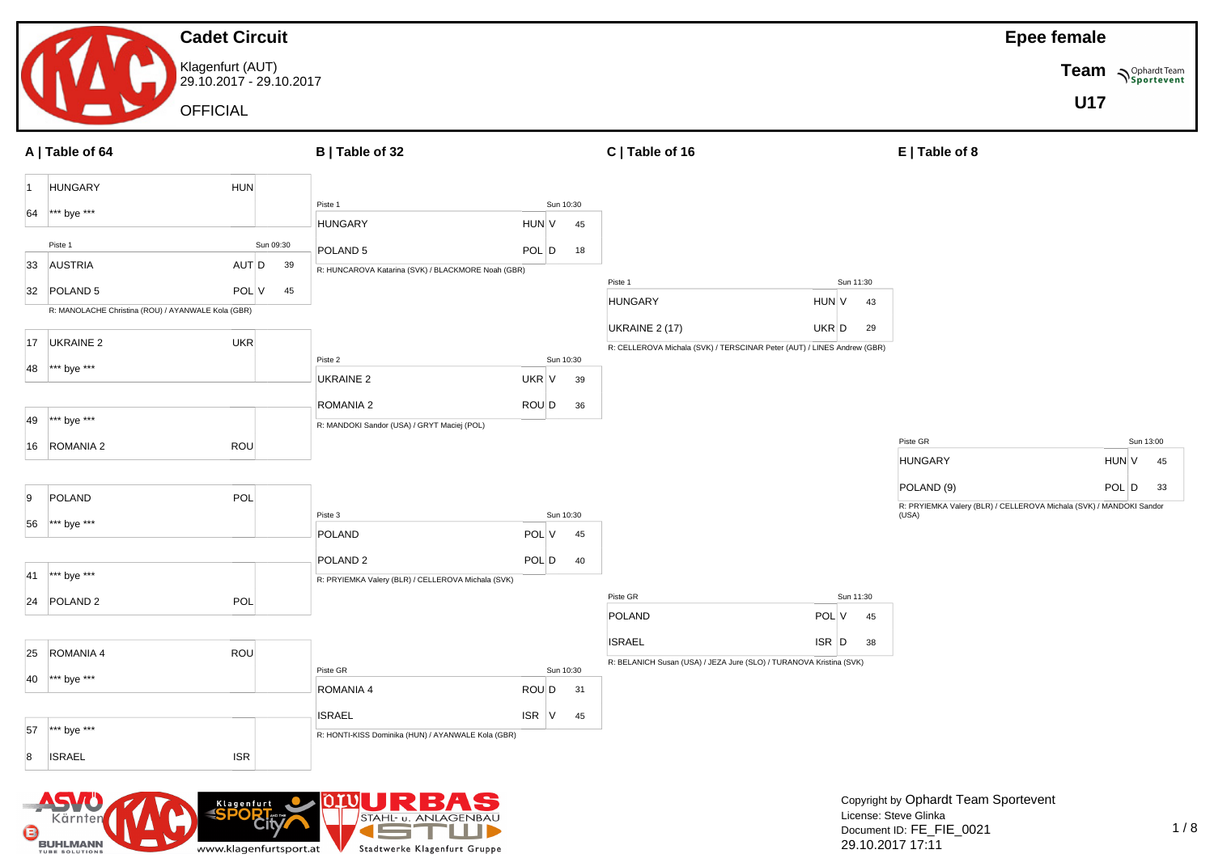# Cadet Circuit

Klagenfurt (AUT)
29.10.2017 - 29.10.2017

OFFICIAL

**Epee female**

**Team**

**U17**

## A | Table of 64

| Seed | Team | Nation | Result | Score |
|---|---|---|---|---|
| 1 | HUNGARY | HUN | | |
| 64 | *** bye *** | | | |
| | Piste 1 — Sun 09:30 | | | |
| 33 | AUSTRIA | AUT | D | 39 |
| 32 | POLAND 5 | POL | V | 45 |
| | R: MANOLACHE Christina (ROU) / AYANWALE Kola (GBR) | | | |
| 17 | UKRAINE 2 | UKR | | |
| 48 | *** bye *** | | | |
| 49 | *** bye *** | | | |
| 16 | ROMANIA 2 | ROU | | |
| 9 | POLAND | POL | | |
| 56 | *** bye *** | | | |
| 41 | *** bye *** | | | |
| 24 | POLAND 2 | POL | | |
| 25 | ROMANIA 4 | ROU | | |
| 40 | *** bye *** | | | |
| 57 | *** bye *** | | | |
| 8 | ISRAEL | ISR | | |

## B | Table of 32

| Piste | Time | Team | Nation | Result | Score |
|---|---|---|---|---|---|
| Piste 1 | Sun 10:30 | HUNGARY | HUN | V | 45 |
| | | POLAND 5 | POL | D | 18 |
| | | R: HUNCAROVA Katarina (SVK) / BLACKMORE Noah (GBR) | | | |
| Piste 2 | Sun 10:30 | UKRAINE 2 | UKR | V | 39 |
| | | ROMANIA 2 | ROU | D | 36 |
| | | R: MANDOKI Sandor (USA) / GRYT Maciej (POL) | | | |
| Piste 3 | Sun 10:30 | POLAND | POL | V | 45 |
| | | POLAND 2 | POL | D | 40 |
| | | R: PRYIEMKA Valery (BLR) / CELLEROVA Michala (SVK) | | | |
| Piste GR | Sun 10:30 | ROMANIA 4 | ROU | D | 31 |
| | | ISRAEL | ISR | V | 45 |
| | | R: HONTI-KISS Dominika (HUN) / AYANWALE Kola (GBR) | | | |

## C | Table of 16

| Piste | Time | Team | Nation | Result | Score |
|---|---|---|---|---|---|
| Piste 1 | Sun 11:30 | HUNGARY | HUN | V | 43 |
| | | UKRAINE 2 (17) | UKR | D | 29 |
| | | R: CELLEROVA Michala (SVK) / TERSCINAR Peter (AUT) / LINES Andrew (GBR) | | | |
| Piste GR | Sun 11:30 | POLAND | POL | V | 45 |
| | | ISRAEL | ISR | D | 38 |
| | | R: BELANICH Susan (USA) / JEZA Jure (SLO) / TURANOVA Kristina (SVK) | | | |

## E | Table of 8

| Piste | Time | Team | Nation | Result | Score |
|---|---|---|---|---|---|
| Piste GR | Sun 13:00 | HUNGARY | HUN | V | 45 |
| | | POLAND (9) | POL | D | 33 |
| | | R: PRYIEMKA Valery (BLR) / CELLEROVA Michala (SVK) / MANDOKI Sandor (USA) | | | |

Copyright by Ophardt Team Sportevent
License: Steve Glinka
Document ID: FE_FIE_0021
29.10.2017 17:11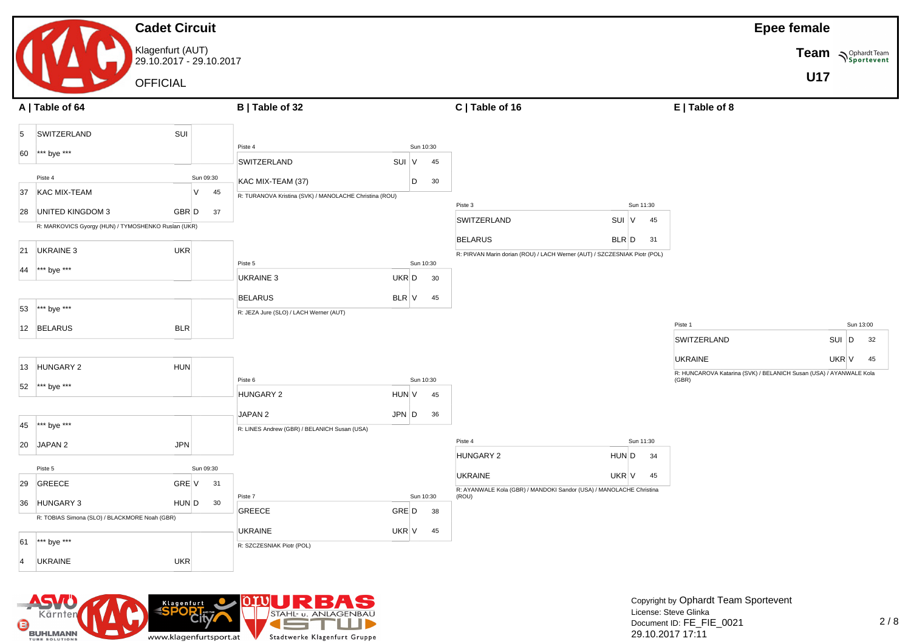# Cadet Circuit

Klagenfurt (AUT)
29.10.2017 - 29.10.2017

OFFICIAL

**Epee female**

**Team**

**U17**

## A | Table of 64

| Seed | Team | Nation | Result | Score |
|---|---|---|---|---|
| 5 | SWITZERLAND | SUI | | |
| 60 | *** bye *** | | | |

Piste 4 — Sun 09:30

| Seed | Team | Nation | Result | Score |
|---|---|---|---|---|
| 37 | KAC MIX-TEAM | | V | 45 |
| 28 | UNITED KINGDOM 3 | GBR | D | 37 |

R: MARKOVICS Gyorgy (HUN) / TYMOSHENKO Ruslan (UKR)

| Seed | Team | Nation | Result | Score |
|---|---|---|---|---|
| 21 | UKRAINE 3 | UKR | | |
| 44 | *** bye *** | | | |

| Seed | Team | Nation | Result | Score |
|---|---|---|---|---|
| 53 | *** bye *** | | | |
| 12 | BELARUS | BLR | | |

| Seed | Team | Nation | Result | Score |
|---|---|---|---|---|
| 13 | HUNGARY 2 | HUN | | |
| 52 | *** bye *** | | | |

| Seed | Team | Nation | Result | Score |
|---|---|---|---|---|
| 45 | *** bye *** | | | |
| 20 | JAPAN 2 | JPN | | |

Piste 5 — Sun 09:30

| Seed | Team | Nation | Result | Score |
|---|---|---|---|---|
| 29 | GREECE | GRE | V | 31 |
| 36 | HUNGARY 3 | HUN | D | 30 |

R: TOBIAS Simona (SLO) / BLACKMORE Noah (GBR)

| Seed | Team | Nation | Result | Score |
|---|---|---|---|---|
| 61 | *** bye *** | | | |
| 4 | UKRAINE | UKR | | |

## B | Table of 32

Piste 4 — Sun 10:30

| Team | Nation | Result | Score |
|---|---|---|---|
| SWITZERLAND | SUI | V | 45 |
| KAC MIX-TEAM (37) | | D | 30 |

R: TURANOVA Kristina (SVK) / MANOLACHE Christina (ROU)

Piste 5 — Sun 10:30

| Team | Nation | Result | Score |
|---|---|---|---|
| UKRAINE 3 | UKR | D | 30 |
| BELARUS | BLR | V | 45 |

R: JEZA Jure (SLO) / LACH Werner (AUT)

Piste 6 — Sun 10:30

| Team | Nation | Result | Score |
|---|---|---|---|
| HUNGARY 2 | HUN | V | 45 |
| JAPAN 2 | JPN | D | 36 |

R: LINES Andrew (GBR) / BELANICH Susan (USA)

Piste 7 — Sun 10:30

| Team | Nation | Result | Score |
|---|---|---|---|
| GREECE | GRE | D | 38 |
| UKRAINE | UKR | V | 45 |

R: SZCZESNIAK Piotr (POL)

## C | Table of 16

Piste 3 — Sun 11:30

| Team | Nation | Result | Score |
|---|---|---|---|
| SWITZERLAND | SUI | V | 45 |
| BELARUS | BLR | D | 31 |

R: PIRVAN Marin dorian (ROU) / LACH Werner (AUT) / SZCZESNIAK Piotr (POL)

Piste 4 — Sun 11:30

| Team | Nation | Result | Score |
|---|---|---|---|
| HUNGARY 2 | HUN | D | 34 |
| UKRAINE | UKR | V | 45 |

R: AYANWALE Kola (GBR) / MANDOKI Sandor (USA) / MANOLACHE Christina (ROU)

## E | Table of 8

Piste 1 — Sun 13:00

| Team | Nation | Result | Score |
|---|---|---|---|
| SWITZERLAND | SUI | D | 32 |
| UKRAINE | UKR | V | 45 |

R: HUNCAROVA Katarina (SVK) / BELANICH Susan (USA) / AYANWALE Kola (GBR)

Copyright by Ophardt Team Sportevent
License: Steve Glinka
Document ID: FE_FIE_0021
29.10.2017 17:11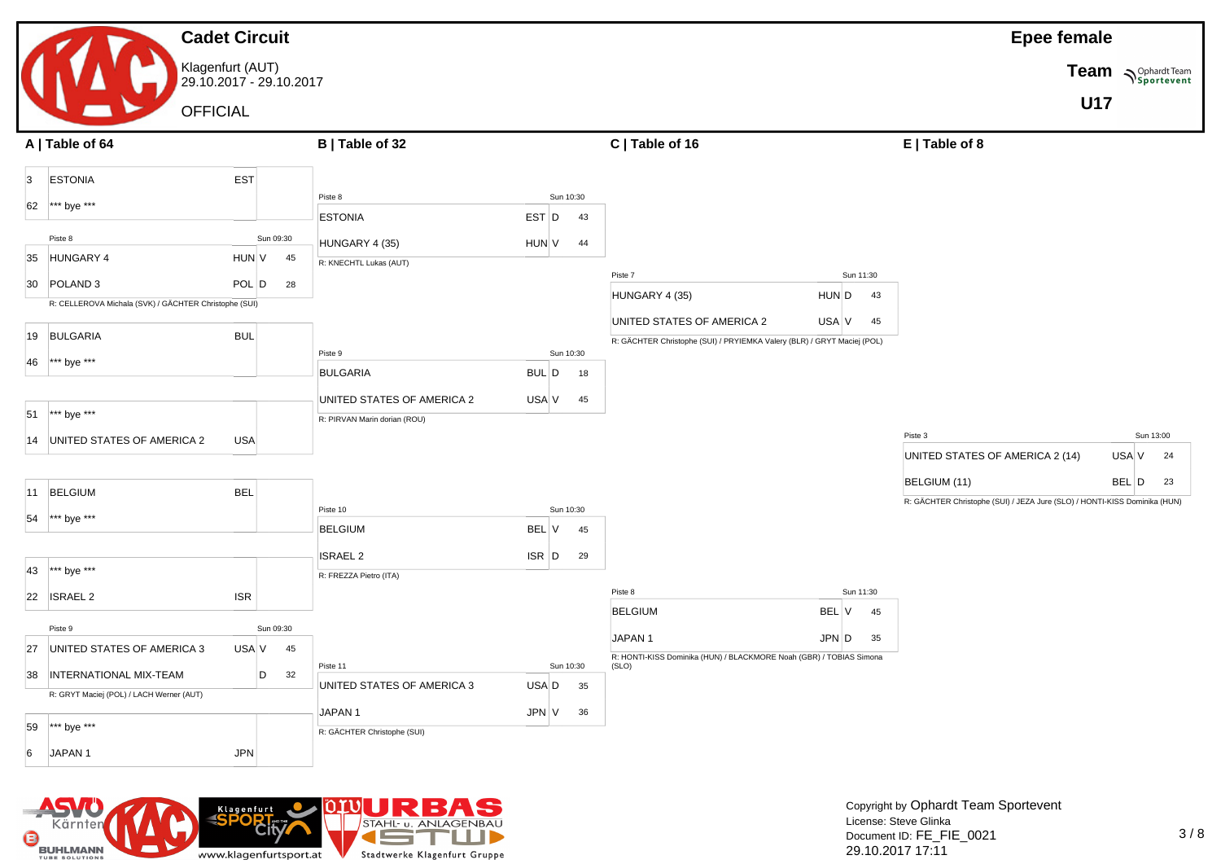# Cadet Circuit

Klagenfurt (AUT)
29.10.2017 - 29.10.2017

OFFICIAL

**Epee female**

**Team**

**U17**

## A | Table of 64

| Seed | Team | Nat | Result | Score |
|---|---|---|---|---|
| 3 | ESTONIA | EST | | |
| 62 | *** bye *** | | | |

Piste 8 — Sun 09:30

| Seed | Team | Nat | Result | Score |
|---|---|---|---|---|
| 35 | HUNGARY 4 | HUN | V | 45 |
| 30 | POLAND 3 | POL | D | 28 |

R: CELLEROVA Michala (SVK) / GÄCHTER Christophe (SUI)

| Seed | Team | Nat | Result | Score |
|---|---|---|---|---|
| 19 | BULGARIA | BUL | | |
| 46 | *** bye *** | | | |

| Seed | Team | Nat | Result | Score |
|---|---|---|---|---|
| 51 | *** bye *** | | | |
| 14 | UNITED STATES OF AMERICA 2 | USA | | |

| Seed | Team | Nat | Result | Score |
|---|---|---|---|---|
| 11 | BELGIUM | BEL | | |
| 54 | *** bye *** | | | |

| Seed | Team | Nat | Result | Score |
|---|---|---|---|---|
| 43 | *** bye *** | | | |
| 22 | ISRAEL 2 | ISR | | |

Piste 9 — Sun 09:30

| Seed | Team | Nat | Result | Score |
|---|---|---|---|---|
| 27 | UNITED STATES OF AMERICA 3 | USA | V | 45 |
| 38 | INTERNATIONAL MIX-TEAM | | D | 32 |

R: GRYT Maciej (POL) / LACH Werner (AUT)

| Seed | Team | Nat | Result | Score |
|---|---|---|---|---|
| 59 | *** bye *** | | | |
| 6 | JAPAN 1 | JPN | | |

## B | Table of 32

Piste 8 — Sun 10:30

| Team | Nat | Result | Score |
|---|---|---|---|
| ESTONIA | EST | D | 43 |
| HUNGARY 4 (35) | HUN | V | 44 |

R: KNECHTL Lukas (AUT)

Piste 9 — Sun 10:30

| Team | Nat | Result | Score |
|---|---|---|---|
| BULGARIA | BUL | D | 18 |
| UNITED STATES OF AMERICA 2 | USA | V | 45 |

R: PIRVAN Marin dorian (ROU)

Piste 10 — Sun 10:30

| Team | Nat | Result | Score |
|---|---|---|---|
| BELGIUM | BEL | V | 45 |
| ISRAEL 2 | ISR | D | 29 |

R: FREZZA Pietro (ITA)

Piste 11 — Sun 10:30

| Team | Nat | Result | Score |
|---|---|---|---|
| UNITED STATES OF AMERICA 3 | USA | D | 35 |
| JAPAN 1 | JPN | V | 36 |

R: GÄCHTER Christophe (SUI)

## C | Table of 16

Piste 7 — Sun 11:30

| Team | Nat | Result | Score |
|---|---|---|---|
| HUNGARY 4 (35) | HUN | D | 43 |
| UNITED STATES OF AMERICA 2 | USA | V | 45 |

R: GÄCHTER Christophe (SUI) / PRYIEMKA Valery (BLR) / GRYT Maciej (POL)

Piste 8 — Sun 11:30

| Team | Nat | Result | Score |
|---|---|---|---|
| BELGIUM | BEL | V | 45 |
| JAPAN 1 | JPN | D | 35 |

R: HONTI-KISS Dominika (HUN) / BLACKMORE Noah (GBR) / TOBIAS Simona (SLO)

## E | Table of 8

Piste 3 — Sun 13:00

| Team | Nat | Result | Score |
|---|---|---|---|
| UNITED STATES OF AMERICA 2 (14) | USA | V | 24 |
| BELGIUM (11) | BEL | D | 23 |

R: GÄCHTER Christophe (SUI) / JEZA Jure (SLO) / HONTI-KISS Dominika (HUN)

Copyright by Ophardt Team Sportevent
License: Steve Glinka
Document ID: FE_FIE_0021
29.10.2017 17:11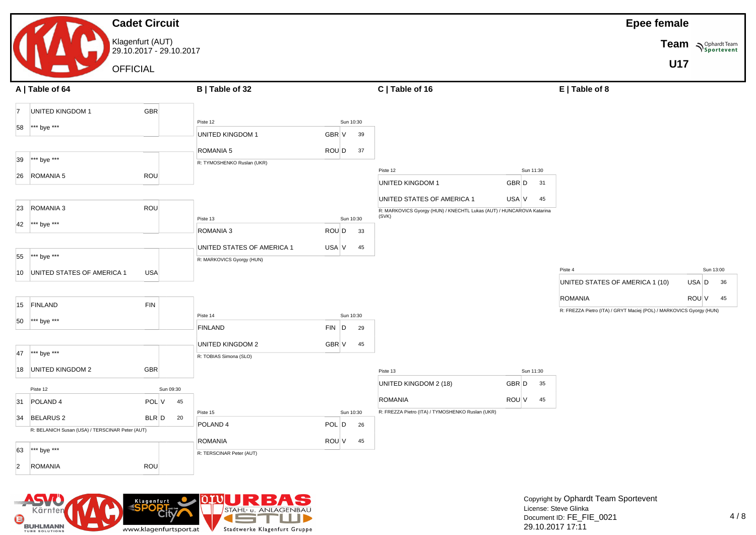# Cadet Circuit

Klagenfurt (AUT)
29.10.2017 - 29.10.2017

OFFICIAL

**Epee female**

**Team**

**U17**

## A | Table of 64

| Seed | Team | Nation | Result | Score |
|---|---|---|---|---|
| 7 | UNITED KINGDOM 1 | GBR | | |
| 58 | *** bye *** | | | |
| 39 | *** bye *** | | | |
| 26 | ROMANIA 5 | ROU | | |
| 23 | ROMANIA 3 | ROU | | |
| 42 | *** bye *** | | | |
| 55 | *** bye *** | | | |
| 10 | UNITED STATES OF AMERICA 1 | USA | | |
| 15 | FINLAND | FIN | | |
| 50 | *** bye *** | | | |
| 47 | *** bye *** | | | |
| 18 | UNITED KINGDOM 2 | GBR | | |
| 31 | POLAND 4 | POL | V | 45 |
| 34 | BELARUS 2 | BLR | D | 20 |
| 63 | *** bye *** | | | |
| 2 | ROMANIA | ROU | | |

POLAND 4 – BELARUS 2: Piste 12, Sun 09:30. R: BELANICH Susan (USA) / TERSCINAR Peter (AUT)

## B | Table of 32

| Piste | Time | Team | Nation | Result | Score | Referee |
|---|---|---|---|---|---|---|
| Piste 12 | Sun 10:30 | UNITED KINGDOM 1 | GBR | V | 39 | R: TYMOSHENKO Ruslan (UKR) |
| | | ROMANIA 5 | ROU | D | 37 | |
| Piste 13 | Sun 10:30 | ROMANIA 3 | ROU | D | 33 | R: MARKOVICS Gyorgy (HUN) |
| | | UNITED STATES OF AMERICA 1 | USA | V | 45 | |
| Piste 14 | Sun 10:30 | FINLAND | FIN | D | 29 | R: TOBIAS Simona (SLO) |
| | | UNITED KINGDOM 2 | GBR | V | 45 | |
| Piste 15 | Sun 10:30 | POLAND 4 | POL | D | 26 | R: TERSCINAR Peter (AUT) |
| | | ROMANIA | ROU | V | 45 | |

## C | Table of 16

| Piste | Time | Team | Nation | Result | Score | Referee |
|---|---|---|---|---|---|---|
| Piste 12 | Sun 11:30 | UNITED KINGDOM 1 | GBR | D | 31 | R: MARKOVICS Gyorgy (HUN) / KNECHTL Lukas (AUT) / HUNCAROVA Katarina (SVK) |
| | | UNITED STATES OF AMERICA 1 | USA | V | 45 | |
| Piste 13 | Sun 11:30 | UNITED KINGDOM 2 (18) | GBR | D | 35 | R: FREZZA Pietro (ITA) / TYMOSHENKO Ruslan (UKR) |
| | | ROMANIA | ROU | V | 45 | |

## E | Table of 8

| Piste | Time | Team | Nation | Result | Score | Referee |
|---|---|---|---|---|---|---|
| Piste 4 | Sun 13:00 | UNITED STATES OF AMERICA 1 (10) | USA | D | 36 | R: FREZZA Pietro (ITA) / GRYT Maciej (POL) / MARKOVICS Gyorgy (HUN) |
| | | ROMANIA | ROU | V | 45 | |

Copyright by Ophardt Team Sportevent
License: Steve Glinka
Document ID: FE_FIE_0021
29.10.2017 17:11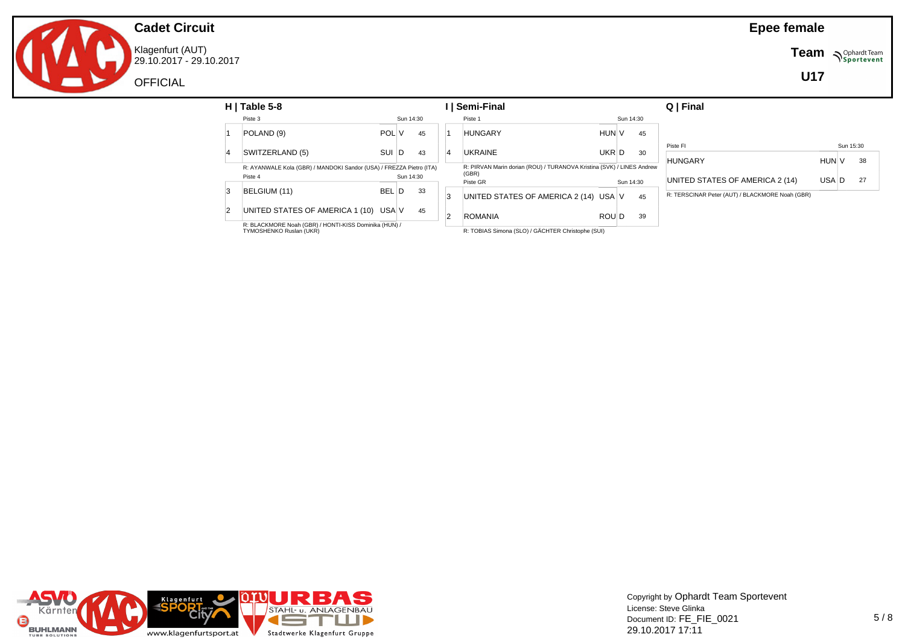# Cadet Circuit

Klagenfurt (AUT)
29.10.2017 - 29.10.2017

OFFICIAL

**Epee female**

**Team**

**U17**

## H | Table 5-8

Piste 3 — Sun 14:30

| | | | | |
|---|---|---|---|---|
| 1 | POLAND (9) | POL | V | 45 |
| 4 | SWITZERLAND (5) | SUI | D | 43 |

R: AYANWALE Kola (GBR) / MANDOKI Sandor (USA) / FREZZA Pietro (ITA)

Piste 4 — Sun 14:30

| | | | | |
|---|---|---|---|---|
| 3 | BELGIUM (11) | BEL | D | 33 |
| 2 | UNITED STATES OF AMERICA 1 (10) | USA | V | 45 |

R: BLACKMORE Noah (GBR) / HONTI-KISS Dominika (HUN) / TYMOSHENKO Ruslan (UKR)

## I | Semi-Final

Piste 1 — Sun 14:30

| | | | | |
|---|---|---|---|---|
| 1 | HUNGARY | HUN | V | 45 |
| 4 | UKRAINE | UKR | D | 30 |

R: PIRVAN Marin dorian (ROU) / TURANOVA Kristina (SVK) / LINES Andrew (GBR)

Piste GR — Sun 14:30

| | | | | |
|---|---|---|---|---|
| 3 | UNITED STATES OF AMERICA 2 (14) | USA | V | 45 |
| 2 | ROMANIA | ROU | D | 39 |

R: TOBIAS Simona (SLO) / GÄCHTER Christophe (SUI)

## Q | Final

Piste FI — Sun 15:30

| | | | |
|---|---|---|---|
| HUNGARY | HUN | V | 38 |
| UNITED STATES OF AMERICA 2 (14) | USA | D | 27 |

R: TERSCINAR Peter (AUT) / BLACKMORE Noah (GBR)

Copyright by Ophardt Team Sportevent
License: Steve Glinka
Document ID: FE_FIE_0021
29.10.2017 17:11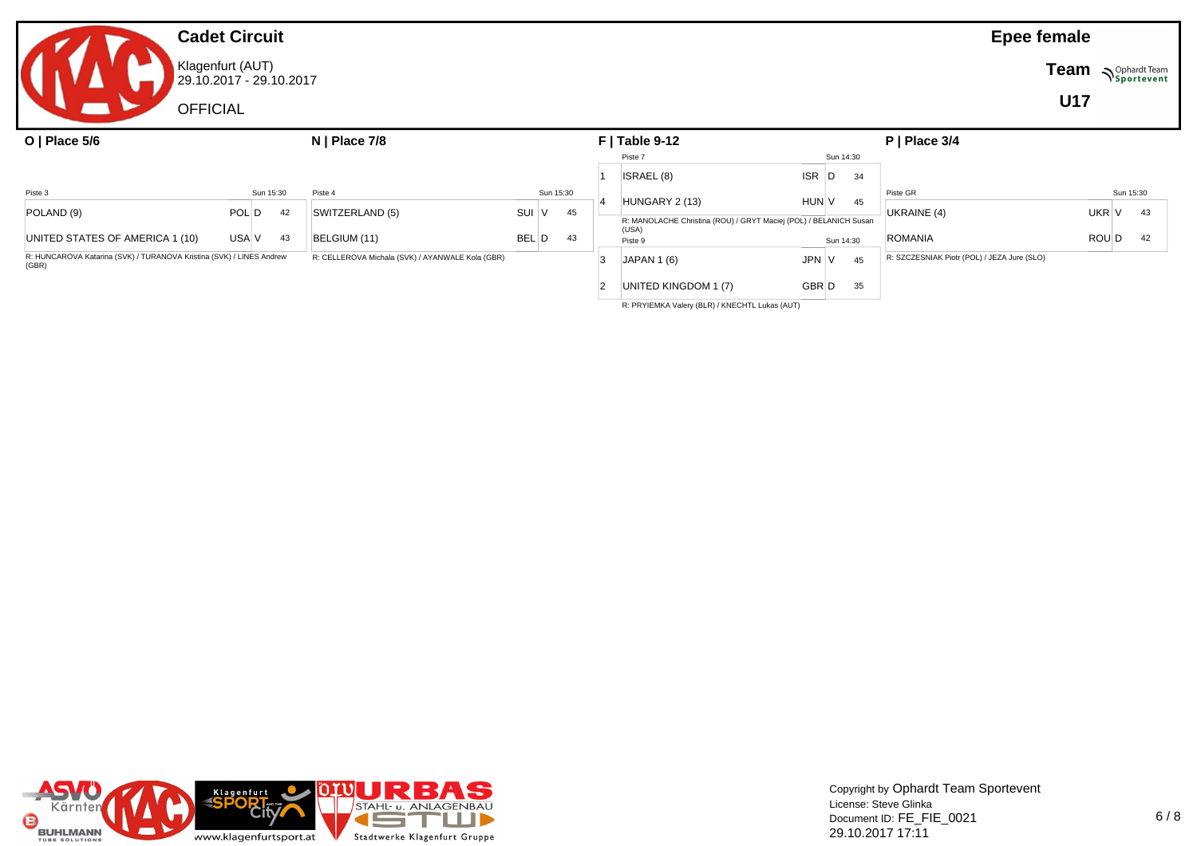# Cadet Circuit

Klagenfurt (AUT)
29.10.2017 - 29.10.2017

OFFICIAL

**Epee female**

**Team**

**U17**

## O | Place 5/6

Piste 3 — Sun 15:30

| Team | Nation | Result | Score |
|---|---|---|---|
| POLAND (9) | POL | D | 42 |
| UNITED STATES OF AMERICA 1 (10) | USA | V | 43 |

R: HUNCAROVA Katarina (SVK) / TURANOVA Kristina (SVK) / LINES Andrew (GBR)

## N | Place 7/8

Piste 4 — Sun 15:30

| Team | Nation | Result | Score |
|---|---|---|---|
| SWITZERLAND (5) | SUI | V | 45 |
| BELGIUM (11) | BEL | D | 43 |

R: CELLEROVA Michala (SVK) / AYANWALE Kola (GBR)

## F | Table 9-12

Piste 7 — Sun 14:30

| Seed | Team | Nation | Result | Score |
|---|---|---|---|---|
| 1 | ISRAEL (8) | ISR | D | 34 |
| 4 | HUNGARY 2 (13) | HUN | V | 45 |

R: MANOLACHE Christina (ROU) / GRYT Maciej (POL) / BELANICH Susan (USA)

Piste 9 — Sun 14:30

| Seed | Team | Nation | Result | Score |
|---|---|---|---|---|
| 3 | JAPAN 1 (6) | JPN | V | 45 |
| 2 | UNITED KINGDOM 1 (7) | GBR | D | 35 |

R: PRYIEMKA Valery (BLR) / KNECHTL Lukas (AUT)

## P | Place 3/4

Piste GR — Sun 15:30

| Team | Nation | Result | Score |
|---|---|---|---|
| UKRAINE (4) | UKR | V | 43 |
| ROMANIA | ROU | D | 42 |

R: SZCZESNIAK Piotr (POL) / JEZA Jure (SLO)

Copyright by Ophardt Team Sportevent
License: Steve Glinka
Document ID: FE_FIE_0021
29.10.2017 17:11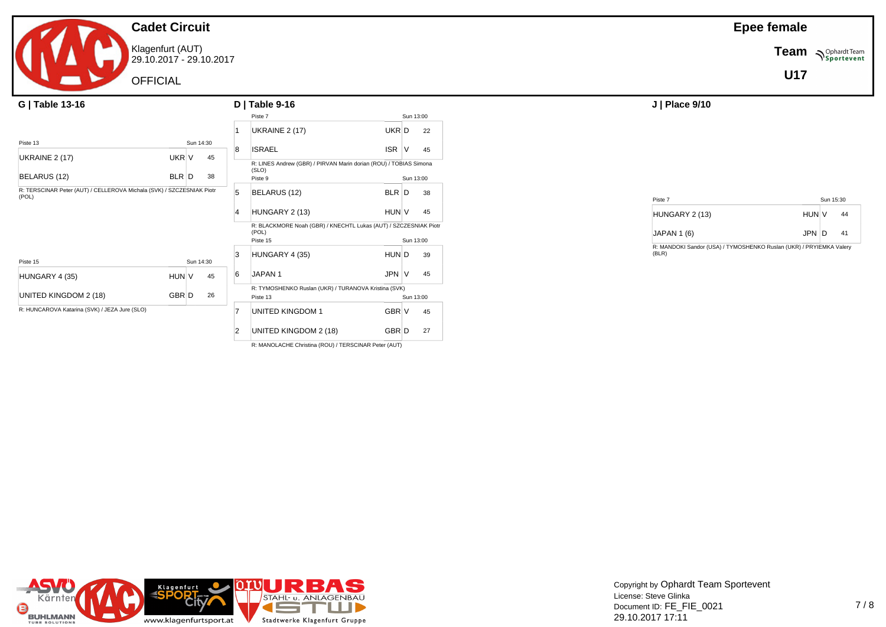# Cadet Circuit

Klagenfurt (AUT)
29.10.2017 - 29.10.2017

OFFICIAL

**Epee female**

**Team**

**U17**

## G | Table 13-16

Piste 13 — Sun 14:30

| Team | Country | Result | Score |
|---|---|---|---|
| UKRAINE 2 (17) | UKR | V | 45 |
| BELARUS (12) | BLR | D | 38 |

R: TERSCINAR Peter (AUT) / CELLEROVA Michala (SVK) / SZCZESNIAK Piotr (POL)

Piste 15 — Sun 14:30

| Team | Country | Result | Score |
|---|---|---|---|
| HUNGARY 4 (35) | HUN | V | 45 |
| UNITED KINGDOM 2 (18) | GBR | D | 26 |

R: HUNCAROVA Katarina (SVK) / JEZA Jure (SLO)

## D | Table 9-16

Piste 7 — Sun 13:00

| Seed | Team | Country | Result | Score |
|---|---|---|---|---|
| 1 | UKRAINE 2 (17) | UKR | D | 22 |
| 8 | ISRAEL | ISR | V | 45 |

R: LINES Andrew (GBR) / PIRVAN Marin dorian (ROU) / TOBIAS Simona (SLO)

Piste 9 — Sun 13:00

| Seed | Team | Country | Result | Score |
|---|---|---|---|---|
| 5 | BELARUS (12) | BLR | D | 38 |
| 4 | HUNGARY 2 (13) | HUN | V | 45 |

R: BLACKMORE Noah (GBR) / KNECHTL Lukas (AUT) / SZCZESNIAK Piotr (POL)

Piste 15 — Sun 13:00

| Seed | Team | Country | Result | Score |
|---|---|---|---|---|
| 3 | HUNGARY 4 (35) | HUN | D | 39 |
| 6 | JAPAN 1 | JPN | V | 45 |

R: TYMOSHENKO Ruslan (UKR) / TURANOVA Kristina (SVK)

Piste 13 — Sun 13:00

| Seed | Team | Country | Result | Score |
|---|---|---|---|---|
| 7 | UNITED KINGDOM 1 | GBR | V | 45 |
| 2 | UNITED KINGDOM 2 (18) | GBR | D | 27 |

R: MANOLACHE Christina (ROU) / TERSCINAR Peter (AUT)

## J | Place 9/10

Piste 7 — Sun 15:30

| Team | Country | Result | Score |
|---|---|---|---|
| HUNGARY 2 (13) | HUN | V | 44 |
| JAPAN 1 (6) | JPN | D | 41 |

R: MANDOKI Sandor (USA) / TYMOSHENKO Ruslan (UKR) / PRYIEMKA Valery (BLR)

Copyright by Ophardt Team Sportevent
License: Steve Glinka
Document ID: FE_FIE_0021
29.10.2017 17:11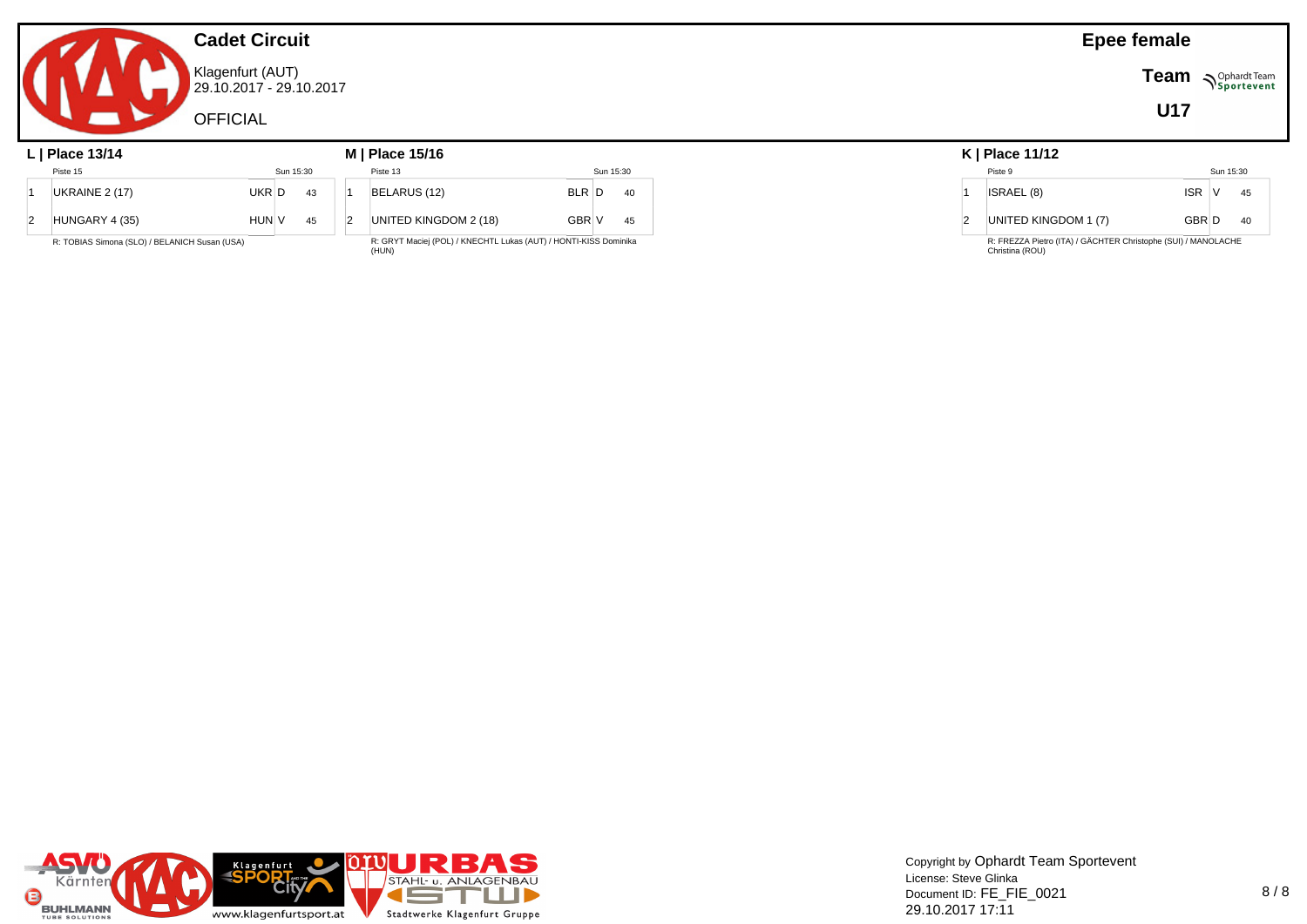# Cadet Circuit

Klagenfurt (AUT)
29.10.2017 - 29.10.2017

OFFICIAL

**Epee female**

**Team**

**U17**

### L | Place 13/14

Piste 15 — Sun 15:30

| | Team | Nation | Result | Score |
|---|---|---|---|---|
| 1 | UKRAINE 2 (17) | UKR | D | 43 |
| 2 | HUNGARY 4 (35) | HUN | V | 45 |

R: TOBIAS Simona (SLO) / BELANICH Susan (USA)

### M | Place 15/16

Piste 13 — Sun 15:30

| | Team | Nation | Result | Score |
|---|---|---|---|---|
| 1 | BELARUS (12) | BLR | D | 40 |
| 2 | UNITED KINGDOM 2 (18) | GBR | V | 45 |

R: GRYT Maciej (POL) / KNECHTL Lukas (AUT) / HONTI-KISS Dominika (HUN)

### K | Place 11/12

Piste 9 — Sun 15:30

| | Team | Nation | Result | Score |
|---|---|---|---|---|
| 1 | ISRAEL (8) | ISR | V | 45 |
| 2 | UNITED KINGDOM 1 (7) | GBR | D | 40 |

R: FREZZA Pietro (ITA) / GÄCHTER Christophe (SUI) / MANOLACHE Christina (ROU)

Copyright by Ophardt Team Sportevent
License: Steve Glinka
Document ID: FE_FIE_0021
29.10.2017 17:11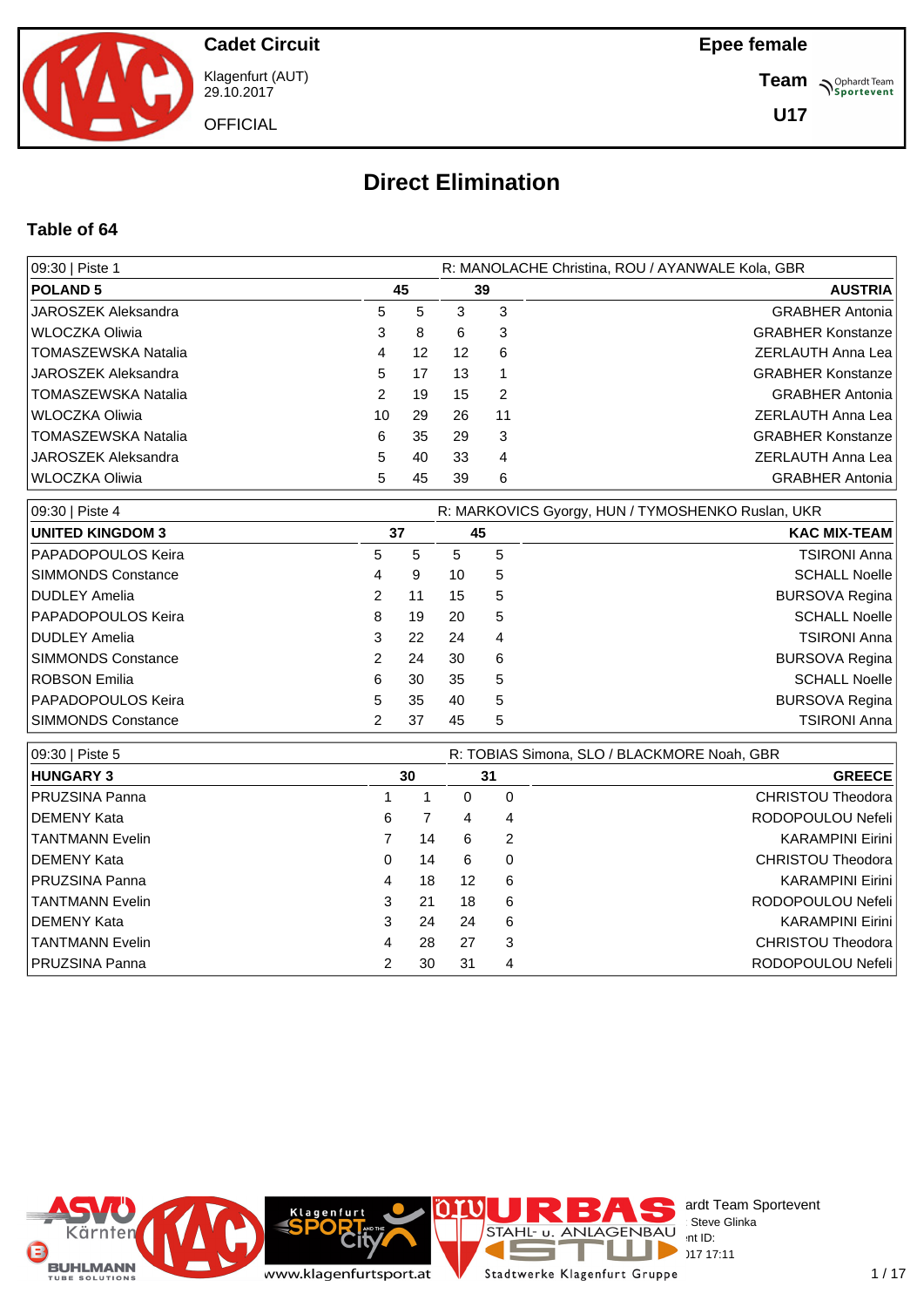Cadet Circuit

Klagenfurt (AUT)
29.10.2017

OFFICIAL

Epee female

Team

U17

# Direct Elimination

## Table of 64

| 09:30 \| Piste 1 | | | | | R: MANOLACHE Christina, ROU / AYANWALE Kola, GBR |
|---|---|---|---|---|---|
| **POLAND 5** | | **45** | **39** | | **AUSTRIA** |
| JAROSZEK Aleksandra | 5 | 5 | 3 | 3 | GRABHER Antonia |
| WLOCZKA Oliwia | 3 | 8 | 6 | 3 | GRABHER Konstanze |
| TOMASZEWSKA Natalia | 4 | 12 | 12 | 6 | ZERLAUTH Anna Lea |
| JAROSZEK Aleksandra | 5 | 17 | 13 | 1 | GRABHER Konstanze |
| TOMASZEWSKA Natalia | 2 | 19 | 15 | 2 | GRABHER Antonia |
| WLOCZKA Oliwia | 10 | 29 | 26 | 11 | ZERLAUTH Anna Lea |
| TOMASZEWSKA Natalia | 6 | 35 | 29 | 3 | GRABHER Konstanze |
| JAROSZEK Aleksandra | 5 | 40 | 33 | 4 | ZERLAUTH Anna Lea |
| WLOCZKA Oliwia | 5 | 45 | 39 | 6 | GRABHER Antonia |

| 09:30 \| Piste 4 | | | | | R: MARKOVICS Gyorgy, HUN / TYMOSHENKO Ruslan, UKR |
|---|---|---|---|---|---|
| **UNITED KINGDOM 3** | | **37** | **45** | | **KAC MIX-TEAM** |
| PAPADOPOULOS Keira | 5 | 5 | 5 | 5 | TSIRONI Anna |
| SIMMONDS Constance | 4 | 9 | 10 | 5 | SCHALL Noelle |
| DUDLEY Amelia | 2 | 11 | 15 | 5 | BURSOVA Regina |
| PAPADOPOULOS Keira | 8 | 19 | 20 | 5 | SCHALL Noelle |
| DUDLEY Amelia | 3 | 22 | 24 | 4 | TSIRONI Anna |
| SIMMONDS Constance | 2 | 24 | 30 | 6 | BURSOVA Regina |
| ROBSON Emilia | 6 | 30 | 35 | 5 | SCHALL Noelle |
| PAPADOPOULOS Keira | 5 | 35 | 40 | 5 | BURSOVA Regina |
| SIMMONDS Constance | 2 | 37 | 45 | 5 | TSIRONI Anna |

| 09:30 \| Piste 5 | | | | | R: TOBIAS Simona, SLO / BLACKMORE Noah, GBR |
|---|---|---|---|---|---|
| **HUNGARY 3** | | **30** | **31** | | **GREECE** |
| PRUZSINA Panna | 1 | 1 | 0 | 0 | CHRISTOU Theodora |
| DEMENY Kata | 6 | 7 | 4 | 4 | RODOPOULOU Nefeli |
| TANTMANN Evelin | 7 | 14 | 6 | 2 | KARAMPINI Eirini |
| DEMENY Kata | 0 | 14 | 6 | 0 | CHRISTOU Theodora |
| PRUZSINA Panna | 4 | 18 | 12 | 6 | KARAMPINI Eirini |
| TANTMANN Evelin | 3 | 21 | 18 | 6 | RODOPOULOU Nefeli |
| DEMENY Kata | 3 | 24 | 24 | 6 | KARAMPINI Eirini |
| TANTMANN Evelin | 4 | 28 | 27 | 3 | CHRISTOU Theodora |
| PRUZSINA Panna | 2 | 30 | 31 | 4 | RODOPOULOU Nefeli |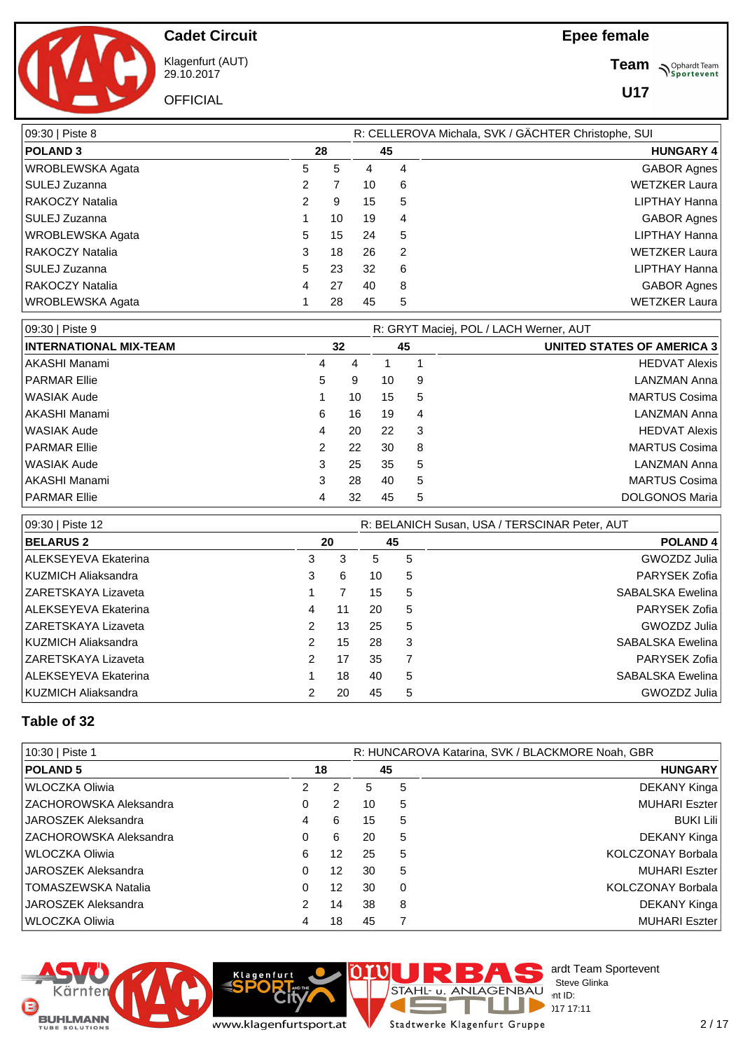**Cadet Circuit**

Klagenfurt (AUT)
29.10.2017

OFFICIAL

**Epee female**

**Team**

**U17**

| 09:30 \| Piste 8 | | | | | R: CELLEROVA Michala, SVK / GÄCHTER Christophe, SUI |
|---|---|---|---|---|---|
| **POLAND 3** | | **28** | **45** | | **HUNGARY 4** |
| WROBLEWSKA Agata | 5 | 5 | 4 | 4 | GABOR Agnes |
| SULEJ Zuzanna | 2 | 7 | 10 | 6 | WETZKER Laura |
| RAKOCZY Natalia | 2 | 9 | 15 | 5 | LIPTHAY Hanna |
| SULEJ Zuzanna | 1 | 10 | 19 | 4 | GABOR Agnes |
| WROBLEWSKA Agata | 5 | 15 | 24 | 5 | LIPTHAY Hanna |
| RAKOCZY Natalia | 3 | 18 | 26 | 2 | WETZKER Laura |
| SULEJ Zuzanna | 5 | 23 | 32 | 6 | LIPTHAY Hanna |
| RAKOCZY Natalia | 4 | 27 | 40 | 8 | GABOR Agnes |
| WROBLEWSKA Agata | 1 | 28 | 45 | 5 | WETZKER Laura |

| 09:30 \| Piste 9 | | | | | R: GRYT Maciej, POL / LACH Werner, AUT |
|---|---|---|---|---|---|
| **INTERNATIONAL MIX-TEAM** | | **32** | **45** | | **UNITED STATES OF AMERICA 3** |
| AKASHI Manami | 4 | 4 | 1 | 1 | HEDVAT Alexis |
| PARMAR Ellie | 5 | 9 | 10 | 9 | LANZMAN Anna |
| WASIAK Aude | 1 | 10 | 15 | 5 | MARTUS Cosima |
| AKASHI Manami | 6 | 16 | 19 | 4 | LANZMAN Anna |
| WASIAK Aude | 4 | 20 | 22 | 3 | HEDVAT Alexis |
| PARMAR Ellie | 2 | 22 | 30 | 8 | MARTUS Cosima |
| WASIAK Aude | 3 | 25 | 35 | 5 | LANZMAN Anna |
| AKASHI Manami | 3 | 28 | 40 | 5 | MARTUS Cosima |
| PARMAR Ellie | 4 | 32 | 45 | 5 | DOLGONOS Maria |

| 09:30 \| Piste 12 | | | | | R: BELANICH Susan, USA / TERSCINAR Peter, AUT |
|---|---|---|---|---|---|
| **BELARUS 2** | | **20** | **45** | | **POLAND 4** |
| ALEKSEYEVA Ekaterina | 3 | 3 | 5 | 5 | GWOZDZ Julia |
| KUZMICH Aliaksandra | 3 | 6 | 10 | 5 | PARYSEK Zofia |
| ZARETSKAYA Lizaveta | 1 | 7 | 15 | 5 | SABALSKA Ewelina |
| ALEKSEYEVA Ekaterina | 4 | 11 | 20 | 5 | PARYSEK Zofia |
| ZARETSKAYA Lizaveta | 2 | 13 | 25 | 5 | GWOZDZ Julia |
| KUZMICH Aliaksandra | 2 | 15 | 28 | 3 | SABALSKA Ewelina |
| ZARETSKAYA Lizaveta | 2 | 17 | 35 | 7 | PARYSEK Zofia |
| ALEKSEYEVA Ekaterina | 1 | 18 | 40 | 5 | SABALSKA Ewelina |
| KUZMICH Aliaksandra | 2 | 20 | 45 | 5 | GWOZDZ Julia |

## Table of 32

| 10:30 \| Piste 1 | | | | | R: HUNCAROVA Katarina, SVK / BLACKMORE Noah, GBR |
|---|---|---|---|---|---|
| **POLAND 5** | | **18** | **45** | | **HUNGARY** |
| WLOCZKA Oliwia | 2 | 2 | 5 | 5 | DEKANY Kinga |
| ZACHOROWSKA Aleksandra | 0 | 2 | 10 | 5 | MUHARI Eszter |
| JAROSZEK Aleksandra | 4 | 6 | 15 | 5 | BUKI Lili |
| ZACHOROWSKA Aleksandra | 0 | 6 | 20 | 5 | DEKANY Kinga |
| WLOCZKA Oliwia | 6 | 12 | 25 | 5 | KOLCZONAY Borbala |
| JAROSZEK Aleksandra | 0 | 12 | 30 | 5 | MUHARI Eszter |
| TOMASZEWSKA Natalia | 0 | 12 | 30 | 0 | KOLCZONAY Borbala |
| JAROSZEK Aleksandra | 2 | 14 | 38 | 8 | DEKANY Kinga |
| WLOCZKA Oliwia | 4 | 18 | 45 | 7 | MUHARI Eszter |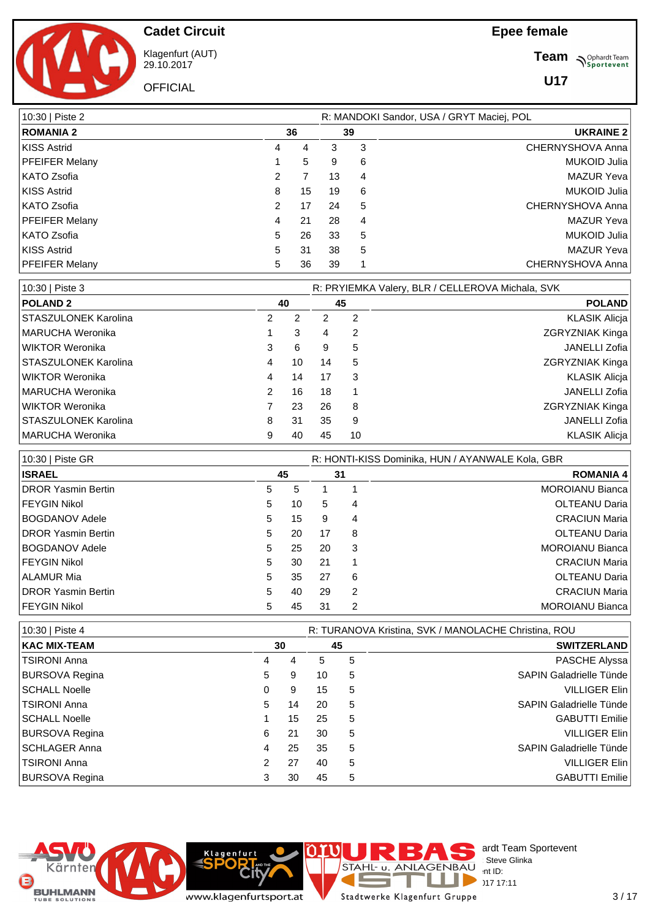# Cadet Circuit

Klagenfurt (AUT)
29.10.2017

OFFICIAL

## Epee female

**Team**

**U17**

| 10:30 \| Piste 2 | | | | | R: MANDOKI Sandor, USA / GRYT Maciej, POL |
|---|---|---|---|---|---|
| **ROMANIA 2** | | **36** | **39** | | **UKRAINE 2** |
| KISS Astrid | 4 | 4 | 3 | 3 | CHERNYSHOVA Anna |
| PFEIFER Melany | 1 | 5 | 9 | 6 | MUKOID Julia |
| KATO Zsofia | 2 | 7 | 13 | 4 | MAZUR Yeva |
| KISS Astrid | 8 | 15 | 19 | 6 | MUKOID Julia |
| KATO Zsofia | 2 | 17 | 24 | 5 | CHERNYSHOVA Anna |
| PFEIFER Melany | 4 | 21 | 28 | 4 | MAZUR Yeva |
| KATO Zsofia | 5 | 26 | 33 | 5 | MUKOID Julia |
| KISS Astrid | 5 | 31 | 38 | 5 | MAZUR Yeva |
| PFEIFER Melany | 5 | 36 | 39 | 1 | CHERNYSHOVA Anna |

| 10:30 \| Piste 3 | | | | | R: PRYIEMKA Valery, BLR / CELLEROVA Michala, SVK |
|---|---|---|---|---|---|
| **POLAND 2** | | **40** | **45** | | **POLAND** |
| STASZULONEK Karolina | 2 | 2 | 2 | 2 | KLASIK Alicja |
| MARUCHA Weronika | 1 | 3 | 4 | 2 | ZGRYZNIAK Kinga |
| WIKTOR Weronika | 3 | 6 | 9 | 5 | JANELLI Zofia |
| STASZULONEK Karolina | 4 | 10 | 14 | 5 | ZGRYZNIAK Kinga |
| WIKTOR Weronika | 4 | 14 | 17 | 3 | KLASIK Alicja |
| MARUCHA Weronika | 2 | 16 | 18 | 1 | JANELLI Zofia |
| WIKTOR Weronika | 7 | 23 | 26 | 8 | ZGRYZNIAK Kinga |
| STASZULONEK Karolina | 8 | 31 | 35 | 9 | JANELLI Zofia |
| MARUCHA Weronika | 9 | 40 | 45 | 10 | KLASIK Alicja |

| 10:30 \| Piste GR | | | | | R: HONTI-KISS Dominika, HUN / AYANWALE Kola, GBR |
|---|---|---|---|---|---|
| **ISRAEL** | | **45** | **31** | | **ROMANIA 4** |
| DROR Yasmin Bertin | 5 | 5 | 1 | 1 | MOROIANU Bianca |
| FEYGIN Nikol | 5 | 10 | 5 | 4 | OLTEANU Daria |
| BOGDANOV Adele | 5 | 15 | 9 | 4 | CRACIUN Maria |
| DROR Yasmin Bertin | 5 | 20 | 17 | 8 | OLTEANU Daria |
| BOGDANOV Adele | 5 | 25 | 20 | 3 | MOROIANU Bianca |
| FEYGIN Nikol | 5 | 30 | 21 | 1 | CRACIUN Maria |
| ALAMUR Mia | 5 | 35 | 27 | 6 | OLTEANU Daria |
| DROR Yasmin Bertin | 5 | 40 | 29 | 2 | CRACIUN Maria |
| FEYGIN Nikol | 5 | 45 | 31 | 2 | MOROIANU Bianca |

| 10:30 \| Piste 4 | | | | | R: TURANOVA Kristina, SVK / MANOLACHE Christina, ROU |
|---|---|---|---|---|---|
| **KAC MIX-TEAM** | | **30** | **45** | | **SWITZERLAND** |
| TSIRONI Anna | 4 | 4 | 5 | 5 | PASCHE Alyssa |
| BURSOVA Regina | 5 | 9 | 10 | 5 | SAPIN Galadrielle Tünde |
| SCHALL Noelle | 0 | 9 | 15 | 5 | VILLIGER Elin |
| TSIRONI Anna | 5 | 14 | 20 | 5 | SAPIN Galadrielle Tünde |
| SCHALL Noelle | 1 | 15 | 25 | 5 | GABUTTI Emilie |
| BURSOVA Regina | 6 | 21 | 30 | 5 | VILLIGER Elin |
| SCHLAGER Anna | 4 | 25 | 35 | 5 | SAPIN Galadrielle Tünde |
| TSIRONI Anna | 2 | 27 | 40 | 5 | VILLIGER Elin |
| BURSOVA Regina | 3 | 30 | 45 | 5 | GABUTTI Emilie |

ardt Team Sportevent
Steve Glinka
nt ID:
)17 17:11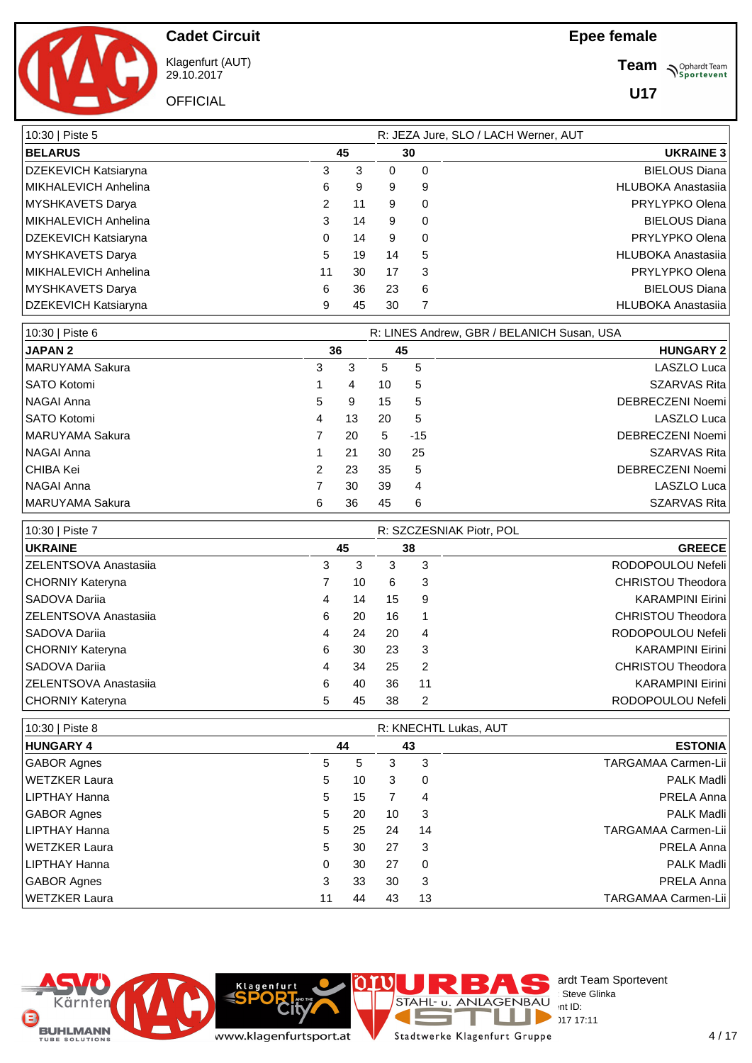# Cadet Circuit

Klagenfurt (AUT)
29.10.2017

OFFICIAL

## Epee female

**Team**

**U17**

| 10:30 \| Piste 5 | | | | | R: JEZA Jure, SLO / LACH Werner, AUT |
|---|---|---|---|---|---|
| **BELARUS** | **45** | | **30** | | **UKRAINE 3** |
| DZEKEVICH Katsiaryna | 3 | 3 | 0 | 0 | BIELOUS Diana |
| MIKHALEVICH Anhelina | 6 | 9 | 9 | 9 | HLUBOKA Anastasiia |
| MYSHKAVETS Darya | 2 | 11 | 9 | 0 | PRYLYPKO Olena |
| MIKHALEVICH Anhelina | 3 | 14 | 9 | 0 | BIELOUS Diana |
| DZEKEVICH Katsiaryna | 0 | 14 | 9 | 0 | PRYLYPKO Olena |
| MYSHKAVETS Darya | 5 | 19 | 14 | 5 | HLUBOKA Anastasiia |
| MIKHALEVICH Anhelina | 11 | 30 | 17 | 3 | PRYLYPKO Olena |
| MYSHKAVETS Darya | 6 | 36 | 23 | 6 | BIELOUS Diana |
| DZEKEVICH Katsiaryna | 9 | 45 | 30 | 7 | HLUBOKA Anastasiia |

| 10:30 \| Piste 6 | | | | | R: LINES Andrew, GBR / BELANICH Susan, USA |
|---|---|---|---|---|---|
| **JAPAN 2** | **36** | | **45** | | **HUNGARY 2** |
| MARUYAMA Sakura | 3 | 3 | 5 | 5 | LASZLO Luca |
| SATO Kotomi | 1 | 4 | 10 | 5 | SZARVAS Rita |
| NAGAI Anna | 5 | 9 | 15 | 5 | DEBRECZENI Noemi |
| SATO Kotomi | 4 | 13 | 20 | 5 | LASZLO Luca |
| MARUYAMA Sakura | 7 | 20 | 5 | -15 | DEBRECZENI Noemi |
| NAGAI Anna | 1 | 21 | 30 | 25 | SZARVAS Rita |
| CHIBA Kei | 2 | 23 | 35 | 5 | DEBRECZENI Noemi |
| NAGAI Anna | 7 | 30 | 39 | 4 | LASZLO Luca |
| MARUYAMA Sakura | 6 | 36 | 45 | 6 | SZARVAS Rita |

| 10:30 \| Piste 7 | | | | | R: SZCZESNIAK Piotr, POL |
|---|---|---|---|---|---|
| **UKRAINE** | **45** | | **38** | | **GREECE** |
| ZELENTSOVA Anastasiia | 3 | 3 | 3 | 3 | RODOPOULOU Nefeli |
| CHORNIY Kateryna | 7 | 10 | 6 | 3 | CHRISTOU Theodora |
| SADOVA Dariia | 4 | 14 | 15 | 9 | KARAMPINI Eirini |
| ZELENTSOVA Anastasiia | 6 | 20 | 16 | 1 | CHRISTOU Theodora |
| SADOVA Dariia | 4 | 24 | 20 | 4 | RODOPOULOU Nefeli |
| CHORNIY Kateryna | 6 | 30 | 23 | 3 | KARAMPINI Eirini |
| SADOVA Dariia | 4 | 34 | 25 | 2 | CHRISTOU Theodora |
| ZELENTSOVA Anastasiia | 6 | 40 | 36 | 11 | KARAMPINI Eirini |
| CHORNIY Kateryna | 5 | 45 | 38 | 2 | RODOPOULOU Nefeli |

| 10:30 \| Piste 8 | | | | | R: KNECHTL Lukas, AUT |
|---|---|---|---|---|---|
| **HUNGARY 4** | **44** | | **43** | | **ESTONIA** |
| GABOR Agnes | 5 | 5 | 3 | 3 | TARGAMAA Carmen-Lii |
| WETZKER Laura | 5 | 10 | 3 | 0 | PALK Madli |
| LIPTHAY Hanna | 5 | 15 | 7 | 4 | PRELA Anna |
| GABOR Agnes | 5 | 20 | 10 | 3 | PALK Madli |
| LIPTHAY Hanna | 5 | 25 | 24 | 14 | TARGAMAA Carmen-Lii |
| WETZKER Laura | 5 | 30 | 27 | 3 | PRELA Anna |
| LIPTHAY Hanna | 0 | 30 | 27 | 0 | PALK Madli |
| GABOR Agnes | 3 | 33 | 30 | 3 | PRELA Anna |
| WETZKER Laura | 11 | 44 | 43 | 13 | TARGAMAA Carmen-Lii |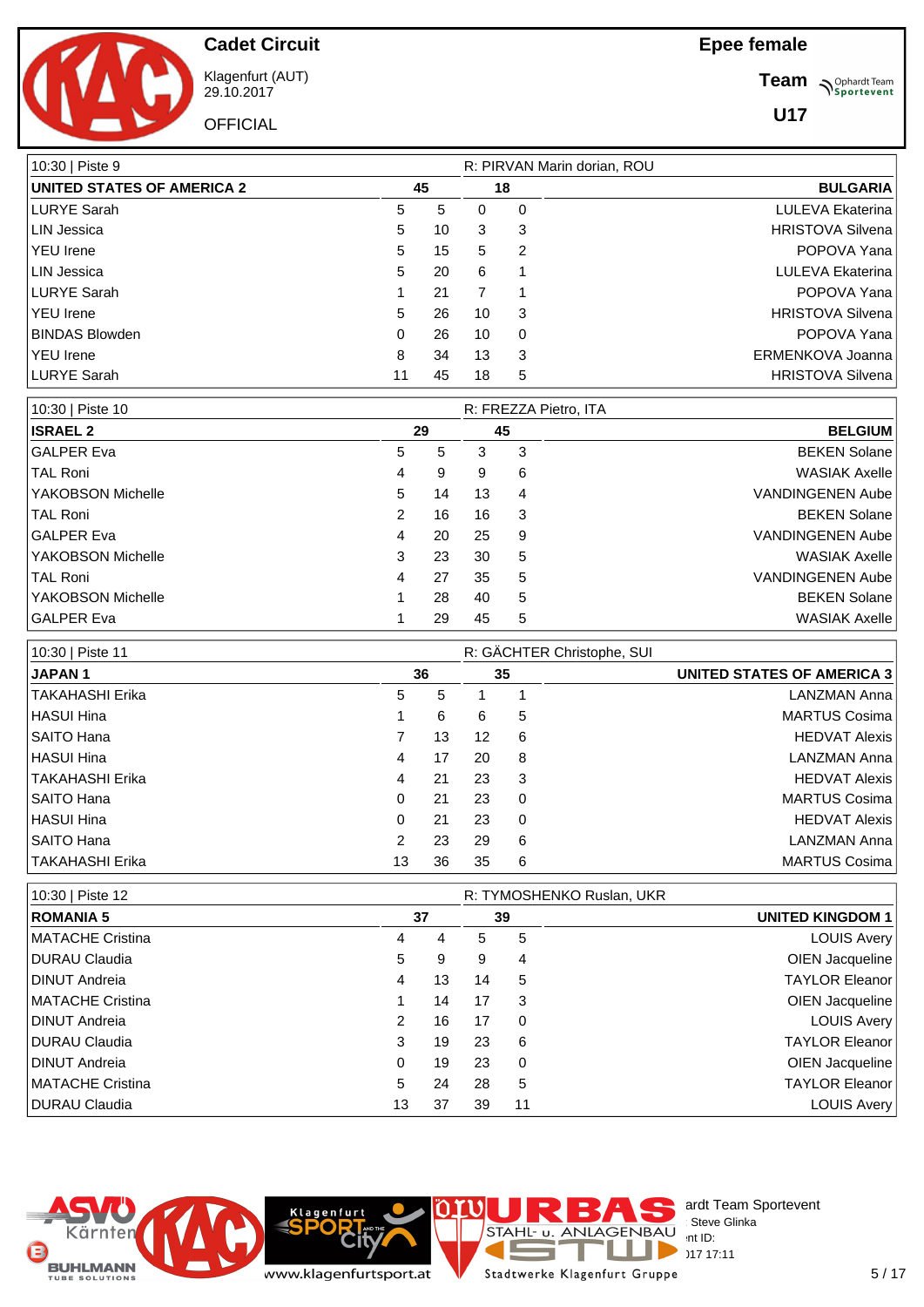# Cadet Circuit

Klagenfurt (AUT)
29.10.2017

OFFICIAL

**Epee female**

**Team**

**U17**

| 10:30 \| Piste 9 | | | R: PIRVAN Marin dorian, ROU | | |
|---|---|---|---|---|---|
| **UNITED STATES OF AMERICA 2** | | **45** | **18** | | **BULGARIA** |
| LURYE Sarah | 5 | 5 | 0 | 0 | LULEVA Ekaterina |
| LIN Jessica | 5 | 10 | 3 | 3 | HRISTOVA Silvena |
| YEU Irene | 5 | 15 | 5 | 2 | POPOVA Yana |
| LIN Jessica | 5 | 20 | 6 | 1 | LULEVA Ekaterina |
| LURYE Sarah | 1 | 21 | 7 | 1 | POPOVA Yana |
| YEU Irene | 5 | 26 | 10 | 3 | HRISTOVA Silvena |
| BINDAS Blowden | 0 | 26 | 10 | 0 | POPOVA Yana |
| YEU Irene | 8 | 34 | 13 | 3 | ERMENKOVA Joanna |
| LURYE Sarah | 11 | 45 | 18 | 5 | HRISTOVA Silvena |

| 10:30 \| Piste 10 | | | R: FREZZA Pietro, ITA | | |
|---|---|---|---|---|---|
| **ISRAEL 2** | | **29** | **45** | | **BELGIUM** |
| GALPER Eva | 5 | 5 | 3 | 3 | BEKEN Solane |
| TAL Roni | 4 | 9 | 9 | 6 | WASIAK Axelle |
| YAKOBSON Michelle | 5 | 14 | 13 | 4 | VANDINGENEN Aube |
| TAL Roni | 2 | 16 | 16 | 3 | BEKEN Solane |
| GALPER Eva | 4 | 20 | 25 | 9 | VANDINGENEN Aube |
| YAKOBSON Michelle | 3 | 23 | 30 | 5 | WASIAK Axelle |
| TAL Roni | 4 | 27 | 35 | 5 | VANDINGENEN Aube |
| YAKOBSON Michelle | 1 | 28 | 40 | 5 | BEKEN Solane |
| GALPER Eva | 1 | 29 | 45 | 5 | WASIAK Axelle |

| 10:30 \| Piste 11 | | | R: GÄCHTER Christophe, SUI | | |
|---|---|---|---|---|---|
| **JAPAN 1** | | **36** | **35** | | **UNITED STATES OF AMERICA 3** |
| TAKAHASHI Erika | 5 | 5 | 1 | 1 | LANZMAN Anna |
| HASUI Hina | 1 | 6 | 6 | 5 | MARTUS Cosima |
| SAITO Hana | 7 | 13 | 12 | 6 | HEDVAT Alexis |
| HASUI Hina | 4 | 17 | 20 | 8 | LANZMAN Anna |
| TAKAHASHI Erika | 4 | 21 | 23 | 3 | HEDVAT Alexis |
| SAITO Hana | 0 | 21 | 23 | 0 | MARTUS Cosima |
| HASUI Hina | 0 | 21 | 23 | 0 | HEDVAT Alexis |
| SAITO Hana | 2 | 23 | 29 | 6 | LANZMAN Anna |
| TAKAHASHI Erika | 13 | 36 | 35 | 6 | MARTUS Cosima |

| 10:30 \| Piste 12 | | | R: TYMOSHENKO Ruslan, UKR | | |
|---|---|---|---|---|---|
| **ROMANIA 5** | | **37** | **39** | | **UNITED KINGDOM 1** |
| MATACHE Cristina | 4 | 4 | 5 | 5 | LOUIS Avery |
| DURAU Claudia | 5 | 9 | 9 | 4 | OIEN Jacqueline |
| DINUT Andreia | 4 | 13 | 14 | 5 | TAYLOR Eleanor |
| MATACHE Cristina | 1 | 14 | 17 | 3 | OIEN Jacqueline |
| DINUT Andreia | 2 | 16 | 17 | 0 | LOUIS Avery |
| DURAU Claudia | 3 | 19 | 23 | 6 | TAYLOR Eleanor |
| DINUT Andreia | 0 | 19 | 23 | 0 | OIEN Jacqueline |
| MATACHE Cristina | 5 | 24 | 28 | 5 | TAYLOR Eleanor |
| DURAU Claudia | 13 | 37 | 39 | 11 | LOUIS Avery |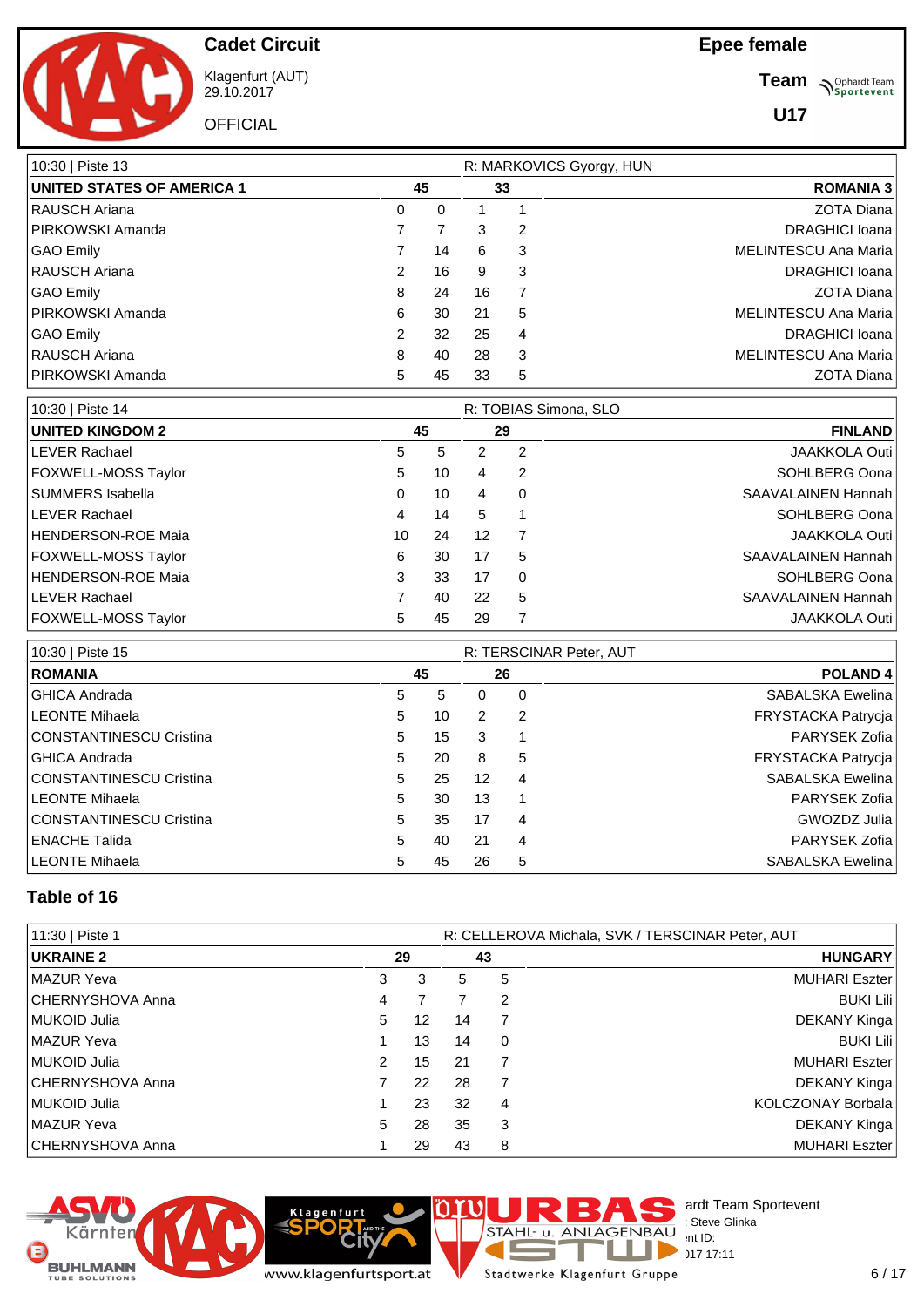**Cadet Circuit**

Klagenfurt (AUT)
29.10.2017

OFFICIAL

**Epee female**

**Team**

**U17**

| 10:30 \| Piste 13 | | | | | R: MARKOVICS Gyorgy, HUN |
|---|---|---|---|---|---|
| **UNITED STATES OF AMERICA 1** | | **45** | **33** | | **ROMANIA 3** |
| RAUSCH Ariana | 0 | 0 | 1 | 1 | ZOTA Diana |
| PIRKOWSKI Amanda | 7 | 7 | 3 | 2 | DRAGHICI Ioana |
| GAO Emily | 7 | 14 | 6 | 3 | MELINTESCU Ana Maria |
| RAUSCH Ariana | 2 | 16 | 9 | 3 | DRAGHICI Ioana |
| GAO Emily | 8 | 24 | 16 | 7 | ZOTA Diana |
| PIRKOWSKI Amanda | 6 | 30 | 21 | 5 | MELINTESCU Ana Maria |
| GAO Emily | 2 | 32 | 25 | 4 | DRAGHICI Ioana |
| RAUSCH Ariana | 8 | 40 | 28 | 3 | MELINTESCU Ana Maria |
| PIRKOWSKI Amanda | 5 | 45 | 33 | 5 | ZOTA Diana |

| 10:30 \| Piste 14 | | | | | R: TOBIAS Simona, SLO |
|---|---|---|---|---|---|
| **UNITED KINGDOM 2** | | **45** | **29** | | **FINLAND** |
| LEVER Rachael | 5 | 5 | 2 | 2 | JAAKKOLA Outi |
| FOXWELL-MOSS Taylor | 5 | 10 | 4 | 2 | SOHLBERG Oona |
| SUMMERS Isabella | 0 | 10 | 4 | 0 | SAAVALAINEN Hannah |
| LEVER Rachael | 4 | 14 | 5 | 1 | SOHLBERG Oona |
| HENDERSON-ROE Maia | 10 | 24 | 12 | 7 | JAAKKOLA Outi |
| FOXWELL-MOSS Taylor | 6 | 30 | 17 | 5 | SAAVALAINEN Hannah |
| HENDERSON-ROE Maia | 3 | 33 | 17 | 0 | SOHLBERG Oona |
| LEVER Rachael | 7 | 40 | 22 | 5 | SAAVALAINEN Hannah |
| FOXWELL-MOSS Taylor | 5 | 45 | 29 | 7 | JAAKKOLA Outi |

| 10:30 \| Piste 15 | | | | | R: TERSCINAR Peter, AUT |
|---|---|---|---|---|---|
| **ROMANIA** | | **45** | **26** | | **POLAND 4** |
| GHICA Andrada | 5 | 5 | 0 | 0 | SABALSKA Ewelina |
| LEONTE Mihaela | 5 | 10 | 2 | 2 | FRYSTACKA Patrycja |
| CONSTANTINESCU Cristina | 5 | 15 | 3 | 1 | PARYSEK Zofia |
| GHICA Andrada | 5 | 20 | 8 | 5 | FRYSTACKA Patrycja |
| CONSTANTINESCU Cristina | 5 | 25 | 12 | 4 | SABALSKA Ewelina |
| LEONTE Mihaela | 5 | 30 | 13 | 1 | PARYSEK Zofia |
| CONSTANTINESCU Cristina | 5 | 35 | 17 | 4 | GWOZDZ Julia |
| ENACHE Talida | 5 | 40 | 21 | 4 | PARYSEK Zofia |
| LEONTE Mihaela | 5 | 45 | 26 | 5 | SABALSKA Ewelina |

## Table of 16

| 11:30 \| Piste 1 | | | | | R: CELLEROVA Michala, SVK / TERSCINAR Peter, AUT |
|---|---|---|---|---|---|
| **UKRAINE 2** | | **29** | **43** | | **HUNGARY** |
| MAZUR Yeva | 3 | 3 | 5 | 5 | MUHARI Eszter |
| CHERNYSHOVA Anna | 4 | 7 | 7 | 2 | BUKI Lili |
| MUKOID Julia | 5 | 12 | 14 | 7 | DEKANY Kinga |
| MAZUR Yeva | 1 | 13 | 14 | 0 | BUKI Lili |
| MUKOID Julia | 2 | 15 | 21 | 7 | MUHARI Eszter |
| CHERNYSHOVA Anna | 7 | 22 | 28 | 7 | DEKANY Kinga |
| MUKOID Julia | 1 | 23 | 32 | 4 | KOLCZONAY Borbala |
| MAZUR Yeva | 5 | 28 | 35 | 3 | DEKANY Kinga |
| CHERNYSHOVA Anna | 1 | 29 | 43 | 8 | MUHARI Eszter |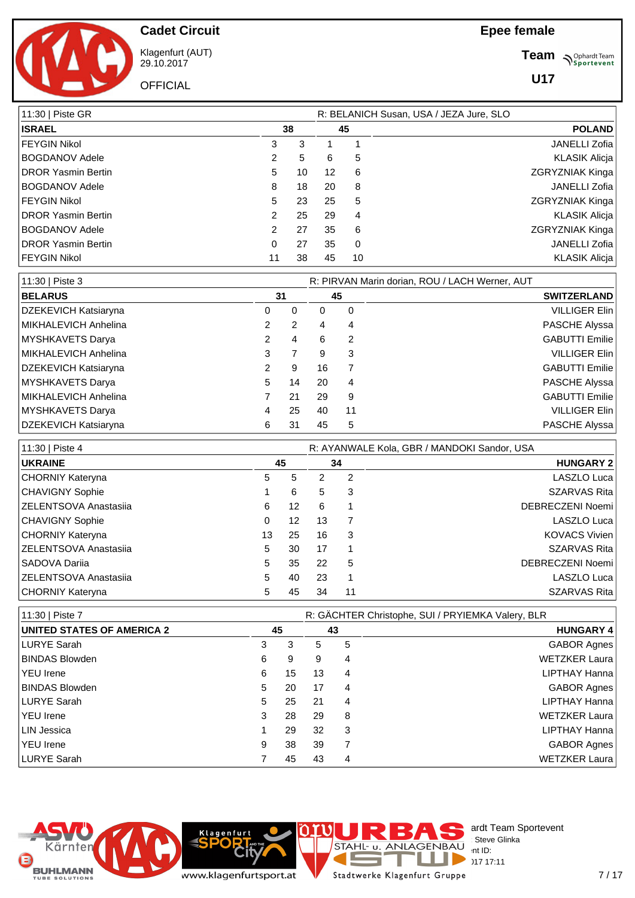# Cadet Circuit

Klagenfurt (AUT)
29.10.2017

OFFICIAL

## Epee female

**Team**

**U17**

| 11:30 \| Piste GR | | | | | R: BELANICH Susan, USA / JEZA Jure, SLO |
|---|---|---|---|---|---|
| **ISRAEL** | | **38** | **45** | | **POLAND** |
| FEYGIN Nikol | 3 | 3 | 1 | 1 | JANELLI Zofia |
| BOGDANOV Adele | 2 | 5 | 6 | 5 | KLASIK Alicja |
| DROR Yasmin Bertin | 5 | 10 | 12 | 6 | ZGRYZNIAK Kinga |
| BOGDANOV Adele | 8 | 18 | 20 | 8 | JANELLI Zofia |
| FEYGIN Nikol | 5 | 23 | 25 | 5 | ZGRYZNIAK Kinga |
| DROR Yasmin Bertin | 2 | 25 | 29 | 4 | KLASIK Alicja |
| BOGDANOV Adele | 2 | 27 | 35 | 6 | ZGRYZNIAK Kinga |
| DROR Yasmin Bertin | 0 | 27 | 35 | 0 | JANELLI Zofia |
| FEYGIN Nikol | 11 | 38 | 45 | 10 | KLASIK Alicja |

| 11:30 \| Piste 3 | | | | | R: PIRVAN Marin dorian, ROU / LACH Werner, AUT |
|---|---|---|---|---|---|
| **BELARUS** | | **31** | **45** | | **SWITZERLAND** |
| DZEKEVICH Katsiaryna | 0 | 0 | 0 | 0 | VILLIGER Elin |
| MIKHALEVICH Anhelina | 2 | 2 | 4 | 4 | PASCHE Alyssa |
| MYSHKAVETS Darya | 2 | 4 | 6 | 2 | GABUTTI Emilie |
| MIKHALEVICH Anhelina | 3 | 7 | 9 | 3 | VILLIGER Elin |
| DZEKEVICH Katsiaryna | 2 | 9 | 16 | 7 | GABUTTI Emilie |
| MYSHKAVETS Darya | 5 | 14 | 20 | 4 | PASCHE Alyssa |
| MIKHALEVICH Anhelina | 7 | 21 | 29 | 9 | GABUTTI Emilie |
| MYSHKAVETS Darya | 4 | 25 | 40 | 11 | VILLIGER Elin |
| DZEKEVICH Katsiaryna | 6 | 31 | 45 | 5 | PASCHE Alyssa |

| 11:30 \| Piste 4 | | | | | R: AYANWALE Kola, GBR / MANDOKI Sandor, USA |
|---|---|---|---|---|---|
| **UKRAINE** | | **45** | **34** | | **HUNGARY 2** |
| CHORNIY Kateryna | 5 | 5 | 2 | 2 | LASZLO Luca |
| CHAVIGNY Sophie | 1 | 6 | 5 | 3 | SZARVAS Rita |
| ZELENTSOVA Anastasiia | 6 | 12 | 6 | 1 | DEBRECZENI Noemi |
| CHAVIGNY Sophie | 0 | 12 | 13 | 7 | LASZLO Luca |
| CHORNIY Kateryna | 13 | 25 | 16 | 3 | KOVACS Vivien |
| ZELENTSOVA Anastasiia | 5 | 30 | 17 | 1 | SZARVAS Rita |
| SADOVA Dariia | 5 | 35 | 22 | 5 | DEBRECZENI Noemi |
| ZELENTSOVA Anastasiia | 5 | 40 | 23 | 1 | LASZLO Luca |
| CHORNIY Kateryna | 5 | 45 | 34 | 11 | SZARVAS Rita |

| 11:30 \| Piste 7 | | | | | R: GÄCHTER Christophe, SUI / PRYIEMKA Valery, BLR |
|---|---|---|---|---|---|
| **UNITED STATES OF AMERICA 2** | | **45** | **43** | | **HUNGARY 4** |
| LURYE Sarah | 3 | 3 | 5 | 5 | GABOR Agnes |
| BINDAS Blowden | 6 | 9 | 9 | 4 | WETZKER Laura |
| YEU Irene | 6 | 15 | 13 | 4 | LIPTHAY Hanna |
| BINDAS Blowden | 5 | 20 | 17 | 4 | GABOR Agnes |
| LURYE Sarah | 5 | 25 | 21 | 4 | LIPTHAY Hanna |
| YEU Irene | 3 | 28 | 29 | 8 | WETZKER Laura |
| LIN Jessica | 1 | 29 | 32 | 3 | LIPTHAY Hanna |
| YEU Irene | 9 | 38 | 39 | 7 | GABOR Agnes |
| LURYE Sarah | 7 | 45 | 43 | 4 | WETZKER Laura |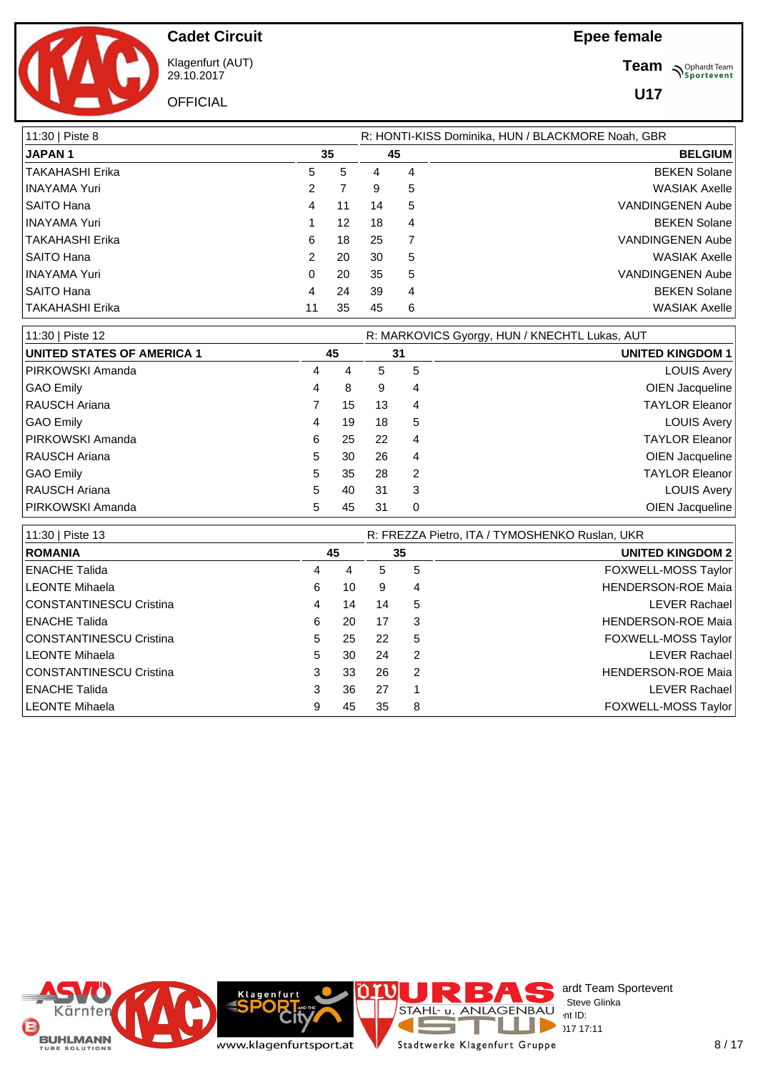**Cadet Circuit**

Klagenfurt (AUT)
29.10.2017

OFFICIAL

**Epee female**

**Team**

**U17**

| 11:30 \| Piste 8 | | | | | R: HONTI-KISS Dominika, HUN / BLACKMORE Noah, GBR |
|---|---|---|---|---|---|
| **JAPAN 1** | | **35** | **45** | | **BELGIUM** |
| TAKAHASHI Erika | 5 | 5 | 4 | 4 | BEKEN Solane |
| INAYAMA Yuri | 2 | 7 | 9 | 5 | WASIAK Axelle |
| SAITO Hana | 4 | 11 | 14 | 5 | VANDINGENEN Aube |
| INAYAMA Yuri | 1 | 12 | 18 | 4 | BEKEN Solane |
| TAKAHASHI Erika | 6 | 18 | 25 | 7 | VANDINGENEN Aube |
| SAITO Hana | 2 | 20 | 30 | 5 | WASIAK Axelle |
| INAYAMA Yuri | 0 | 20 | 35 | 5 | VANDINGENEN Aube |
| SAITO Hana | 4 | 24 | 39 | 4 | BEKEN Solane |
| TAKAHASHI Erika | 11 | 35 | 45 | 6 | WASIAK Axelle |

| 11:30 \| Piste 12 | | | | | R: MARKOVICS Gyorgy, HUN / KNECHTL Lukas, AUT |
|---|---|---|---|---|---|
| **UNITED STATES OF AMERICA 1** | | **45** | **31** | | **UNITED KINGDOM 1** |
| PIRKOWSKI Amanda | 4 | 4 | 5 | 5 | LOUIS Avery |
| GAO Emily | 4 | 8 | 9 | 4 | OIEN Jacqueline |
| RAUSCH Ariana | 7 | 15 | 13 | 4 | TAYLOR Eleanor |
| GAO Emily | 4 | 19 | 18 | 5 | LOUIS Avery |
| PIRKOWSKI Amanda | 6 | 25 | 22 | 4 | TAYLOR Eleanor |
| RAUSCH Ariana | 5 | 30 | 26 | 4 | OIEN Jacqueline |
| GAO Emily | 5 | 35 | 28 | 2 | TAYLOR Eleanor |
| RAUSCH Ariana | 5 | 40 | 31 | 3 | LOUIS Avery |
| PIRKOWSKI Amanda | 5 | 45 | 31 | 0 | OIEN Jacqueline |

| 11:30 \| Piste 13 | | | | | R: FREZZA Pietro, ITA / TYMOSHENKO Ruslan, UKR |
|---|---|---|---|---|---|
| **ROMANIA** | | **45** | **35** | | **UNITED KINGDOM 2** |
| ENACHE Talida | 4 | 4 | 5 | 5 | FOXWELL-MOSS Taylor |
| LEONTE Mihaela | 6 | 10 | 9 | 4 | HENDERSON-ROE Maia |
| CONSTANTINESCU Cristina | 4 | 14 | 14 | 5 | LEVER Rachael |
| ENACHE Talida | 6 | 20 | 17 | 3 | HENDERSON-ROE Maia |
| CONSTANTINESCU Cristina | 5 | 25 | 22 | 5 | FOXWELL-MOSS Taylor |
| LEONTE Mihaela | 5 | 30 | 24 | 2 | LEVER Rachael |
| CONSTANTINESCU Cristina | 3 | 33 | 26 | 2 | HENDERSON-ROE Maia |
| ENACHE Talida | 3 | 36 | 27 | 1 | LEVER Rachael |
| LEONTE Mihaela | 9 | 45 | 35 | 8 | FOXWELL-MOSS Taylor |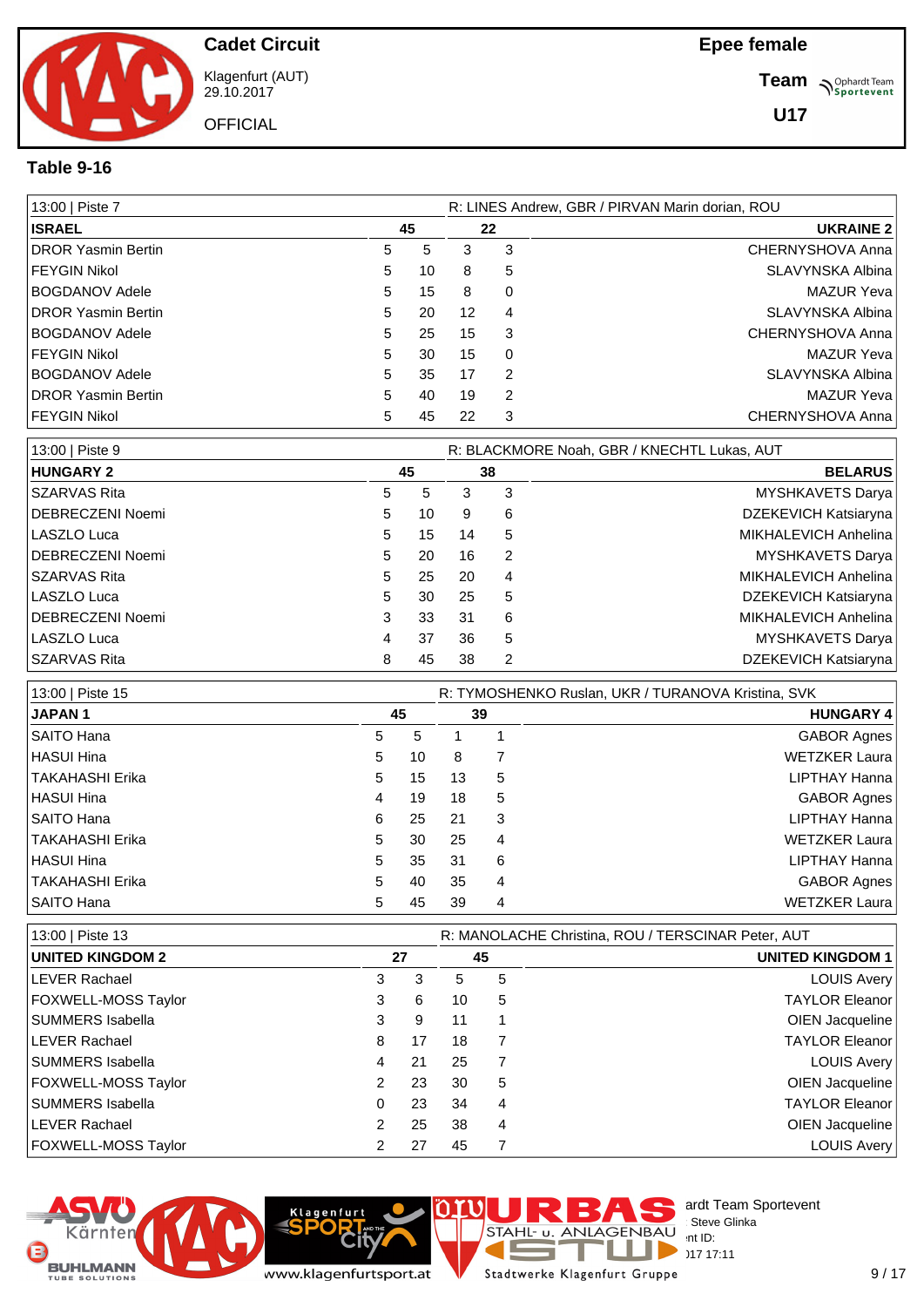Cadet Circuit

Klagenfurt (AUT)
29.10.2017

OFFICIAL

Epee female

Team

U17

## Table 9-16

| 13:00 \| Piste 7 | | | | | R: LINES Andrew, GBR / PIRVAN Marin dorian, ROU |
|---|---|---|---|---|---|
| **ISRAEL** | | **45** | **22** | | **UKRAINE 2** |
| DROR Yasmin Bertin | 5 | 5 | 3 | 3 | CHERNYSHOVA Anna |
| FEYGIN Nikol | 5 | 10 | 8 | 5 | SLAVYNSKA Albina |
| BOGDANOV Adele | 5 | 15 | 8 | 0 | MAZUR Yeva |
| DROR Yasmin Bertin | 5 | 20 | 12 | 4 | SLAVYNSKA Albina |
| BOGDANOV Adele | 5 | 25 | 15 | 3 | CHERNYSHOVA Anna |
| FEYGIN Nikol | 5 | 30 | 15 | 0 | MAZUR Yeva |
| BOGDANOV Adele | 5 | 35 | 17 | 2 | SLAVYNSKA Albina |
| DROR Yasmin Bertin | 5 | 40 | 19 | 2 | MAZUR Yeva |
| FEYGIN Nikol | 5 | 45 | 22 | 3 | CHERNYSHOVA Anna |

| 13:00 \| Piste 9 | | | | | R: BLACKMORE Noah, GBR / KNECHTL Lukas, AUT |
|---|---|---|---|---|---|
| **HUNGARY 2** | | **45** | **38** | | **BELARUS** |
| SZARVAS Rita | 5 | 5 | 3 | 3 | MYSHKAVETS Darya |
| DEBRECZENI Noemi | 5 | 10 | 9 | 6 | DZEKEVICH Katsiaryna |
| LASZLO Luca | 5 | 15 | 14 | 5 | MIKHALEVICH Anhelina |
| DEBRECZENI Noemi | 5 | 20 | 16 | 2 | MYSHKAVETS Darya |
| SZARVAS Rita | 5 | 25 | 20 | 4 | MIKHALEVICH Anhelina |
| LASZLO Luca | 5 | 30 | 25 | 5 | DZEKEVICH Katsiaryna |
| DEBRECZENI Noemi | 3 | 33 | 31 | 6 | MIKHALEVICH Anhelina |
| LASZLO Luca | 4 | 37 | 36 | 5 | MYSHKAVETS Darya |
| SZARVAS Rita | 8 | 45 | 38 | 2 | DZEKEVICH Katsiaryna |

| 13:00 \| Piste 15 | | | | | R: TYMOSHENKO Ruslan, UKR / TURANOVA Kristina, SVK |
|---|---|---|---|---|---|
| **JAPAN 1** | | **45** | **39** | | **HUNGARY 4** |
| SAITO Hana | 5 | 5 | 1 | 1 | GABOR Agnes |
| HASUI Hina | 5 | 10 | 8 | 7 | WETZKER Laura |
| TAKAHASHI Erika | 5 | 15 | 13 | 5 | LIPTHAY Hanna |
| HASUI Hina | 4 | 19 | 18 | 5 | GABOR Agnes |
| SAITO Hana | 6 | 25 | 21 | 3 | LIPTHAY Hanna |
| TAKAHASHI Erika | 5 | 30 | 25 | 4 | WETZKER Laura |
| HASUI Hina | 5 | 35 | 31 | 6 | LIPTHAY Hanna |
| TAKAHASHI Erika | 5 | 40 | 35 | 4 | GABOR Agnes |
| SAITO Hana | 5 | 45 | 39 | 4 | WETZKER Laura |

| 13:00 \| Piste 13 | | | | | R: MANOLACHE Christina, ROU / TERSCINAR Peter, AUT |
|---|---|---|---|---|---|
| **UNITED KINGDOM 2** | | **27** | **45** | | **UNITED KINGDOM 1** |
| LEVER Rachael | 3 | 3 | 5 | 5 | LOUIS Avery |
| FOXWELL-MOSS Taylor | 3 | 6 | 10 | 5 | TAYLOR Eleanor |
| SUMMERS Isabella | 3 | 9 | 11 | 1 | OIEN Jacqueline |
| LEVER Rachael | 8 | 17 | 18 | 7 | TAYLOR Eleanor |
| SUMMERS Isabella | 4 | 21 | 25 | 7 | LOUIS Avery |
| FOXWELL-MOSS Taylor | 2 | 23 | 30 | 5 | OIEN Jacqueline |
| SUMMERS Isabella | 0 | 23 | 34 | 4 | TAYLOR Eleanor |
| LEVER Rachael | 2 | 25 | 38 | 4 | OIEN Jacqueline |
| FOXWELL-MOSS Taylor | 2 | 27 | 45 | 7 | LOUIS Avery |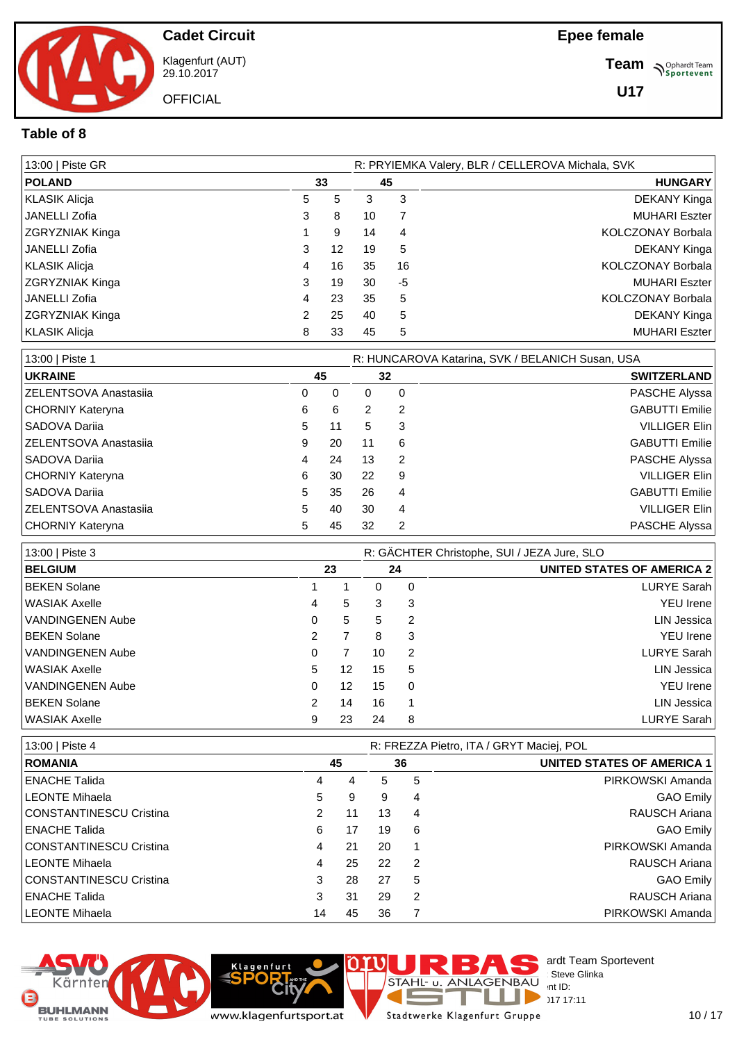# Cadet Circuit

Klagenfurt (AUT)
29.10.2017

OFFICIAL

**Epee female**

**Team**

**U17**

## Table of 8

| 13:00 \| Piste GR | | | | | R: PRYIEMKA Valery, BLR / CELLEROVA Michala, SVK |
|---|---|---|---|---|---|
| **POLAND** | **33** | | **45** | | **HUNGARY** |
| KLASIK Alicja | 5 | 5 | 3 | 3 | DEKANY Kinga |
| JANELLI Zofia | 3 | 8 | 10 | 7 | MUHARI Eszter |
| ZGRYZNIAK Kinga | 1 | 9 | 14 | 4 | KOLCZONAY Borbala |
| JANELLI Zofia | 3 | 12 | 19 | 5 | DEKANY Kinga |
| KLASIK Alicja | 4 | 16 | 35 | 16 | KOLCZONAY Borbala |
| ZGRYZNIAK Kinga | 3 | 19 | 30 | -5 | MUHARI Eszter |
| JANELLI Zofia | 4 | 23 | 35 | 5 | KOLCZONAY Borbala |
| ZGRYZNIAK Kinga | 2 | 25 | 40 | 5 | DEKANY Kinga |
| KLASIK Alicja | 8 | 33 | 45 | 5 | MUHARI Eszter |

| 13:00 \| Piste 1 | | | | | R: HUNCAROVA Katarina, SVK / BELANICH Susan, USA |
|---|---|---|---|---|---|
| **UKRAINE** | **45** | | **32** | | **SWITZERLAND** |
| ZELENTSOVA Anastasiia | 0 | 0 | 0 | 0 | PASCHE Alyssa |
| CHORNIY Kateryna | 6 | 6 | 2 | 2 | GABUTTI Emilie |
| SADOVA Dariia | 5 | 11 | 5 | 3 | VILLIGER Elin |
| ZELENTSOVA Anastasiia | 9 | 20 | 11 | 6 | GABUTTI Emilie |
| SADOVA Dariia | 4 | 24 | 13 | 2 | PASCHE Alyssa |
| CHORNIY Kateryna | 6 | 30 | 22 | 9 | VILLIGER Elin |
| SADOVA Dariia | 5 | 35 | 26 | 4 | GABUTTI Emilie |
| ZELENTSOVA Anastasiia | 5 | 40 | 30 | 4 | VILLIGER Elin |
| CHORNIY Kateryna | 5 | 45 | 32 | 2 | PASCHE Alyssa |

| 13:00 \| Piste 3 | | | | | R: GÄCHTER Christophe, SUI / JEZA Jure, SLO |
|---|---|---|---|---|---|
| **BELGIUM** | **23** | | **24** | | **UNITED STATES OF AMERICA 2** |
| BEKEN Solane | 1 | 1 | 0 | 0 | LURYE Sarah |
| WASIAK Axelle | 4 | 5 | 3 | 3 | YEU Irene |
| VANDINGENEN Aube | 0 | 5 | 5 | 2 | LIN Jessica |
| BEKEN Solane | 2 | 7 | 8 | 3 | YEU Irene |
| VANDINGENEN Aube | 0 | 7 | 10 | 2 | LURYE Sarah |
| WASIAK Axelle | 5 | 12 | 15 | 5 | LIN Jessica |
| VANDINGENEN Aube | 0 | 12 | 15 | 0 | YEU Irene |
| BEKEN Solane | 2 | 14 | 16 | 1 | LIN Jessica |
| WASIAK Axelle | 9 | 23 | 24 | 8 | LURYE Sarah |

| 13:00 \| Piste 4 | | | | | R: FREZZA Pietro, ITA / GRYT Maciej, POL |
|---|---|---|---|---|---|
| **ROMANIA** | **45** | | **36** | | **UNITED STATES OF AMERICA 1** |
| ENACHE Talida | 4 | 4 | 5 | 5 | PIRKOWSKI Amanda |
| LEONTE Mihaela | 5 | 9 | 9 | 4 | GAO Emily |
| CONSTANTINESCU Cristina | 2 | 11 | 13 | 4 | RAUSCH Ariana |
| ENACHE Talida | 6 | 17 | 19 | 6 | GAO Emily |
| CONSTANTINESCU Cristina | 4 | 21 | 20 | 1 | PIRKOWSKI Amanda |
| LEONTE Mihaela | 4 | 25 | 22 | 2 | RAUSCH Ariana |
| CONSTANTINESCU Cristina | 3 | 28 | 27 | 5 | GAO Emily |
| ENACHE Talida | 3 | 31 | 29 | 2 | RAUSCH Ariana |
| LEONTE Mihaela | 14 | 45 | 36 | 7 | PIRKOWSKI Amanda |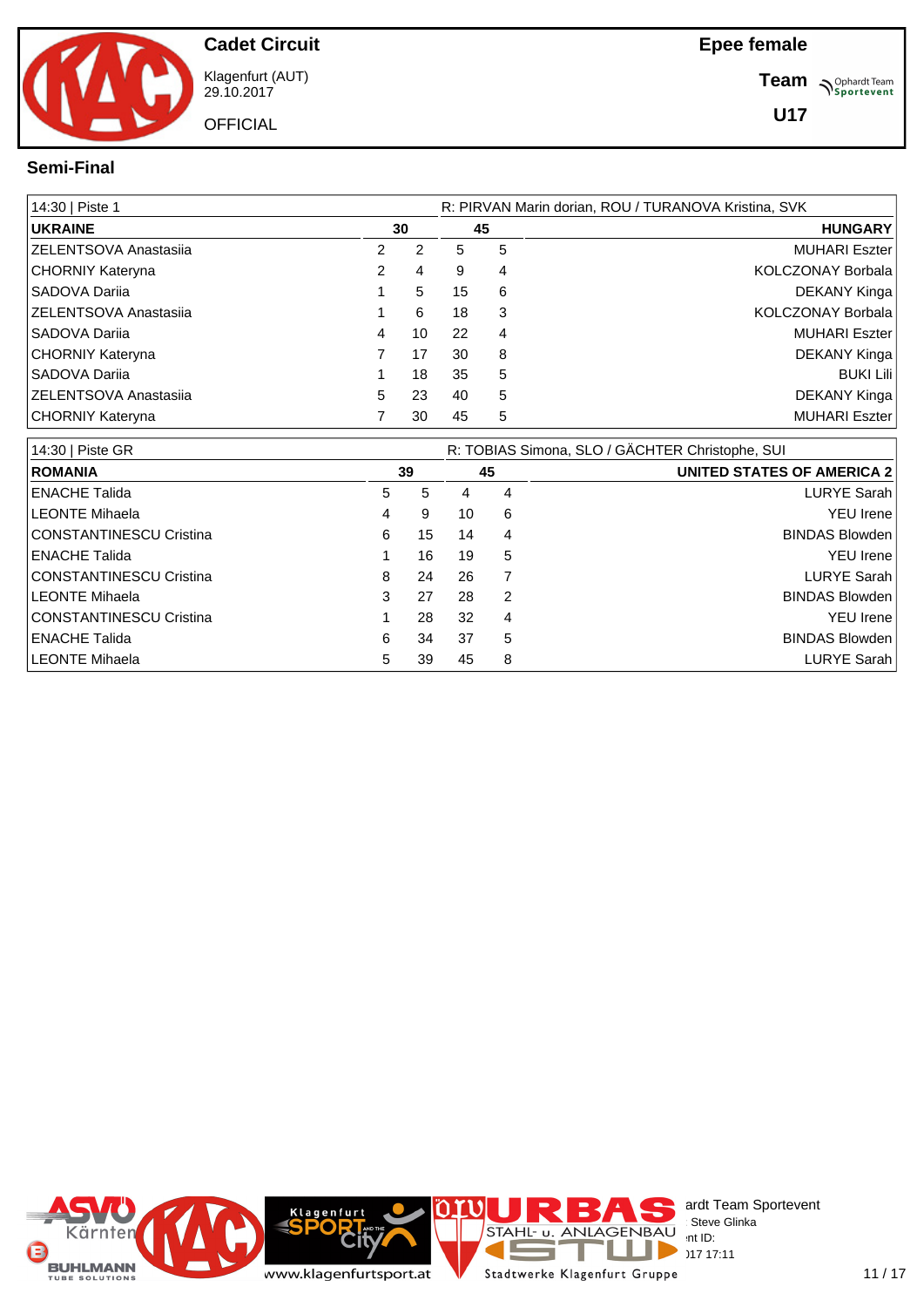# Cadet Circuit

Klagenfurt (AUT)
29.10.2017

OFFICIAL

**Epee female**

**Team**

**U17**

## Semi-Final

| 14:30 \| Piste 1 | | | | | R: PIRVAN Marin dorian, ROU / TURANOVA Kristina, SVK |
|---|---|---|---|---|---|
| **UKRAINE** | | **30** | **45** | | **HUNGARY** |
| ZELENTSOVA Anastasiia | 2 | 2 | 5 | 5 | MUHARI Eszter |
| CHORNIY Kateryna | 2 | 4 | 9 | 4 | KOLCZONAY Borbala |
| SADOVA Dariia | 1 | 5 | 15 | 6 | DEKANY Kinga |
| ZELENTSOVA Anastasiia | 1 | 6 | 18 | 3 | KOLCZONAY Borbala |
| SADOVA Dariia | 4 | 10 | 22 | 4 | MUHARI Eszter |
| CHORNIY Kateryna | 7 | 17 | 30 | 8 | DEKANY Kinga |
| SADOVA Dariia | 1 | 18 | 35 | 5 | BUKI Lili |
| ZELENTSOVA Anastasiia | 5 | 23 | 40 | 5 | DEKANY Kinga |
| CHORNIY Kateryna | 7 | 30 | 45 | 5 | MUHARI Eszter |

| 14:30 \| Piste GR | | | | | R: TOBIAS Simona, SLO / GÄCHTER Christophe, SUI |
|---|---|---|---|---|---|
| **ROMANIA** | | **39** | **45** | | **UNITED STATES OF AMERICA 2** |
| ENACHE Talida | 5 | 5 | 4 | 4 | LURYE Sarah |
| LEONTE Mihaela | 4 | 9 | 10 | 6 | YEU Irene |
| CONSTANTINESCU Cristina | 6 | 15 | 14 | 4 | BINDAS Blowden |
| ENACHE Talida | 1 | 16 | 19 | 5 | YEU Irene |
| CONSTANTINESCU Cristina | 8 | 24 | 26 | 7 | LURYE Sarah |
| LEONTE Mihaela | 3 | 27 | 28 | 2 | BINDAS Blowden |
| CONSTANTINESCU Cristina | 1 | 28 | 32 | 4 | YEU Irene |
| ENACHE Talida | 6 | 34 | 37 | 5 | BINDAS Blowden |
| LEONTE Mihaela | 5 | 39 | 45 | 8 | LURYE Sarah |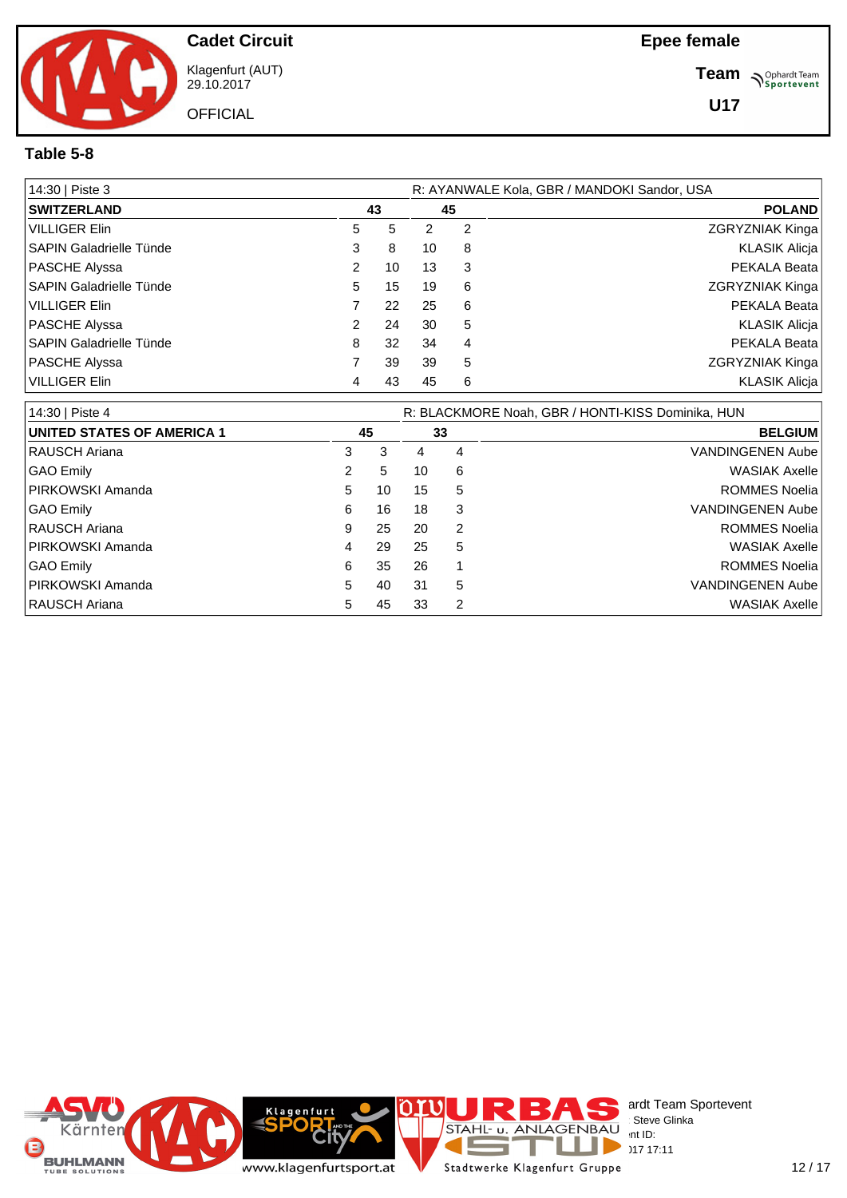**Cadet Circuit**

Klagenfurt (AUT)
29.10.2017

OFFICIAL

**Epee female**

**Team**

**U17**

## Table 5-8

| 14:30 \| Piste 3 | | | | | R: AYANWALE Kola, GBR / MANDOKI Sandor, USA |
|---|---|---|---|---|---|
| **SWITZERLAND** | **43** | | **45** | | **POLAND** |
| VILLIGER Elin | 5 | 5 | 2 | 2 | ZGRYZNIAK Kinga |
| SAPIN Galadrielle Tünde | 3 | 8 | 10 | 8 | KLASIK Alicja |
| PASCHE Alyssa | 2 | 10 | 13 | 3 | PEKALA Beata |
| SAPIN Galadrielle Tünde | 5 | 15 | 19 | 6 | ZGRYZNIAK Kinga |
| VILLIGER Elin | 7 | 22 | 25 | 6 | PEKALA Beata |
| PASCHE Alyssa | 2 | 24 | 30 | 5 | KLASIK Alicja |
| SAPIN Galadrielle Tünde | 8 | 32 | 34 | 4 | PEKALA Beata |
| PASCHE Alyssa | 7 | 39 | 39 | 5 | ZGRYZNIAK Kinga |
| VILLIGER Elin | 4 | 43 | 45 | 6 | KLASIK Alicja |

| 14:30 \| Piste 4 | | | | | R: BLACKMORE Noah, GBR / HONTI-KISS Dominika, HUN |
|---|---|---|---|---|---|
| **UNITED STATES OF AMERICA 1** | **45** | | **33** | | **BELGIUM** |
| RAUSCH Ariana | 3 | 3 | 4 | 4 | VANDINGENEN Aube |
| GAO Emily | 2 | 5 | 10 | 6 | WASIAK Axelle |
| PIRKOWSKI Amanda | 5 | 10 | 15 | 5 | ROMMES Noelia |
| GAO Emily | 6 | 16 | 18 | 3 | VANDINGENEN Aube |
| RAUSCH Ariana | 9 | 25 | 20 | 2 | ROMMES Noelia |
| PIRKOWSKI Amanda | 4 | 29 | 25 | 5 | WASIAK Axelle |
| GAO Emily | 6 | 35 | 26 | 1 | ROMMES Noelia |
| PIRKOWSKI Amanda | 5 | 40 | 31 | 5 | VANDINGENEN Aube |
| RAUSCH Ariana | 5 | 45 | 33 | 2 | WASIAK Axelle |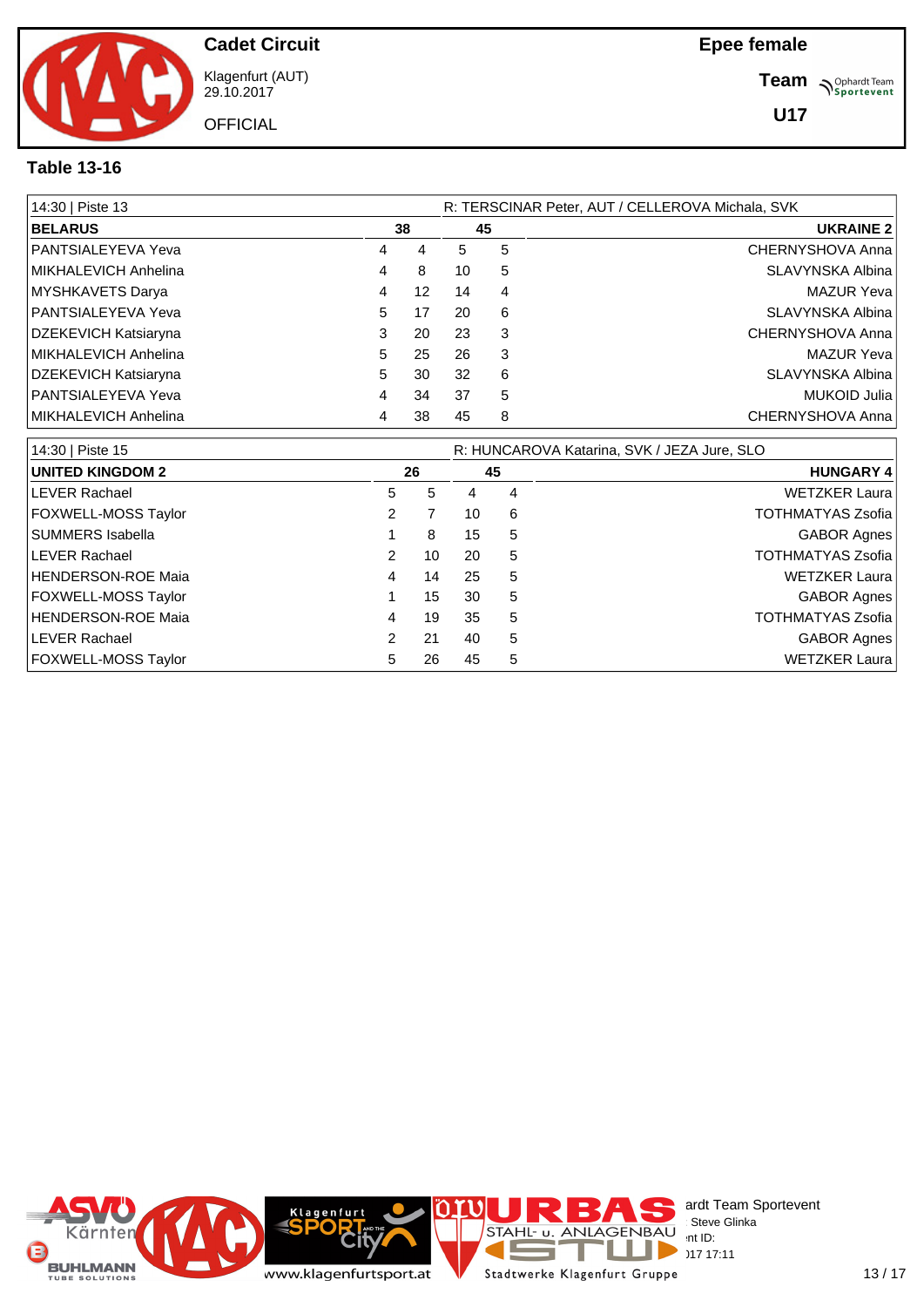**Cadet Circuit**

Klagenfurt (AUT)
29.10.2017

OFFICIAL

**Epee female**

**Team**

**U17**

### Table 13-16

| 14:30 \| Piste 13 | | | | | R: TERSCINAR Peter, AUT / CELLEROVA Michala, SVK |
|---|---|---|---|---|---|
| **BELARUS** | | **38** | **45** | | **UKRAINE 2** |
| PANTSIALEYEVA Yeva | 4 | 4 | 5 | 5 | CHERNYSHOVA Anna |
| MIKHALEVICH Anhelina | 4 | 8 | 10 | 5 | SLAVYNSKA Albina |
| MYSHKAVETS Darya | 4 | 12 | 14 | 4 | MAZUR Yeva |
| PANTSIALEYEVA Yeva | 5 | 17 | 20 | 6 | SLAVYNSKA Albina |
| DZEKEVICH Katsiaryna | 3 | 20 | 23 | 3 | CHERNYSHOVA Anna |
| MIKHALEVICH Anhelina | 5 | 25 | 26 | 3 | MAZUR Yeva |
| DZEKEVICH Katsiaryna | 5 | 30 | 32 | 6 | SLAVYNSKA Albina |
| PANTSIALEYEVA Yeva | 4 | 34 | 37 | 5 | MUKOID Julia |
| MIKHALEVICH Anhelina | 4 | 38 | 45 | 8 | CHERNYSHOVA Anna |

| 14:30 \| Piste 15 | | | | | R: HUNCAROVA Katarina, SVK / JEZA Jure, SLO |
|---|---|---|---|---|---|
| **UNITED KINGDOM 2** | | **26** | **45** | | **HUNGARY 4** |
| LEVER Rachael | 5 | 5 | 4 | 4 | WETZKER Laura |
| FOXWELL-MOSS Taylor | 2 | 7 | 10 | 6 | TOTHMATYAS Zsofia |
| SUMMERS Isabella | 1 | 8 | 15 | 5 | GABOR Agnes |
| LEVER Rachael | 2 | 10 | 20 | 5 | TOTHMATYAS Zsofia |
| HENDERSON-ROE Maia | 4 | 14 | 25 | 5 | WETZKER Laura |
| FOXWELL-MOSS Taylor | 1 | 15 | 30 | 5 | GABOR Agnes |
| HENDERSON-ROE Maia | 4 | 19 | 35 | 5 | TOTHMATYAS Zsofia |
| LEVER Rachael | 2 | 21 | 40 | 5 | GABOR Agnes |
| FOXWELL-MOSS Taylor | 5 | 26 | 45 | 5 | WETZKER Laura |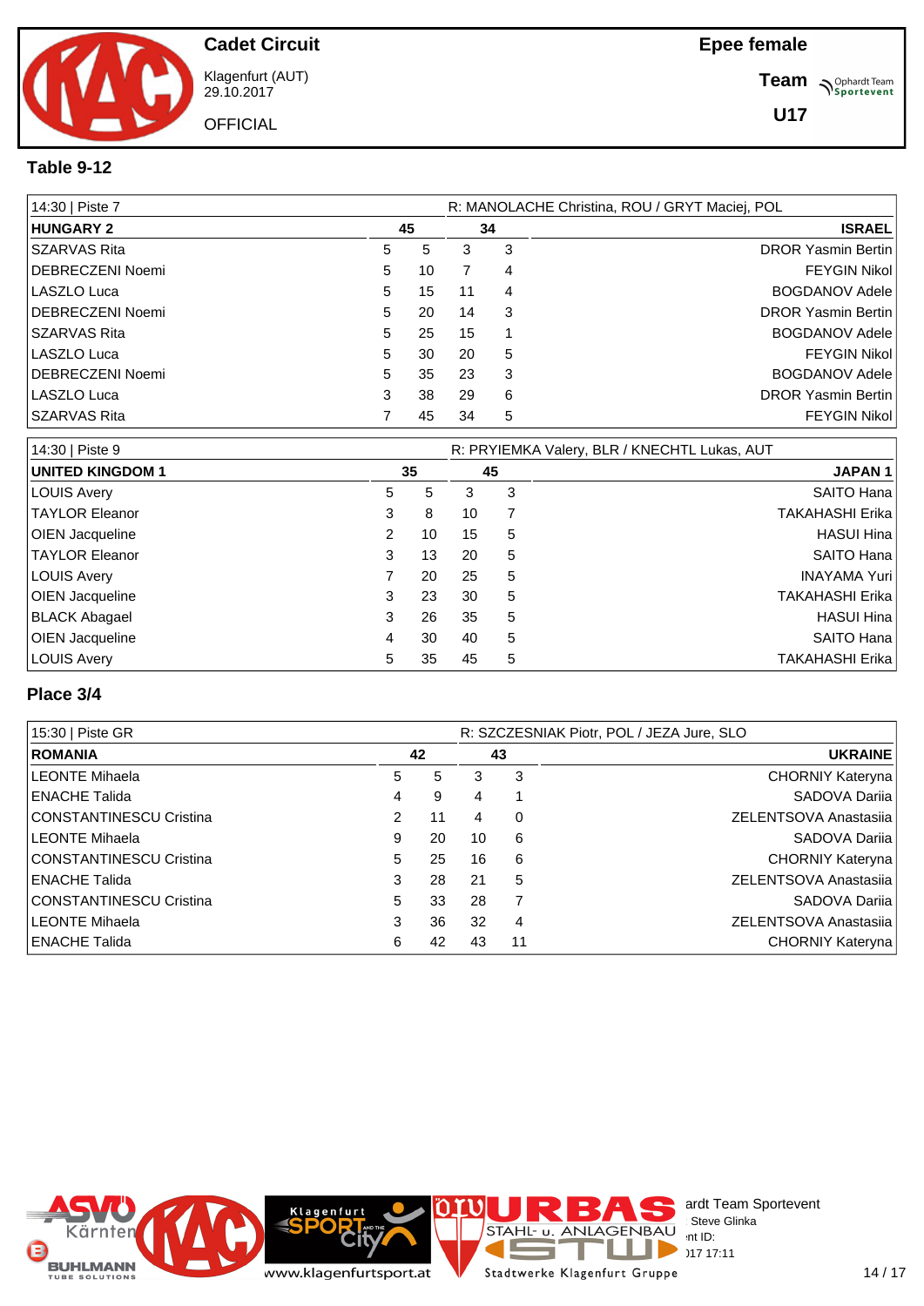**Cadet Circuit**

Klagenfurt (AUT)
29.10.2017

OFFICIAL

**Epee female**

**Team**

**U17**

## Table 9-12

| 14:30 \| Piste 7 | | | | | R: MANOLACHE Christina, ROU / GRYT Maciej, POL |
|---|---|---|---|---|---|
| **HUNGARY 2** | | **45** | **34** | | **ISRAEL** |
| SZARVAS Rita | 5 | 5 | 3 | 3 | DROR Yasmin Bertin |
| DEBRECZENI Noemi | 5 | 10 | 7 | 4 | FEYGIN Nikol |
| LASZLO Luca | 5 | 15 | 11 | 4 | BOGDANOV Adele |
| DEBRECZENI Noemi | 5 | 20 | 14 | 3 | DROR Yasmin Bertin |
| SZARVAS Rita | 5 | 25 | 15 | 1 | BOGDANOV Adele |
| LASZLO Luca | 5 | 30 | 20 | 5 | FEYGIN Nikol |
| DEBRECZENI Noemi | 5 | 35 | 23 | 3 | BOGDANOV Adele |
| LASZLO Luca | 3 | 38 | 29 | 6 | DROR Yasmin Bertin |
| SZARVAS Rita | 7 | 45 | 34 | 5 | FEYGIN Nikol |

| 14:30 \| Piste 9 | | | | | R: PRYIEMKA Valery, BLR / KNECHTL Lukas, AUT |
|---|---|---|---|---|---|
| **UNITED KINGDOM 1** | | **35** | **45** | | **JAPAN 1** |
| LOUIS Avery | 5 | 5 | 3 | 3 | SAITO Hana |
| TAYLOR Eleanor | 3 | 8 | 10 | 7 | TAKAHASHI Erika |
| OIEN Jacqueline | 2 | 10 | 15 | 5 | HASUI Hina |
| TAYLOR Eleanor | 3 | 13 | 20 | 5 | SAITO Hana |
| LOUIS Avery | 7 | 20 | 25 | 5 | INAYAMA Yuri |
| OIEN Jacqueline | 3 | 23 | 30 | 5 | TAKAHASHI Erika |
| BLACK Abagael | 3 | 26 | 35 | 5 | HASUI Hina |
| OIEN Jacqueline | 4 | 30 | 40 | 5 | SAITO Hana |
| LOUIS Avery | 5 | 35 | 45 | 5 | TAKAHASHI Erika |

## Place 3/4

| 15:30 \| Piste GR | | | | | R: SZCZESNIAK Piotr, POL / JEZA Jure, SLO |
|---|---|---|---|---|---|
| **ROMANIA** | | **42** | **43** | | **UKRAINE** |
| LEONTE Mihaela | 5 | 5 | 3 | 3 | CHORNIY Kateryna |
| ENACHE Talida | 4 | 9 | 4 | 1 | SADOVA Dariia |
| CONSTANTINESCU Cristina | 2 | 11 | 4 | 0 | ZELENTSOVA Anastasiia |
| LEONTE Mihaela | 9 | 20 | 10 | 6 | SADOVA Dariia |
| CONSTANTINESCU Cristina | 5 | 25 | 16 | 6 | CHORNIY Kateryna |
| ENACHE Talida | 3 | 28 | 21 | 5 | ZELENTSOVA Anastasiia |
| CONSTANTINESCU Cristina | 5 | 33 | 28 | 7 | SADOVA Dariia |
| LEONTE Mihaela | 3 | 36 | 32 | 4 | ZELENTSOVA Anastasiia |
| ENACHE Talida | 6 | 42 | 43 | 11 | CHORNIY Kateryna |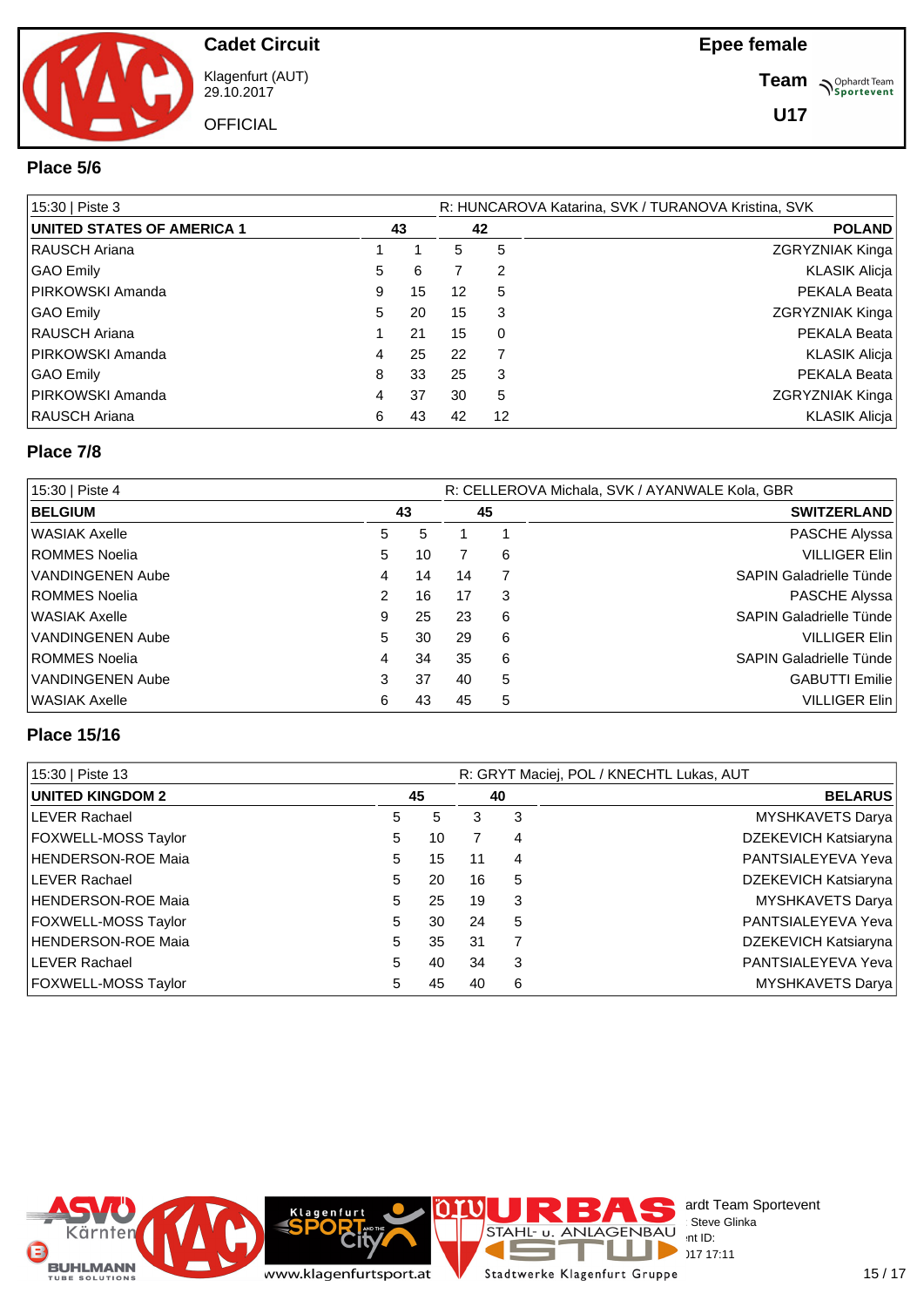Cadet Circuit

Klagenfurt (AUT)
29.10.2017

OFFICIAL

**Epee female**

**Team**

**U17**

## Place 5/6

| 15:30 \| Piste 3 | | | | | R: HUNCAROVA Katarina, SVK / TURANOVA Kristina, SVK |
|---|---|---|---|---|---|
| **UNITED STATES OF AMERICA 1** | | **43** | **42** | | **POLAND** |
| RAUSCH Ariana | 1 | 1 | 5 | 5 | ZGRYZNIAK Kinga |
| GAO Emily | 5 | 6 | 7 | 2 | KLASIK Alicja |
| PIRKOWSKI Amanda | 9 | 15 | 12 | 5 | PEKALA Beata |
| GAO Emily | 5 | 20 | 15 | 3 | ZGRYZNIAK Kinga |
| RAUSCH Ariana | 1 | 21 | 15 | 0 | PEKALA Beata |
| PIRKOWSKI Amanda | 4 | 25 | 22 | 7 | KLASIK Alicja |
| GAO Emily | 8 | 33 | 25 | 3 | PEKALA Beata |
| PIRKOWSKI Amanda | 4 | 37 | 30 | 5 | ZGRYZNIAK Kinga |
| RAUSCH Ariana | 6 | 43 | 42 | 12 | KLASIK Alicja |

## Place 7/8

| 15:30 \| Piste 4 | | | | | R: CELLEROVA Michala, SVK / AYANWALE Kola, GBR |
|---|---|---|---|---|---|
| **BELGIUM** | | **43** | **45** | | **SWITZERLAND** |
| WASIAK Axelle | 5 | 5 | 1 | 1 | PASCHE Alyssa |
| ROMMES Noelia | 5 | 10 | 7 | 6 | VILLIGER Elin |
| VANDINGENEN Aube | 4 | 14 | 14 | 7 | SAPIN Galadrielle Tünde |
| ROMMES Noelia | 2 | 16 | 17 | 3 | PASCHE Alyssa |
| WASIAK Axelle | 9 | 25 | 23 | 6 | SAPIN Galadrielle Tünde |
| VANDINGENEN Aube | 5 | 30 | 29 | 6 | VILLIGER Elin |
| ROMMES Noelia | 4 | 34 | 35 | 6 | SAPIN Galadrielle Tünde |
| VANDINGENEN Aube | 3 | 37 | 40 | 5 | GABUTTI Emilie |
| WASIAK Axelle | 6 | 43 | 45 | 5 | VILLIGER Elin |

## Place 15/16

| 15:30 \| Piste 13 | | | | | R: GRYT Maciej, POL / KNECHTL Lukas, AUT |
|---|---|---|---|---|---|
| **UNITED KINGDOM 2** | | **45** | **40** | | **BELARUS** |
| LEVER Rachael | 5 | 5 | 3 | 3 | MYSHKAVETS Darya |
| FOXWELL-MOSS Taylor | 5 | 10 | 7 | 4 | DZEKEVICH Katsiaryna |
| HENDERSON-ROE Maia | 5 | 15 | 11 | 4 | PANTSIALEYEVA Yeva |
| LEVER Rachael | 5 | 20 | 16 | 5 | DZEKEVICH Katsiaryna |
| HENDERSON-ROE Maia | 5 | 25 | 19 | 3 | MYSHKAVETS Darya |
| FOXWELL-MOSS Taylor | 5 | 30 | 24 | 5 | PANTSIALEYEVA Yeva |
| HENDERSON-ROE Maia | 5 | 35 | 31 | 7 | DZEKEVICH Katsiaryna |
| LEVER Rachael | 5 | 40 | 34 | 3 | PANTSIALEYEVA Yeva |
| FOXWELL-MOSS Taylor | 5 | 45 | 40 | 6 | MYSHKAVETS Darya |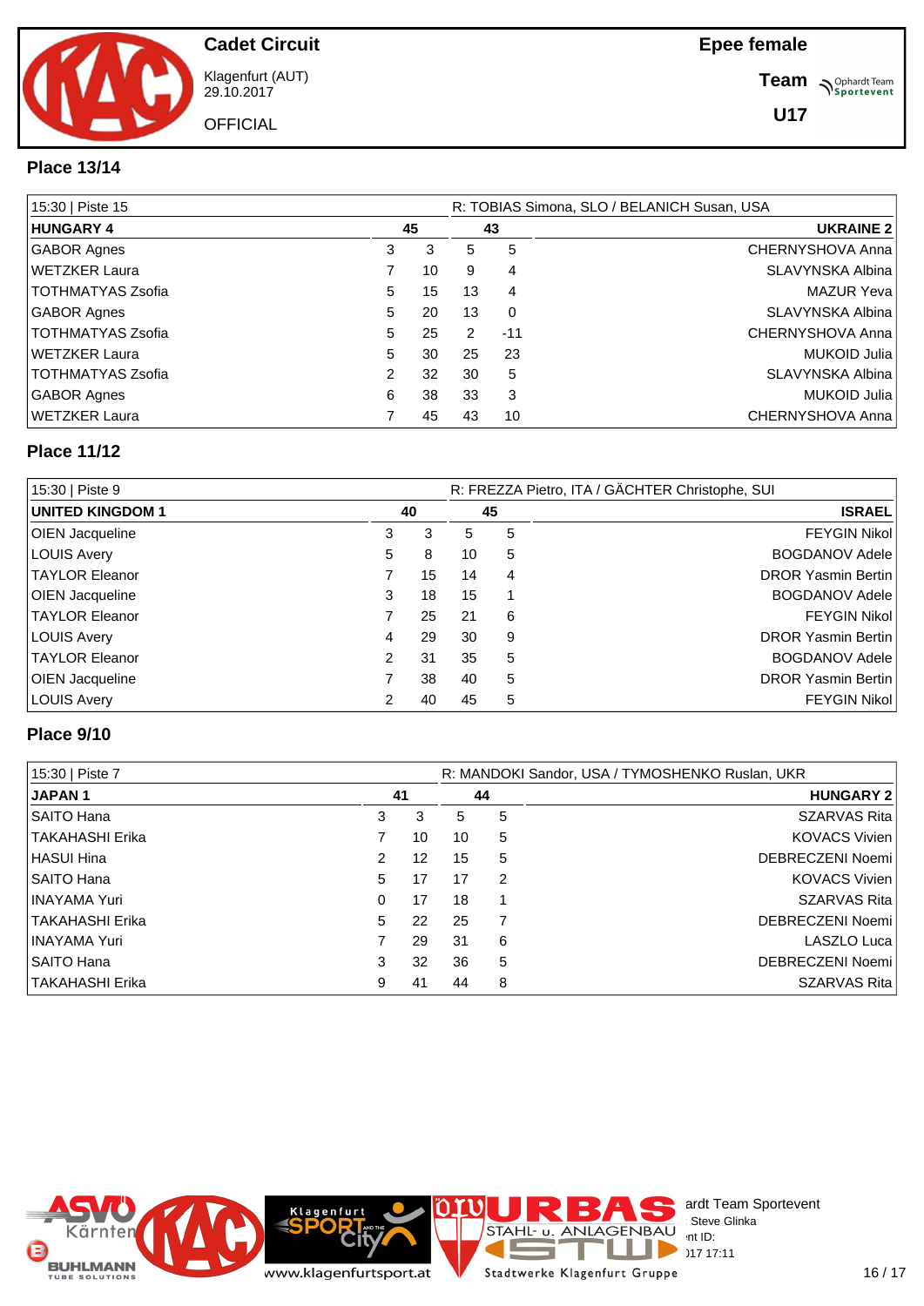**Cadet Circuit**

Klagenfurt (AUT)
29.10.2017

OFFICIAL

**Epee female**

**Team**

**U17**

### Place 13/14

| 15:30 \| Piste 15 | | | R: TOBIAS Simona, SLO / BELANICH Susan, USA | | |
|---|---|---|---|---|---|
| **HUNGARY 4** | | **45** | **43** | | **UKRAINE 2** |
| GABOR Agnes | 3 | 3 | 5 | 5 | CHERNYSHOVA Anna |
| WETZKER Laura | 7 | 10 | 9 | 4 | SLAVYNSKA Albina |
| TOTHMATYAS Zsofia | 5 | 15 | 13 | 4 | MAZUR Yeva |
| GABOR Agnes | 5 | 20 | 13 | 0 | SLAVYNSKA Albina |
| TOTHMATYAS Zsofia | 5 | 25 | 2 | -11 | CHERNYSHOVA Anna |
| WETZKER Laura | 5 | 30 | 25 | 23 | MUKOID Julia |
| TOTHMATYAS Zsofia | 2 | 32 | 30 | 5 | SLAVYNSKA Albina |
| GABOR Agnes | 6 | 38 | 33 | 3 | MUKOID Julia |
| WETZKER Laura | 7 | 45 | 43 | 10 | CHERNYSHOVA Anna |

### Place 11/12

| 15:30 \| Piste 9 | | | R: FREZZA Pietro, ITA / GÄCHTER Christophe, SUI | | |
|---|---|---|---|---|---|
| **UNITED KINGDOM 1** | | **40** | **45** | | **ISRAEL** |
| OIEN Jacqueline | 3 | 3 | 5 | 5 | FEYGIN Nikol |
| LOUIS Avery | 5 | 8 | 10 | 5 | BOGDANOV Adele |
| TAYLOR Eleanor | 7 | 15 | 14 | 4 | DROR Yasmin Bertin |
| OIEN Jacqueline | 3 | 18 | 15 | 1 | BOGDANOV Adele |
| TAYLOR Eleanor | 7 | 25 | 21 | 6 | FEYGIN Nikol |
| LOUIS Avery | 4 | 29 | 30 | 9 | DROR Yasmin Bertin |
| TAYLOR Eleanor | 2 | 31 | 35 | 5 | BOGDANOV Adele |
| OIEN Jacqueline | 7 | 38 | 40 | 5 | DROR Yasmin Bertin |
| LOUIS Avery | 2 | 40 | 45 | 5 | FEYGIN Nikol |

### Place 9/10

| 15:30 \| Piste 7 | | | R: MANDOKI Sandor, USA / TYMOSHENKO Ruslan, UKR | | |
|---|---|---|---|---|---|
| **JAPAN 1** | | **41** | **44** | | **HUNGARY 2** |
| SAITO Hana | 3 | 3 | 5 | 5 | SZARVAS Rita |
| TAKAHASHI Erika | 7 | 10 | 10 | 5 | KOVACS Vivien |
| HASUI Hina | 2 | 12 | 15 | 5 | DEBRECZENI Noemi |
| SAITO Hana | 5 | 17 | 17 | 2 | KOVACS Vivien |
| INAYAMA Yuri | 0 | 17 | 18 | 1 | SZARVAS Rita |
| TAKAHASHI Erika | 5 | 22 | 25 | 7 | DEBRECZENI Noemi |
| INAYAMA Yuri | 7 | 29 | 31 | 6 | LASZLO Luca |
| SAITO Hana | 3 | 32 | 36 | 5 | DEBRECZENI Noemi |
| TAKAHASHI Erika | 9 | 41 | 44 | 8 | SZARVAS Rita |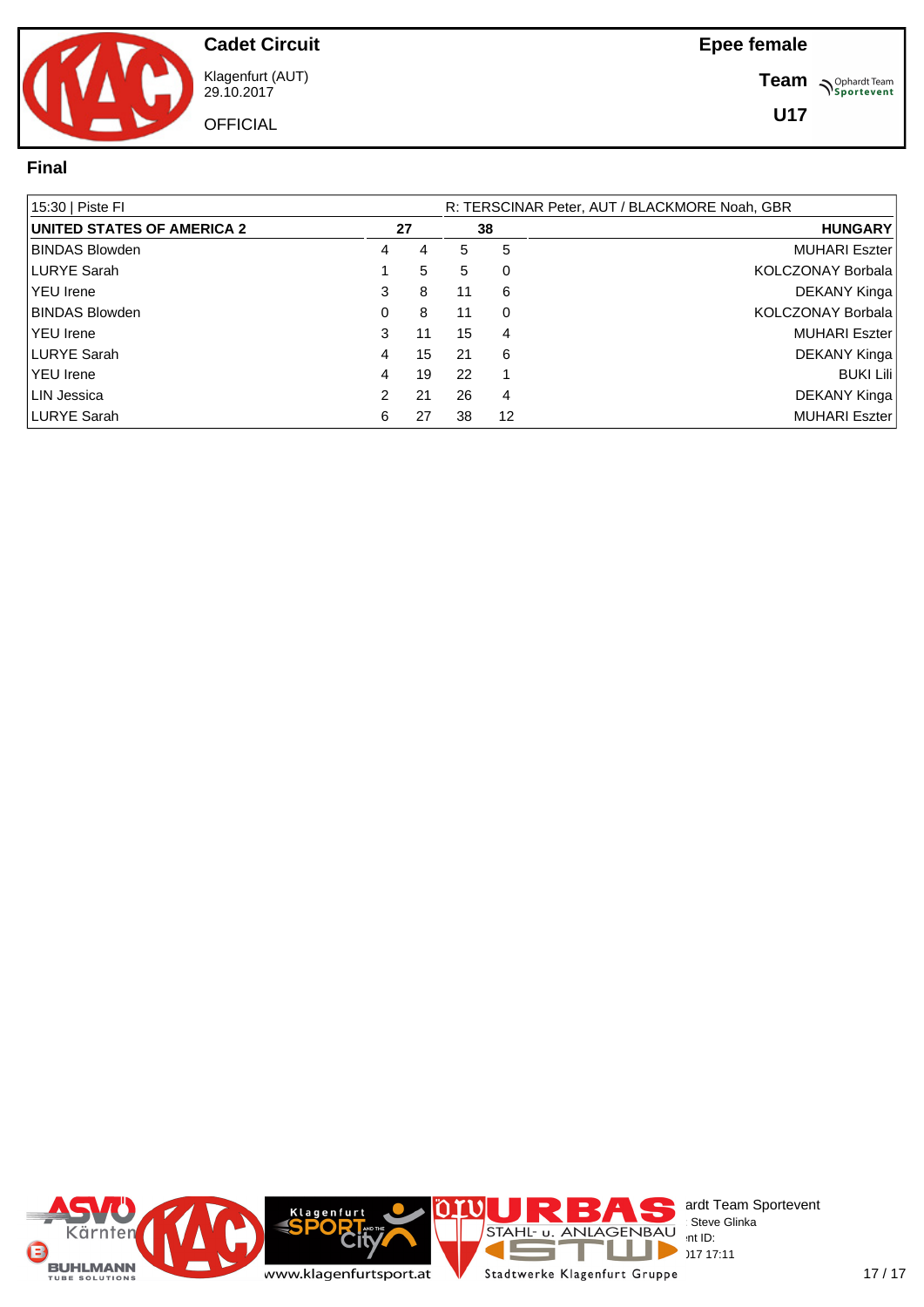**Cadet Circuit**

Klagenfurt (AUT)
29.10.2017

OFFICIAL

**Epee female**

**Team**

**U17**

## Final

| 15:30 \| Piste FI | | | | | R: TERSCINAR Peter, AUT / BLACKMORE Noah, GBR |
|---|---|---|---|---|---|
| **UNITED STATES OF AMERICA 2** | | **27** | **38** | | **HUNGARY** |
| BINDAS Blowden | 4 | 4 | 5 | 5 | MUHARI Eszter |
| LURYE Sarah | 1 | 5 | 5 | 0 | KOLCZONAY Borbala |
| YEU Irene | 3 | 8 | 11 | 6 | DEKANY Kinga |
| BINDAS Blowden | 0 | 8 | 11 | 0 | KOLCZONAY Borbala |
| YEU Irene | 3 | 11 | 15 | 4 | MUHARI Eszter |
| LURYE Sarah | 4 | 15 | 21 | 6 | DEKANY Kinga |
| YEU Irene | 4 | 19 | 22 | 1 | BUKI Lili |
| LIN Jessica | 2 | 21 | 26 | 4 | DEKANY Kinga |
| LURYE Sarah | 6 | 27 | 38 | 12 | MUHARI Eszter |

ardt Team Sportevent
: Steve Glinka
nt ID:
)17 17:11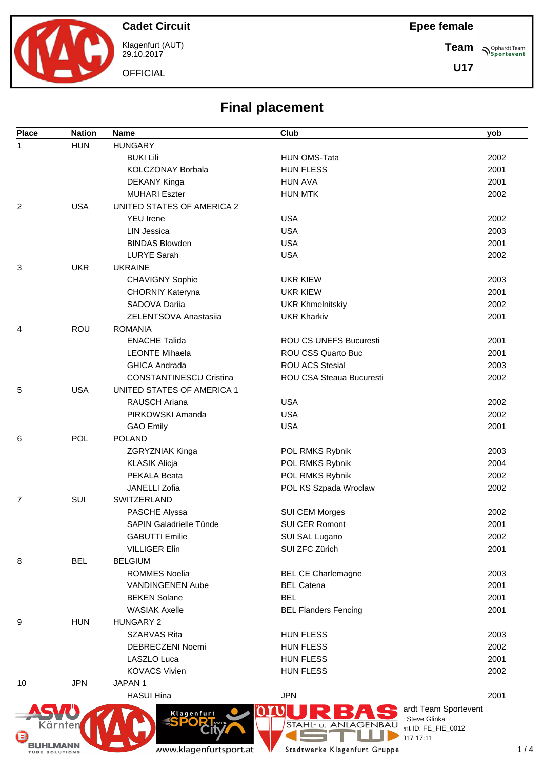Cadet Circuit

Klagenfurt (AUT)
29.10.2017

OFFICIAL

Epee female

Team

U17

## Final placement

| Place | Nation | Name | Club | yob |
|---|---|---|---|---|
| 1 | HUN | HUNGARY | | |
| | | BUKI Lili | HUN OMS-Tata | 2002 |
| | | KOLCZONAY Borbala | HUN FLESS | 2001 |
| | | DEKANY Kinga | HUN AVA | 2001 |
| | | MUHARI Eszter | HUN MTK | 2002 |
| 2 | USA | UNITED STATES OF AMERICA 2 | | |
| | | YEU Irene | USA | 2002 |
| | | LIN Jessica | USA | 2003 |
| | | BINDAS Blowden | USA | 2001 |
| | | LURYE Sarah | USA | 2002 |
| 3 | UKR | UKRAINE | | |
| | | CHAVIGNY Sophie | UKR KIEW | 2003 |
| | | CHORNIY Kateryna | UKR KIEW | 2001 |
| | | SADOVA Dariia | UKR Khmelnitskiy | 2002 |
| | | ZELENTSOVA Anastasiia | UKR Kharkiv | 2001 |
| 4 | ROU | ROMANIA | | |
| | | ENACHE Talida | ROU CS UNEFS Bucuresti | 2001 |
| | | LEONTE Mihaela | ROU CSS Quarto Buc | 2001 |
| | | GHICA Andrada | ROU ACS Stesial | 2003 |
| | | CONSTANTINESCU Cristina | ROU CSA Steaua Bucuresti | 2002 |
| 5 | USA | UNITED STATES OF AMERICA 1 | | |
| | | RAUSCH Ariana | USA | 2002 |
| | | PIRKOWSKI Amanda | USA | 2002 |
| | | GAO Emily | USA | 2001 |
| 6 | POL | POLAND | | |
| | | ZGRYZNIAK Kinga | POL RMKS Rybnik | 2003 |
| | | KLASIK Alicja | POL RMKS Rybnik | 2004 |
| | | PEKALA Beata | POL RMKS Rybnik | 2002 |
| | | JANELLI Zofia | POL KS Szpada Wroclaw | 2002 |
| 7 | SUI | SWITZERLAND | | |
| | | PASCHE Alyssa | SUI CEM Morges | 2002 |
| | | SAPIN Galadrielle Tünde | SUI CER Romont | 2001 |
| | | GABUTTI Emilie | SUI SAL Lugano | 2002 |
| | | VILLIGER Elin | SUI ZFC Zürich | 2001 |
| 8 | BEL | BELGIUM | | |
| | | ROMMES Noelia | BEL CE Charlemagne | 2003 |
| | | VANDINGENEN Aube | BEL Catena | 2001 |
| | | BEKEN Solane | BEL | 2001 |
| | | WASIAK Axelle | BEL Flanders Fencing | 2001 |
| 9 | HUN | HUNGARY 2 | | |
| | | SZARVAS Rita | HUN FLESS | 2003 |
| | | DEBRECZENI Noemi | HUN FLESS | 2002 |
| | | LASZLO Luca | HUN FLESS | 2001 |
| | | KOVACS Vivien | HUN FLESS | 2002 |
| 10 | JPN | JAPAN 1 | | |
| | | HASUI Hina | JPN | 2001 |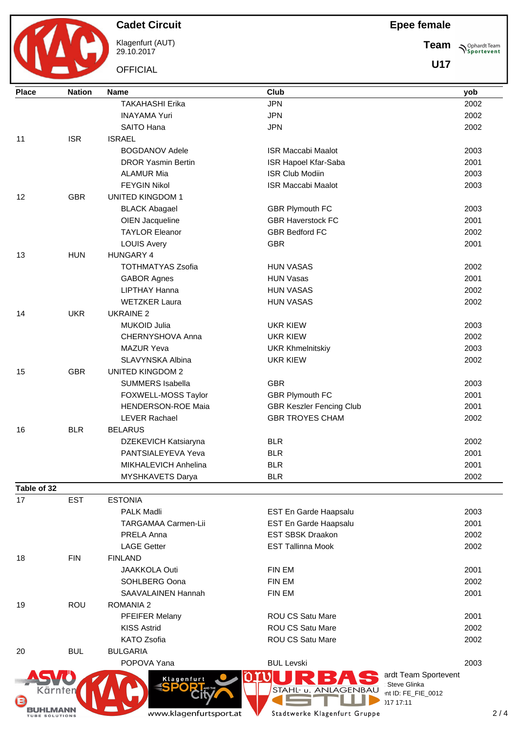| Place | Nation | Name | Club | yob |
|---|---|---|---|---|
| | | TAKAHASHI Erika | JPN | 2002 |
| | | INAYAMA Yuri | JPN | 2002 |
| | | SAITO Hana | JPN | 2002 |
| 11 | ISR | ISRAEL | | |
| | | BOGDANOV Adele | ISR Maccabi Maalot | 2003 |
| | | DROR Yasmin Bertin | ISR Hapoel Kfar-Saba | 2001 |
| | | ALAMUR Mia | ISR Club Modiin | 2003 |
| | | FEYGIN Nikol | ISR Maccabi Maalot | 2003 |
| 12 | GBR | UNITED KINGDOM 1 | | |
| | | BLACK Abagael | GBR Plymouth FC | 2003 |
| | | OIEN Jacqueline | GBR Haverstock FC | 2001 |
| | | TAYLOR Eleanor | GBR Bedford FC | 2002 |
| | | LOUIS Avery | GBR | 2001 |
| 13 | HUN | HUNGARY 4 | | |
| | | TOTHMATYAS Zsofia | HUN VASAS | 2002 |
| | | GABOR Agnes | HUN Vasas | 2001 |
| | | LIPTHAY Hanna | HUN VASAS | 2002 |
| | | WETZKER Laura | HUN VASAS | 2002 |
| 14 | UKR | UKRAINE 2 | | |
| | | MUKOID Julia | UKR KIEW | 2003 |
| | | CHERNYSHOVA Anna | UKR KIEW | 2002 |
| | | MAZUR Yeva | UKR Khmelnitskiy | 2003 |
| | | SLAVYNSKA Albina | UKR KIEW | 2002 |
| 15 | GBR | UNITED KINGDOM 2 | | |
| | | SUMMERS Isabella | GBR | 2003 |
| | | FOXWELL-MOSS Taylor | GBR Plymouth FC | 2001 |
| | | HENDERSON-ROE Maia | GBR Keszler Fencing Club | 2001 |
| | | LEVER Rachael | GBR TROYES CHAM | 2002 |
| 16 | BLR | BELARUS | | |
| | | DZEKEVICH Katsiaryna | BLR | 2002 |
| | | PANTSIALEYEVA Yeva | BLR | 2001 |
| | | MIKHALEVICH Anhelina | BLR | 2001 |
| | | MYSHKAVETS Darya | BLR | 2002 |

**Table of 32**

| Place | Nation | Name | Club | yob |
|---|---|---|---|---|
| 17 | EST | ESTONIA | | |
| | | PALK Madli | EST En Garde Haapsalu | 2003 |
| | | TARGAMAA Carmen-Lii | EST En Garde Haapsalu | 2001 |
| | | PRELA Anna | EST SBSK Draakon | 2002 |
| | | LAGE Getter | EST Tallinna Mook | 2002 |
| 18 | FIN | FINLAND | | |
| | | JAAKKOLA Outi | FIN EM | 2001 |
| | | SOHLBERG Oona | FIN EM | 2002 |
| | | SAAVALAINEN Hannah | FIN EM | 2001 |
| 19 | ROU | ROMANIA 2 | | |
| | | PFEIFER Melany | ROU CS Satu Mare | 2001 |
| | | KISS Astrid | ROU CS Satu Mare | 2002 |
| | | KATO Zsofia | ROU CS Satu Mare | 2002 |
| 20 | BUL | BULGARIA | | |
| | | POPOVA Yana | BUL Levski | 2003 |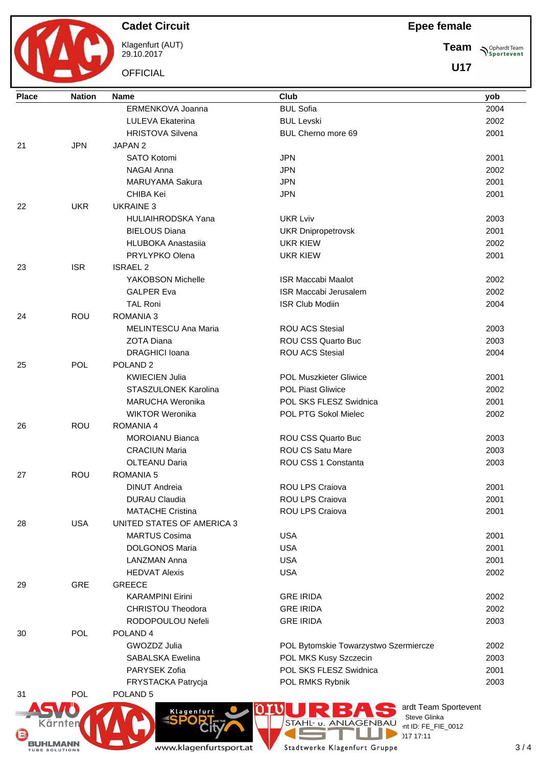**Cadet Circuit** — Klagenfurt (AUT) 29.10.2017 — OFFICIAL

**Epee female** — **Team** — **U17**

| Place | Nation | Name | Club | yob |
|---|---|---|---|---|
| | | ERMENKOVA Joanna | BUL Sofia | 2004 |
| | | LULEVA Ekaterina | BUL Levski | 2002 |
| | | HRISTOVA Silvena | BUL Cherno more 69 | 2001 |
| 21 | JPN | JAPAN 2 | | |
| | | SATO Kotomi | JPN | 2001 |
| | | NAGAI Anna | JPN | 2002 |
| | | MARUYAMA Sakura | JPN | 2001 |
| | | CHIBA Kei | JPN | 2001 |
| 22 | UKR | UKRAINE 3 | | |
| | | HULIAIHRODSKA Yana | UKR Lviv | 2003 |
| | | BIELOUS Diana | UKR Dnipropetrovsk | 2001 |
| | | HLUBOKA Anastasiia | UKR KIEW | 2002 |
| | | PRYLYPKO Olena | UKR KIEW | 2001 |
| 23 | ISR | ISRAEL 2 | | |
| | | YAKOBSON Michelle | ISR Maccabi Maalot | 2002 |
| | | GALPER Eva | ISR Maccabi Jerusalem | 2002 |
| | | TAL Roni | ISR Club Modiin | 2004 |
| 24 | ROU | ROMANIA 3 | | |
| | | MELINTESCU Ana Maria | ROU ACS Stesial | 2003 |
| | | ZOTA Diana | ROU CSS Quarto Buc | 2003 |
| | | DRAGHICI Ioana | ROU ACS Stesial | 2004 |
| 25 | POL | POLAND 2 | | |
| | | KWIECIEN Julia | POL Muszkieter Gliwice | 2001 |
| | | STASZULONEK Karolina | POL Piast Gliwice | 2002 |
| | | MARUCHA Weronika | POL SKS FLESZ Swidnica | 2001 |
| | | WIKTOR Weronika | POL PTG Sokol Mielec | 2002 |
| 26 | ROU | ROMANIA 4 | | |
| | | MOROIANU Bianca | ROU CSS Quarto Buc | 2003 |
| | | CRACIUN Maria | ROU CS Satu Mare | 2003 |
| | | OLTEANU Daria | ROU CSS 1 Constanta | 2003 |
| 27 | ROU | ROMANIA 5 | | |
| | | DINUT Andreia | ROU LPS Craiova | 2001 |
| | | DURAU Claudia | ROU LPS Craiova | 2001 |
| | | MATACHE Cristina | ROU LPS Craiova | 2001 |
| 28 | USA | UNITED STATES OF AMERICA 3 | | |
| | | MARTUS Cosima | USA | 2001 |
| | | DOLGONOS Maria | USA | 2001 |
| | | LANZMAN Anna | USA | 2001 |
| | | HEDVAT Alexis | USA | 2002 |
| 29 | GRE | GREECE | | |
| | | KARAMPINI Eirini | GRE IRIDA | 2002 |
| | | CHRISTOU Theodora | GRE IRIDA | 2002 |
| | | RODOPOULOU Nefeli | GRE IRIDA | 2003 |
| 30 | POL | POLAND 4 | | |
| | | GWOZDZ Julia | POL Bytomskie Towarzystwo Szermiercze | 2002 |
| | | SABALSKA Ewelina | POL MKS Kusy Szczecin | 2003 |
| | | PARYSEK Zofia | POL SKS FLESZ Swidnica | 2001 |
| | | FRYSTACKA Patrycja | POL RMKS Rybnik | 2003 |
| 31 | POL | POLAND 5 | | |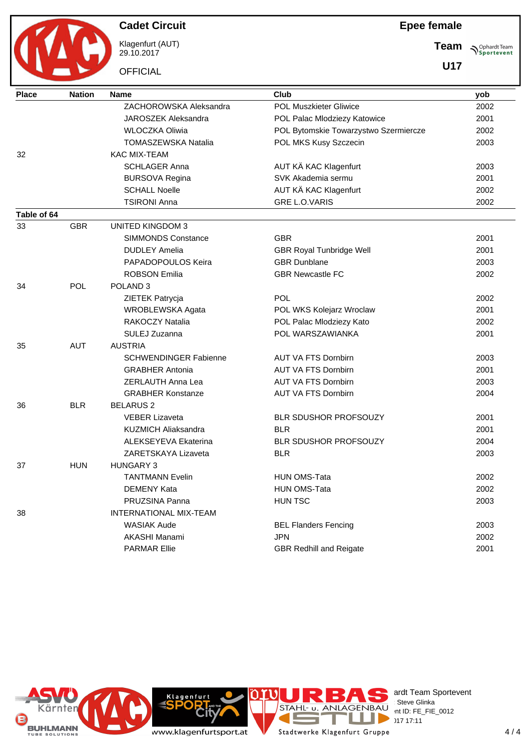# Cadet Circuit

Klagenfurt (AUT)
29.10.2017

OFFICIAL

**Epee female**

**Team**

**U17**

| Place | Nation | Name | Club | yob |
|---|---|---|---|---|
| | | ZACHOROWSKA Aleksandra | POL Muszkieter Gliwice | 2002 |
| | | JAROSZEK Aleksandra | POL Palac Mlodziezy Katowice | 2001 |
| | | WLOCZKA Oliwia | POL Bytomskie Towarzystwo Szermiercze | 2002 |
| | | TOMASZEWSKA Natalia | POL MKS Kusy Szczecin | 2003 |
| 32 | | KAC MIX-TEAM | | |
| | | SCHLAGER Anna | AUT KÄ KAC Klagenfurt | 2003 |
| | | BURSOVA Regina | SVK Akademia sermu | 2001 |
| | | SCHALL Noelle | AUT KÄ KAC Klagenfurt | 2002 |
| | | TSIRONI Anna | GRE L.O.VARIS | 2002 |
| **Table of 64** | | | | |
| 33 | GBR | UNITED KINGDOM 3 | | |
| | | SIMMONDS Constance | GBR | 2001 |
| | | DUDLEY Amelia | GBR Royal Tunbridge Well | 2001 |
| | | PAPADOPOULOS Keira | GBR Dunblane | 2003 |
| | | ROBSON Emilia | GBR Newcastle FC | 2002 |
| 34 | POL | POLAND 3 | | |
| | | ZIETEK Patrycja | POL | 2002 |
| | | WROBLEWSKA Agata | POL WKS Kolejarz Wroclaw | 2001 |
| | | RAKOCZY Natalia | POL Palac Mlodziezy Kato | 2002 |
| | | SULEJ Zuzanna | POL WARSZAWIANKA | 2001 |
| 35 | AUT | AUSTRIA | | |
| | | SCHWENDINGER Fabienne | AUT VA FTS Dornbirn | 2003 |
| | | GRABHER Antonia | AUT VA FTS Dornbirn | 2001 |
| | | ZERLAUTH Anna Lea | AUT VA FTS Dornbirn | 2003 |
| | | GRABHER Konstanze | AUT VA FTS Dornbirn | 2004 |
| 36 | BLR | BELARUS 2 | | |
| | | VEBER Lizaveta | BLR SDUSHOR PROFSOUZY | 2001 |
| | | KUZMICH Aliaksandra | BLR | 2001 |
| | | ALEKSEYEVA Ekaterina | BLR SDUSHOR PROFSOUZY | 2004 |
| | | ZARETSKAYA Lizaveta | BLR | 2003 |
| 37 | HUN | HUNGARY 3 | | |
| | | TANTMANN Evelin | HUN OMS-Tata | 2002 |
| | | DEMENY Kata | HUN OMS-Tata | 2002 |
| | | PRUZSINA Panna | HUN TSC | 2003 |
| 38 | | INTERNATIONAL MIX-TEAM | | |
| | | WASIAK Aude | BEL Flanders Fencing | 2003 |
| | | AKASHI Manami | JPN | 2002 |
| | | PARMAR Ellie | GBR Redhill and Reigate | 2001 |

ardt Team Sportevent
Steve Glinka
nt ID: FE_FIE_0012
)17 17:11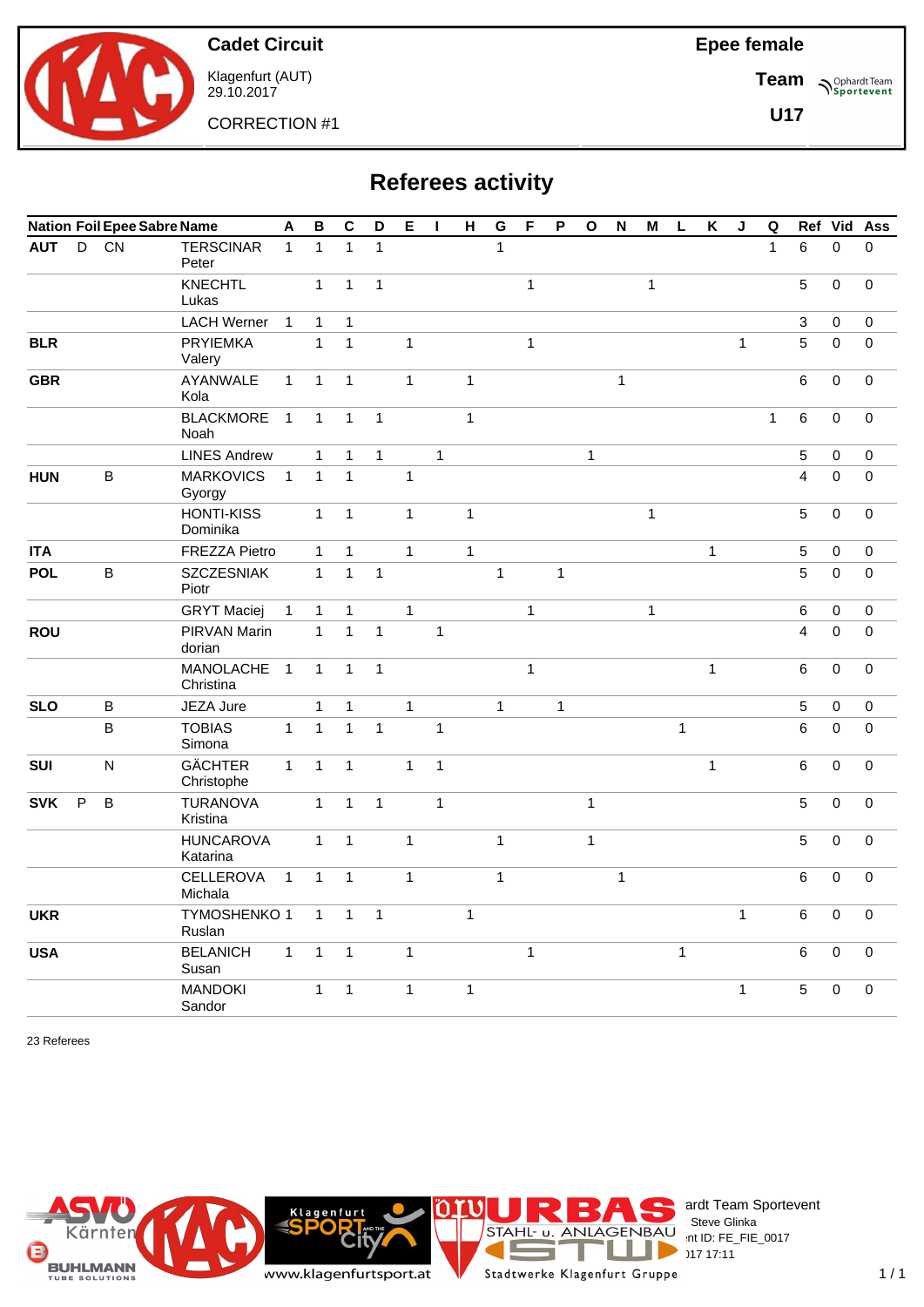# Cadet Circuit

Klagenfurt (AUT)
29.10.2017

CORRECTION #1

**Epee female**

**Team**

**U17**

## Referees activity

| Nation | Foil | Epee | Sabre | Name | A | B | C | D | E | I | H | G | F | P | O | N | M | L | K | J | Q | Ref | Vid | Ass |
|---|---|---|---|---|---|---|---|---|---|---|---|---|---|---|---|---|---|---|---|---|---|---|---|---|
| **AUT** | D | CN | | TERSCINAR Peter | 1 | 1 | 1 | 1 | | | | 1 | | | | | | | | | 1 | 6 | 0 | 0 |
| | | | | KNECHTL Lukas | | 1 | 1 | 1 | | | | | 1 | | | | 1 | | | | | 5 | 0 | 0 |
| | | | | LACH Werner | 1 | 1 | 1 | | | | | | | | | | | | | | | 3 | 0 | 0 |
| **BLR** | | | | PRYIEMKA Valery | | 1 | 1 | | 1 | | | | 1 | | | | | | | 1 | | 5 | 0 | 0 |
| **GBR** | | | | AYANWALE Kola | 1 | 1 | 1 | | 1 | | 1 | | | | | 1 | | | | | | 6 | 0 | 0 |
| | | | | BLACKMORE Noah | 1 | 1 | 1 | 1 | | | 1 | | | | | | | | | | 1 | 6 | 0 | 0 |
| | | | | LINES Andrew | | 1 | 1 | 1 | | 1 | | | | | 1 | | | | | | | 5 | 0 | 0 |
| **HUN** | | B | | MARKOVICS Gyorgy | 1 | 1 | 1 | | 1 | | | | | | | | | | | | | 4 | 0 | 0 |
| | | | | HONTI-KISS Dominika | | 1 | 1 | | 1 | | 1 | | | | | | 1 | | | | | 5 | 0 | 0 |
| **ITA** | | | | FREZZA Pietro | | 1 | 1 | | 1 | | 1 | | | | | | | | 1 | | | 5 | 0 | 0 |
| **POL** | | B | | SZCZESNIAK Piotr | | 1 | 1 | 1 | | | | 1 | | 1 | | | | | | | | 5 | 0 | 0 |
| | | | | GRYT Maciej | 1 | 1 | 1 | | 1 | | | | 1 | | | | 1 | | | | | 6 | 0 | 0 |
| **ROU** | | | | PIRVAN Marin dorian | | 1 | 1 | 1 | | 1 | | | | | | | | | | | | 4 | 0 | 0 |
| | | | | MANOLACHE Christina | 1 | 1 | 1 | 1 | | | | | 1 | | | | | | 1 | | | 6 | 0 | 0 |
| **SLO** | | B | | JEZA Jure | | 1 | 1 | | 1 | | | 1 | | 1 | | | | | | | | 5 | 0 | 0 |
| | | B | | TOBIAS Simona | 1 | 1 | 1 | 1 | | 1 | | | | | | | | 1 | | | | 6 | 0 | 0 |
| **SUI** | | N | | GÄCHTER Christophe | 1 | 1 | 1 | | 1 | 1 | | | | | | | | | 1 | | | 6 | 0 | 0 |
| **SVK** | P | B | | TURANOVA Kristina | | 1 | 1 | 1 | | 1 | | | | | 1 | | | | | | | 5 | 0 | 0 |
| | | | | HUNCAROVA Katarina | | 1 | 1 | | 1 | | | 1 | | | 1 | | | | | | | 5 | 0 | 0 |
| | | | | CELLEROVA Michala | 1 | 1 | 1 | | 1 | | | 1 | | | | 1 | | | | | | 6 | 0 | 0 |
| **UKR** | | | | TYMOSHENKO Ruslan | 1 | 1 | 1 | 1 | | | 1 | | | | | | | | | 1 | | 6 | 0 | 0 |
| **USA** | | | | BELANICH Susan | 1 | 1 | 1 | | 1 | | | | 1 | | | | | 1 | | | | 6 | 0 | 0 |
| | | | | MANDOKI Sandor | | 1 | 1 | | 1 | | 1 | | | | | | | | | 1 | | 5 | 0 | 0 |

23 Referees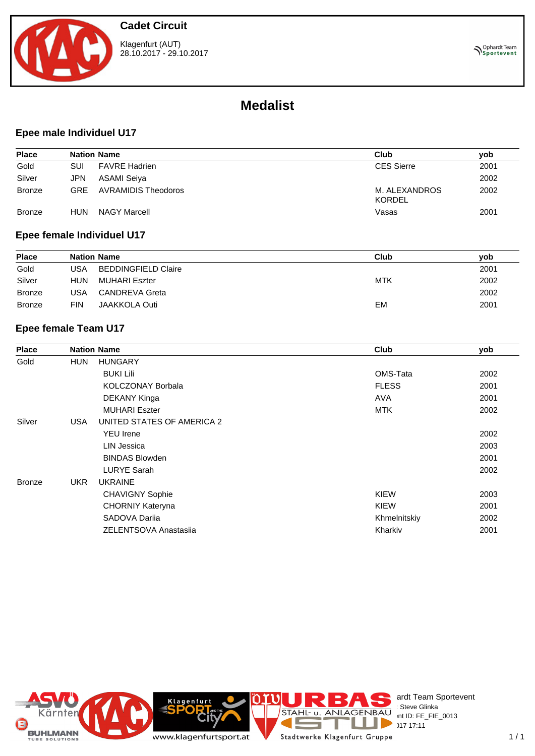# Cadet Circuit

Klagenfurt (AUT)
28.10.2017 - 29.10.2017

## Medalist

### Epee male Individuel U17

| Place | Nation | Name | Club | yob |
|---|---|---|---|---|
| Gold | SUI | FAVRE Hadrien | CES Sierre | 2001 |
| Silver | JPN | ASAMI Seiya | | 2002 |
| Bronze | GRE | AVRAMIDIS Theodoros | M. ALEXANDROS KORDEL | 2002 |
| Bronze | HUN | NAGY Marcell | Vasas | 2001 |

### Epee female Individuel U17

| Place | Nation | Name | Club | yob |
|---|---|---|---|---|
| Gold | USA | BEDDINGFIELD Claire | | 2001 |
| Silver | HUN | MUHARI Eszter | MTK | 2002 |
| Bronze | USA | CANDREVA Greta | | 2002 |
| Bronze | FIN | JAAKKOLA Outi | EM | 2001 |

### Epee female Team U17

| Place | Nation | Name | Club | yob |
|---|---|---|---|---|
| Gold | HUN | HUNGARY | | |
| | | BUKI Lili | OMS-Tata | 2002 |
| | | KOLCZONAY Borbala | FLESS | 2001 |
| | | DEKANY Kinga | AVA | 2001 |
| | | MUHARI Eszter | MTK | 2002 |
| Silver | USA | UNITED STATES OF AMERICA 2 | | |
| | | YEU Irene | | 2002 |
| | | LIN Jessica | | 2003 |
| | | BINDAS Blowden | | 2001 |
| | | LURYE Sarah | | 2002 |
| Bronze | UKR | UKRAINE | | |
| | | CHAVIGNY Sophie | KIEW | 2003 |
| | | CHORNIY Kateryna | KIEW | 2001 |
| | | SADOVA Dariia | Khmelnitskiy | 2002 |
| | | ZELENTSOVA Anastasiia | Kharkiv | 2001 |